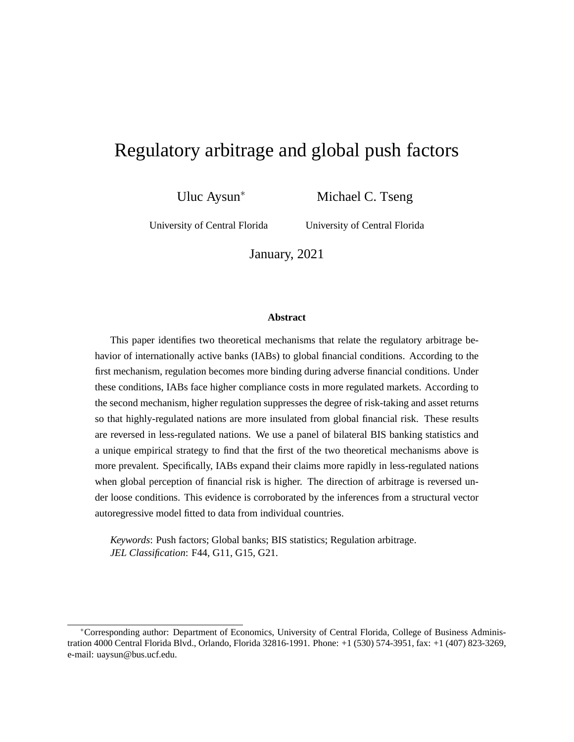# Regulatory arbitrage and global push factors

Uluc Aysun[*] — University of Central Florida

Michael C. Tseng — University of Central Florida

January, 2021

### Abstract

This paper identifies two theoretical mechanisms that relate the regulatory arbitrage behavior of internationally active banks (IABs) to global financial conditions. According to the first mechanism, regulation becomes more binding during adverse financial conditions. Under these conditions, IABs face higher compliance costs in more regulated markets. According to the second mechanism, higher regulation suppresses the degree of risk-taking and asset returns so that highly-regulated nations are more insulated from global financial risk. These results are reversed in less-regulated nations. We use a panel of bilateral BIS banking statistics and a unique empirical strategy to find that the first of the two theoretical mechanisms above is more prevalent. Specifically, IABs expand their claims more rapidly in less-regulated nations when global perception of financial risk is higher. The direction of arbitrage is reversed under loose conditions. This evidence is corroborated by the inferences from a structural vector autoregressive model fitted to data from individual countries.

*Keywords*: Push factors; Global banks; BIS statistics; Regulation arbitrage.
*JEL Classification*: F44, G11, G15, G21.

---

[*]Corresponding author: Department of Economics, University of Central Florida, College of Business Administration 4000 Central Florida Blvd., Orlando, Florida 32816-1991. Phone: +1 (530) 574-3951, fax: +1 (407) 823-3269, e-mail: uaysun@bus.ucf.edu.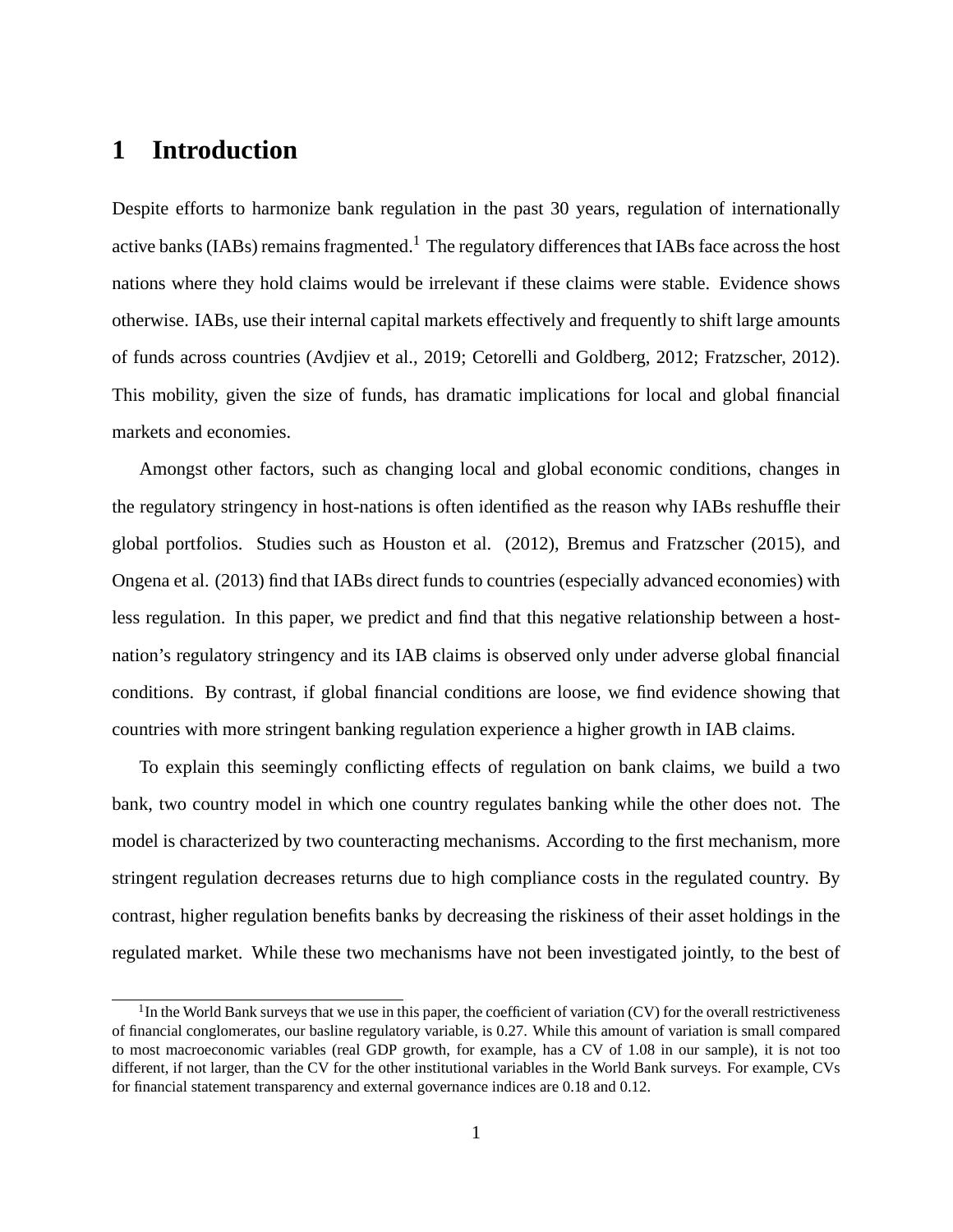# 1 Introduction

Despite efforts to harmonize bank regulation in the past 30 years, regulation of internationally active banks (IABs) remains fragmented.[1] The regulatory differences that IABs face across the host nations where they hold claims would be irrelevant if these claims were stable. Evidence shows otherwise. IABs, use their internal capital markets effectively and frequently to shift large amounts of funds across countries (Avdjiev et al., 2019; Cetorelli and Goldberg, 2012; Fratzscher, 2012). This mobility, given the size of funds, has dramatic implications for local and global financial markets and economies.

Amongst other factors, such as changing local and global economic conditions, changes in the regulatory stringency in host-nations is often identified as the reason why IABs reshuffle their global portfolios. Studies such as Houston et al. (2012), Bremus and Fratzscher (2015), and Ongena et al. (2013) find that IABs direct funds to countries (especially advanced economies) with less regulation. In this paper, we predict and find that this negative relationship between a host-nation's regulatory stringency and its IAB claims is observed only under adverse global financial conditions. By contrast, if global financial conditions are loose, we find evidence showing that countries with more stringent banking regulation experience a higher growth in IAB claims.

To explain this seemingly conflicting effects of regulation on bank claims, we build a two bank, two country model in which one country regulates banking while the other does not. The model is characterized by two counteracting mechanisms. According to the first mechanism, more stringent regulation decreases returns due to high compliance costs in the regulated country. By contrast, higher regulation benefits banks by decreasing the riskiness of their asset holdings in the regulated market. While these two mechanisms have not been investigated jointly, to the best of

[1] In the World Bank surveys that we use in this paper, the coefficient of variation (CV) for the overall restrictiveness of financial conglomerates, our basline regulatory variable, is 0.27. While this amount of variation is small compared to most macroeconomic variables (real GDP growth, for example, has a CV of 1.08 in our sample), it is not too different, if not larger, than the CV for the other institutional variables in the World Bank surveys. For example, CVs for financial statement transparency and external governance indices are 0.18 and 0.12.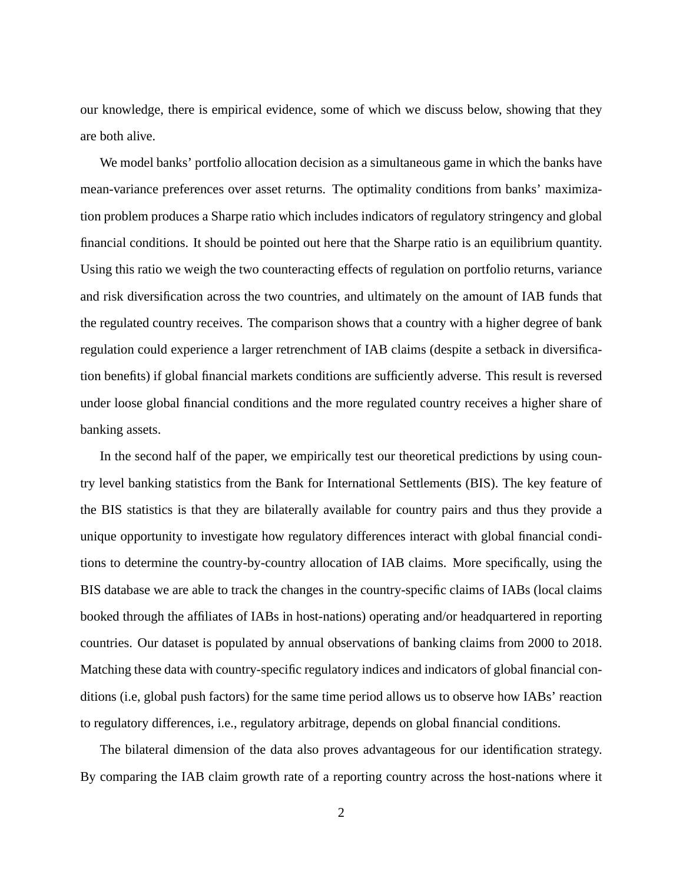our knowledge, there is empirical evidence, some of which we discuss below, showing that they are both alive.

We model banks' portfolio allocation decision as a simultaneous game in which the banks have mean-variance preferences over asset returns. The optimality conditions from banks' maximization problem produces a Sharpe ratio which includes indicators of regulatory stringency and global financial conditions. It should be pointed out here that the Sharpe ratio is an equilibrium quantity. Using this ratio we weigh the two counteracting effects of regulation on portfolio returns, variance and risk diversification across the two countries, and ultimately on the amount of IAB funds that the regulated country receives. The comparison shows that a country with a higher degree of bank regulation could experience a larger retrenchment of IAB claims (despite a setback in diversification benefits) if global financial markets conditions are sufficiently adverse. This result is reversed under loose global financial conditions and the more regulated country receives a higher share of banking assets.

In the second half of the paper, we empirically test our theoretical predictions by using country level banking statistics from the Bank for International Settlements (BIS). The key feature of the BIS statistics is that they are bilaterally available for country pairs and thus they provide a unique opportunity to investigate how regulatory differences interact with global financial conditions to determine the country-by-country allocation of IAB claims. More specifically, using the BIS database we are able to track the changes in the country-specific claims of IABs (local claims booked through the affiliates of IABs in host-nations) operating and/or headquartered in reporting countries. Our dataset is populated by annual observations of banking claims from 2000 to 2018. Matching these data with country-specific regulatory indices and indicators of global financial conditions (i.e, global push factors) for the same time period allows us to observe how IABs' reaction to regulatory differences, i.e., regulatory arbitrage, depends on global financial conditions.

The bilateral dimension of the data also proves advantageous for our identification strategy. By comparing the IAB claim growth rate of a reporting country across the host-nations where it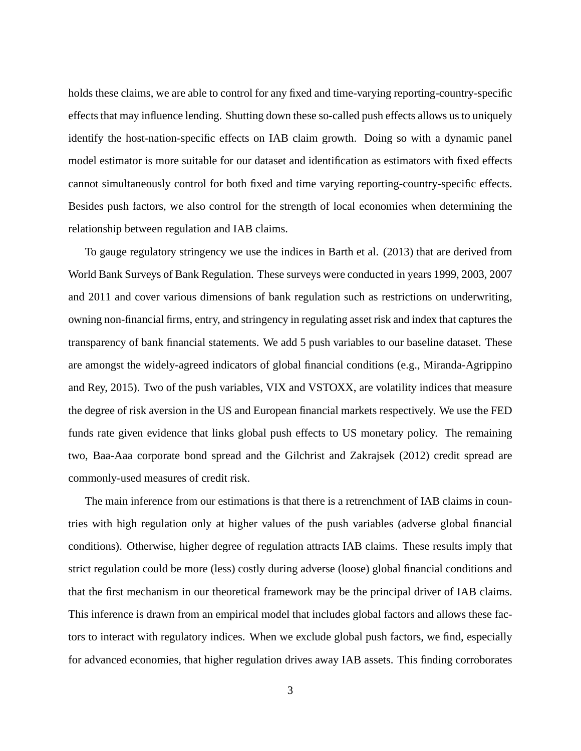holds these claims, we are able to control for any fixed and time-varying reporting-country-specific effects that may influence lending. Shutting down these so-called push effects allows us to uniquely identify the host-nation-specific effects on IAB claim growth. Doing so with a dynamic panel model estimator is more suitable for our dataset and identification as estimators with fixed effects cannot simultaneously control for both fixed and time varying reporting-country-specific effects. Besides push factors, we also control for the strength of local economies when determining the relationship between regulation and IAB claims.

To gauge regulatory stringency we use the indices in Barth et al. (2013) that are derived from World Bank Surveys of Bank Regulation. These surveys were conducted in years 1999, 2003, 2007 and 2011 and cover various dimensions of bank regulation such as restrictions on underwriting, owning non-financial firms, entry, and stringency in regulating asset risk and index that captures the transparency of bank financial statements. We add 5 push variables to our baseline dataset. These are amongst the widely-agreed indicators of global financial conditions (e.g., Miranda-Agrippino and Rey, 2015). Two of the push variables, VIX and VSTOXX, are volatility indices that measure the degree of risk aversion in the US and European financial markets respectively. We use the FED funds rate given evidence that links global push effects to US monetary policy. The remaining two, Baa-Aaa corporate bond spread and the Gilchrist and Zakrajsek (2012) credit spread are commonly-used measures of credit risk.

The main inference from our estimations is that there is a retrenchment of IAB claims in countries with high regulation only at higher values of the push variables (adverse global financial conditions). Otherwise, higher degree of regulation attracts IAB claims. These results imply that strict regulation could be more (less) costly during adverse (loose) global financial conditions and that the first mechanism in our theoretical framework may be the principal driver of IAB claims. This inference is drawn from an empirical model that includes global factors and allows these factors to interact with regulatory indices. When we exclude global push factors, we find, especially for advanced economies, that higher regulation drives away IAB assets. This finding corroborates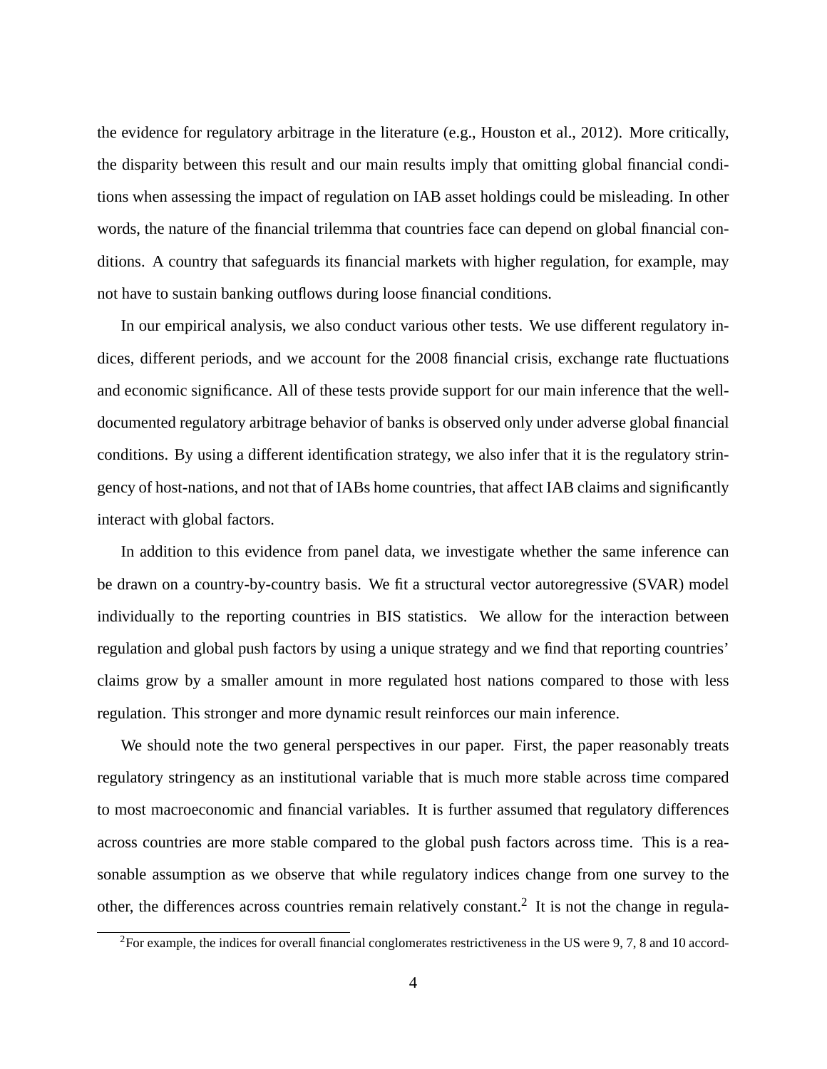the evidence for regulatory arbitrage in the literature (e.g., Houston et al., 2012). More critically, the disparity between this result and our main results imply that omitting global financial conditions when assessing the impact of regulation on IAB asset holdings could be misleading. In other words, the nature of the financial trilemma that countries face can depend on global financial conditions. A country that safeguards its financial markets with higher regulation, for example, may not have to sustain banking outflows during loose financial conditions.

In our empirical analysis, we also conduct various other tests. We use different regulatory indices, different periods, and we account for the 2008 financial crisis, exchange rate fluctuations and economic significance. All of these tests provide support for our main inference that the well-documented regulatory arbitrage behavior of banks is observed only under adverse global financial conditions. By using a different identification strategy, we also infer that it is the regulatory stringency of host-nations, and not that of IABs home countries, that affect IAB claims and significantly interact with global factors.

In addition to this evidence from panel data, we investigate whether the same inference can be drawn on a country-by-country basis. We fit a structural vector autoregressive (SVAR) model individually to the reporting countries in BIS statistics. We allow for the interaction between regulation and global push factors by using a unique strategy and we find that reporting countries' claims grow by a smaller amount in more regulated host nations compared to those with less regulation. This stronger and more dynamic result reinforces our main inference.

We should note the two general perspectives in our paper. First, the paper reasonably treats regulatory stringency as an institutional variable that is much more stable across time compared to most macroeconomic and financial variables. It is further assumed that regulatory differences across countries are more stable compared to the global push factors across time. This is a reasonable assumption as we observe that while regulatory indices change from one survey to the other, the differences across countries remain relatively constant.[2] It is not the change in regula-

[2]For example, the indices for overall financial conglomerates restrictiveness in the US were 9, 7, 8 and 10 accord-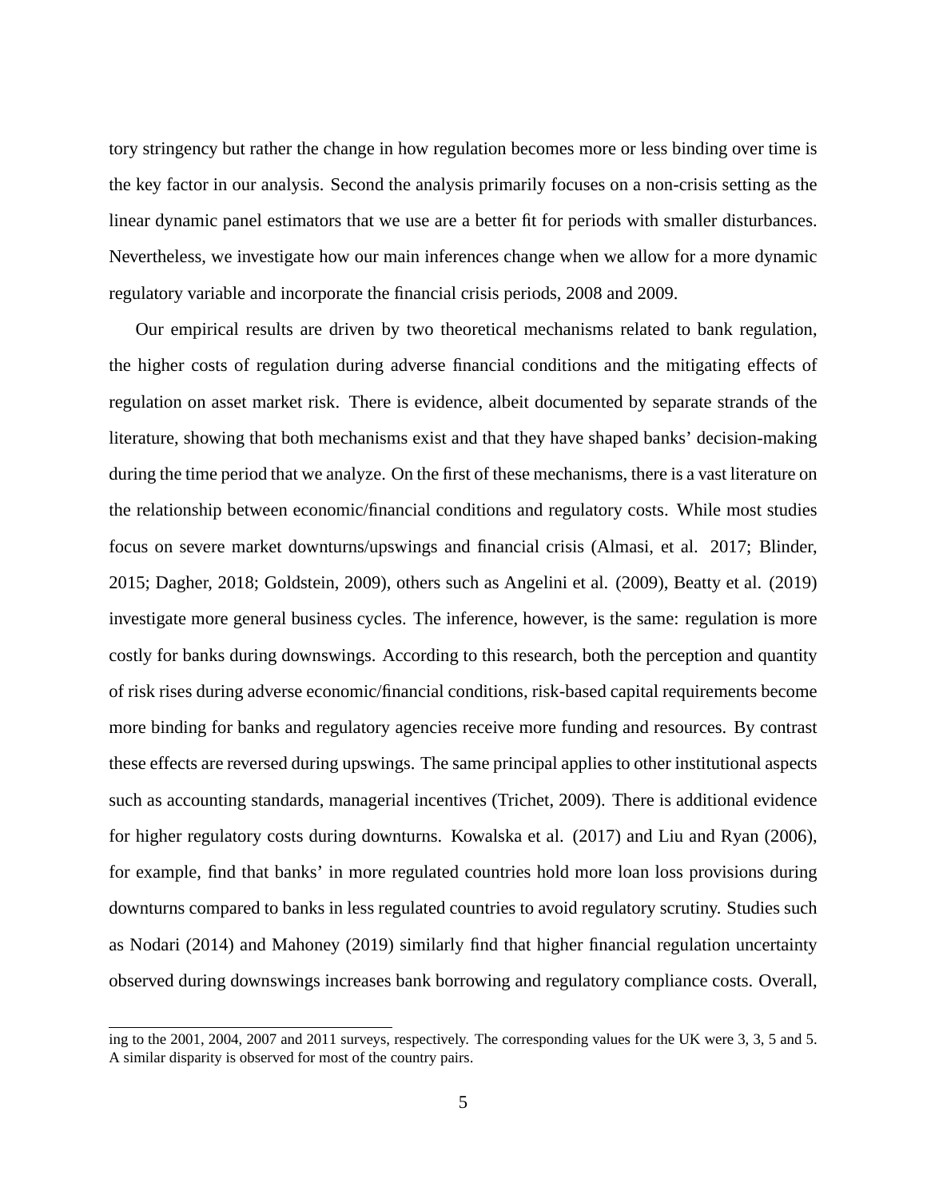tory stringency but rather the change in how regulation becomes more or less binding over time is the key factor in our analysis. Second the analysis primarily focuses on a non-crisis setting as the linear dynamic panel estimators that we use are a better fit for periods with smaller disturbances. Nevertheless, we investigate how our main inferences change when we allow for a more dynamic regulatory variable and incorporate the financial crisis periods, 2008 and 2009.

Our empirical results are driven by two theoretical mechanisms related to bank regulation, the higher costs of regulation during adverse financial conditions and the mitigating effects of regulation on asset market risk. There is evidence, albeit documented by separate strands of the literature, showing that both mechanisms exist and that they have shaped banks' decision-making during the time period that we analyze. On the first of these mechanisms, there is a vast literature on the relationship between economic/financial conditions and regulatory costs. While most studies focus on severe market downturns/upswings and financial crisis (Almasi, et al. 2017; Blinder, 2015; Dagher, 2018; Goldstein, 2009), others such as Angelini et al. (2009), Beatty et al. (2019) investigate more general business cycles. The inference, however, is the same: regulation is more costly for banks during downswings. According to this research, both the perception and quantity of risk rises during adverse economic/financial conditions, risk-based capital requirements become more binding for banks and regulatory agencies receive more funding and resources. By contrast these effects are reversed during upswings. The same principal applies to other institutional aspects such as accounting standards, managerial incentives (Trichet, 2009). There is additional evidence for higher regulatory costs during downturns. Kowalska et al. (2017) and Liu and Ryan (2006), for example, find that banks' in more regulated countries hold more loan loss provisions during downturns compared to banks in less regulated countries to avoid regulatory scrutiny. Studies such as Nodari (2014) and Mahoney (2019) similarly find that higher financial regulation uncertainty observed during downswings increases bank borrowing and regulatory compliance costs. Overall,

ing to the 2001, 2004, 2007 and 2011 surveys, respectively. The corresponding values for the UK were 3, 3, 5 and 5. A similar disparity is observed for most of the country pairs.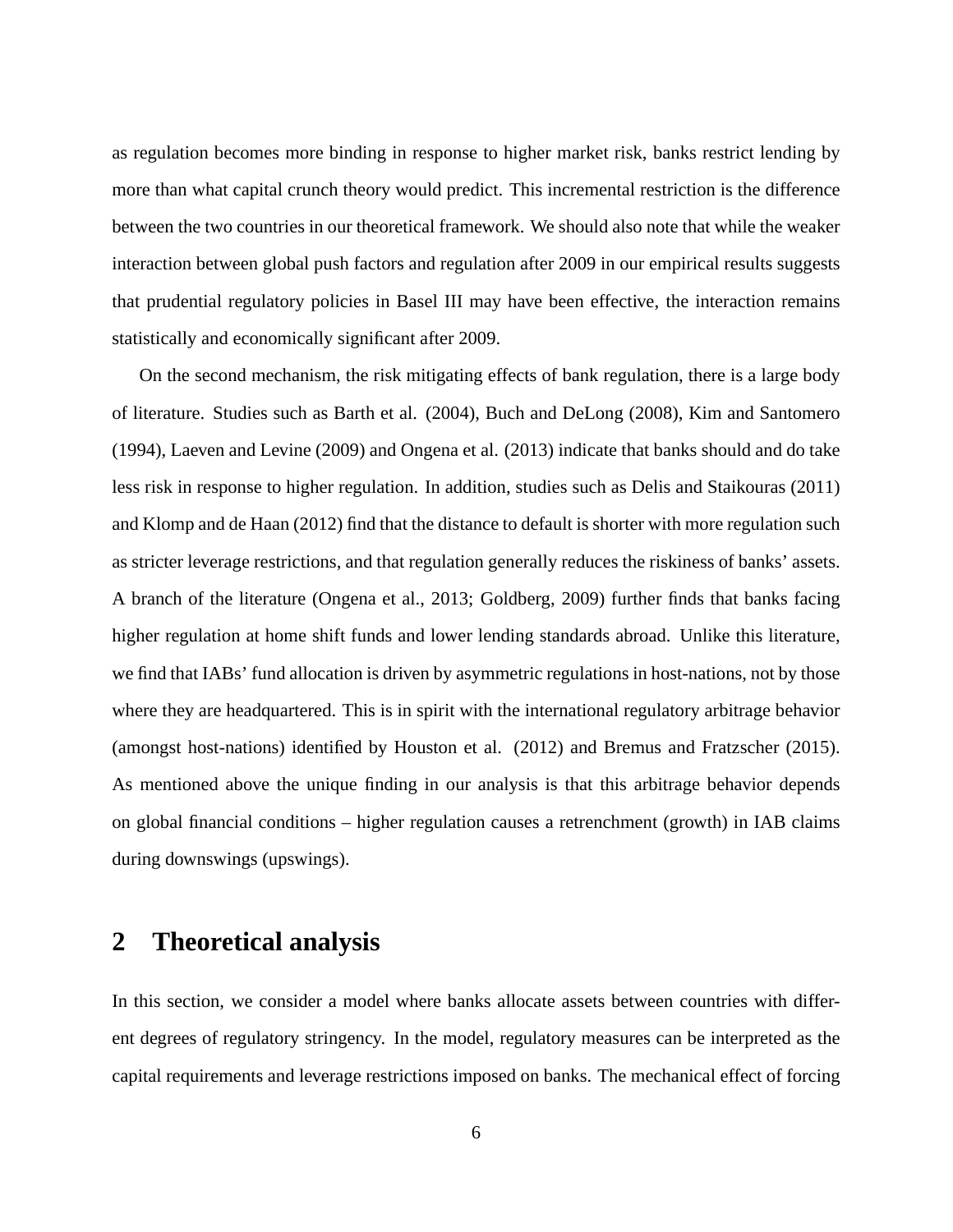as regulation becomes more binding in response to higher market risk, banks restrict lending by more than what capital crunch theory would predict. This incremental restriction is the difference between the two countries in our theoretical framework. We should also note that while the weaker interaction between global push factors and regulation after 2009 in our empirical results suggests that prudential regulatory policies in Basel III may have been effective, the interaction remains statistically and economically significant after 2009.

On the second mechanism, the risk mitigating effects of bank regulation, there is a large body of literature. Studies such as Barth et al. (2004), Buch and DeLong (2008), Kim and Santomero (1994), Laeven and Levine (2009) and Ongena et al. (2013) indicate that banks should and do take less risk in response to higher regulation. In addition, studies such as Delis and Staikouras (2011) and Klomp and de Haan (2012) find that the distance to default is shorter with more regulation such as stricter leverage restrictions, and that regulation generally reduces the riskiness of banks' assets. A branch of the literature (Ongena et al., 2013; Goldberg, 2009) further finds that banks facing higher regulation at home shift funds and lower lending standards abroad. Unlike this literature, we find that IABs' fund allocation is driven by asymmetric regulations in host-nations, not by those where they are headquartered. This is in spirit with the international regulatory arbitrage behavior (amongst host-nations) identified by Houston et al. (2012) and Bremus and Fratzscher (2015). As mentioned above the unique finding in our analysis is that this arbitrage behavior depends on global financial conditions – higher regulation causes a retrenchment (growth) in IAB claims during downswings (upswings).

## 2 Theoretical analysis

In this section, we consider a model where banks allocate assets between countries with different degrees of regulatory stringency. In the model, regulatory measures can be interpreted as the capital requirements and leverage restrictions imposed on banks. The mechanical effect of forcing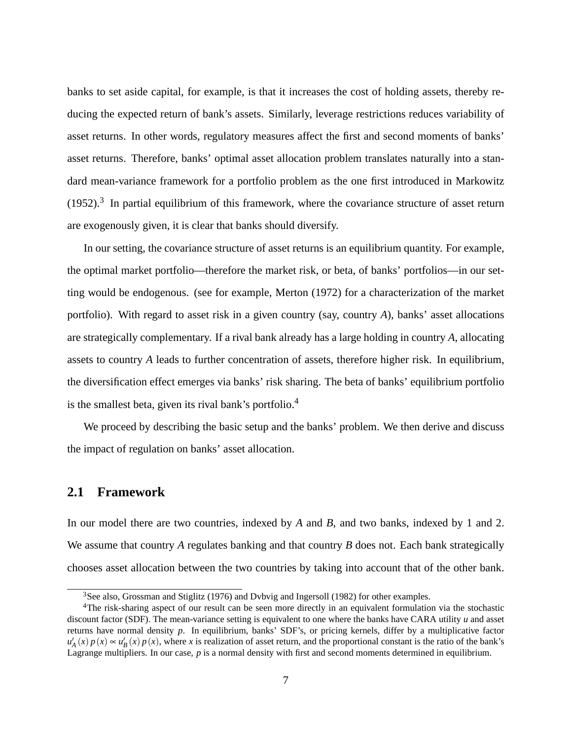banks to set aside capital, for example, is that it increases the cost of holding assets, thereby reducing the expected return of bank's assets. Similarly, leverage restrictions reduces variability of asset returns. In other words, regulatory measures affect the first and second moments of banks' asset returns. Therefore, banks' optimal asset allocation problem translates naturally into a standard mean-variance framework for a portfolio problem as the one first introduced in Markowitz (1952).[3] In partial equilibrium of this framework, where the covariance structure of asset return are exogenously given, it is clear that banks should diversify.

In our setting, the covariance structure of asset returns is an equilibrium quantity. For example, the optimal market portfolio—therefore the market risk, or beta, of banks' portfolios—in our setting would be endogenous. (see for example, Merton (1972) for a characterization of the market portfolio). With regard to asset risk in a given country (say, country $A$), banks' asset allocations are strategically complementary. If a rival bank already has a large holding in country $A$, allocating assets to country $A$ leads to further concentration of assets, therefore higher risk. In equilibrium, the diversification effect emerges via banks' risk sharing. The beta of banks' equilibrium portfolio is the smallest beta, given its rival bank's portfolio.[4]

We proceed by describing the basic setup and the banks' problem. We then derive and discuss the impact of regulation on banks' asset allocation.

## 2.1 Framework

In our model there are two countries, indexed by $A$ and $B$, and two banks, indexed by 1 and 2. We assume that country $A$ regulates banking and that country $B$ does not. Each bank strategically chooses asset allocation between the two countries by taking into account that of the other bank.

[3] See also, Grossman and Stiglitz (1976) and Dvbvig and Ingersoll (1982) for other examples.

[4] The risk-sharing aspect of our result can be seen more directly in an equivalent formulation via the stochastic discount factor (SDF). The mean-variance setting is equivalent to one where the banks have CARA utility $u$ and asset returns have normal density $p$. In equilibrium, banks' SDF's, or pricing kernels, differ by a multiplicative factor $u'_A(x)\,p(x) \propto u'_B(x)\,p(x)$, where $x$ is realization of asset return, and the proportional constant is the ratio of the bank's Lagrange multipliers. In our case, $p$ is a normal density with first and second moments determined in equilibrium.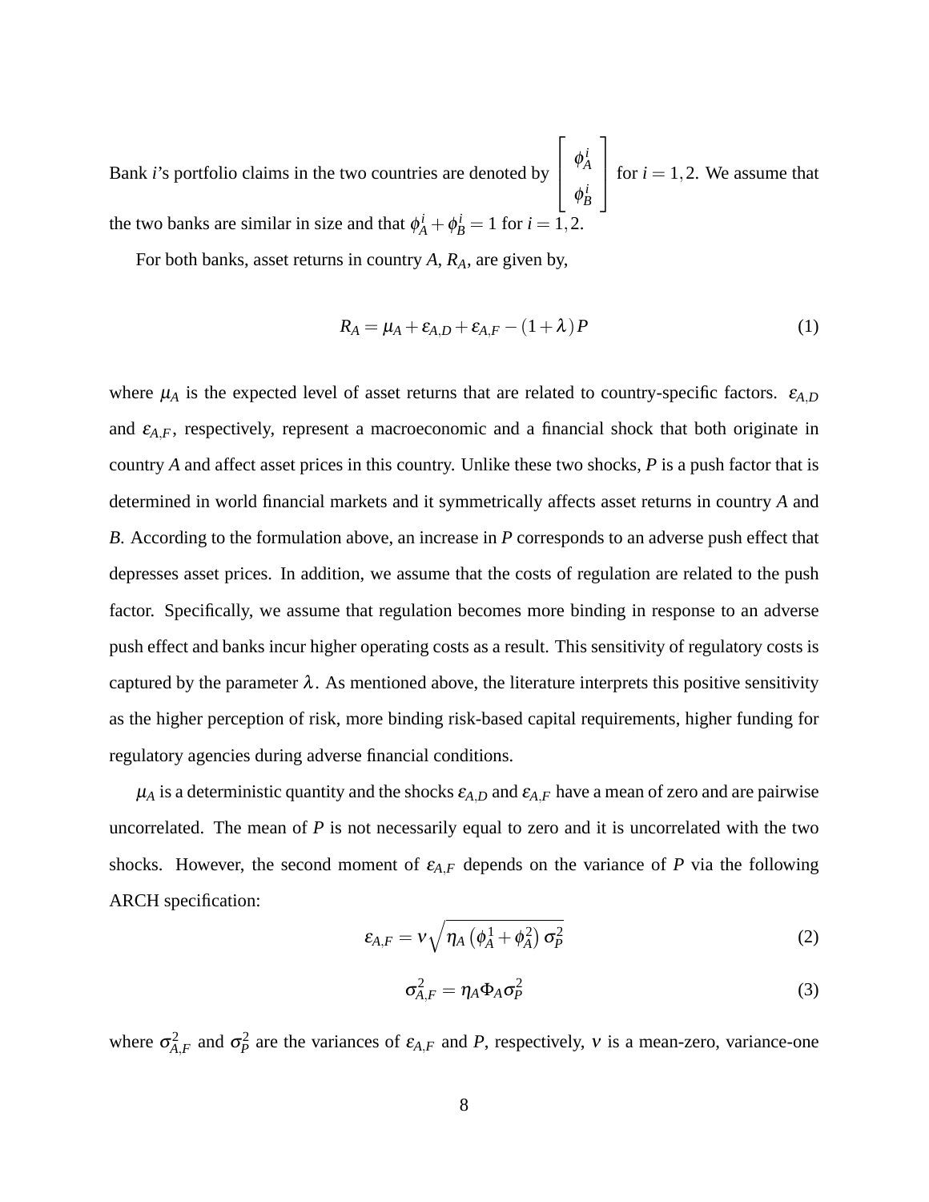Bank $i$'s portfolio claims in the two countries are denoted by $\begin{bmatrix} \phi_A^i \\ \phi_B^i \end{bmatrix}$ for $i = 1, 2$. We assume that the two banks are similar in size and that $\phi_A^i + \phi_B^i = 1$ for $i = 1, 2$.

For both banks, asset returns in country $A$, $R_A$, are given by,

$$R_A = \mu_A + \varepsilon_{A,D} + \varepsilon_{A,F} - (1 + \lambda) P \tag{1}$$

where $\mu_A$ is the expected level of asset returns that are related to country-specific factors. $\varepsilon_{A,D}$ and $\varepsilon_{A,F}$, respectively, represent a macroeconomic and a financial shock that both originate in country $A$ and affect asset prices in this country. Unlike these two shocks, $P$ is a push factor that is determined in world financial markets and it symmetrically affects asset returns in country $A$ and $B$. According to the formulation above, an increase in $P$ corresponds to an adverse push effect that depresses asset prices. In addition, we assume that the costs of regulation are related to the push factor. Specifically, we assume that regulation becomes more binding in response to an adverse push effect and banks incur higher operating costs as a result. This sensitivity of regulatory costs is captured by the parameter $\lambda$. As mentioned above, the literature interprets this positive sensitivity as the higher perception of risk, more binding risk-based capital requirements, higher funding for regulatory agencies during adverse financial conditions.

$\mu_A$ is a deterministic quantity and the shocks $\varepsilon_{A,D}$ and $\varepsilon_{A,F}$ have a mean of zero and are pairwise uncorrelated. The mean of $P$ is not necessarily equal to zero and it is uncorrelated with the two shocks. However, the second moment of $\varepsilon_{A,F}$ depends on the variance of $P$ via the following ARCH specification:

$$\varepsilon_{A,F} = \nu \sqrt{\eta_A \left(\phi_A^1 + \phi_A^2\right) \sigma_P^2} \tag{2}$$

$$\sigma_{A,F}^2 = \eta_A \Phi_A \sigma_P^2 \tag{3}$$

where $\sigma_{A,F}^2$ and $\sigma_P^2$ are the variances of $\varepsilon_{A,F}$ and $P$, respectively, $\nu$ is a mean-zero, variance-one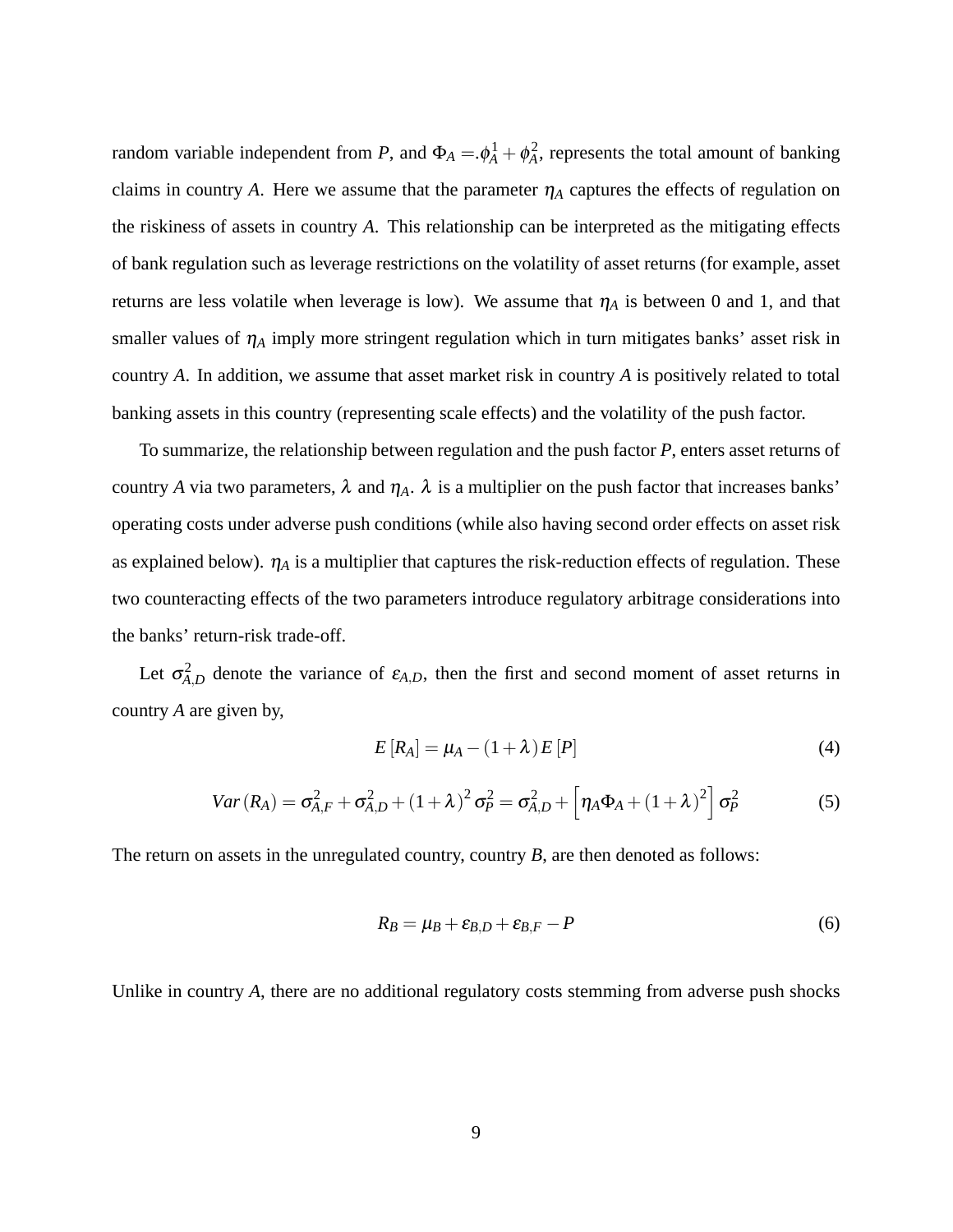random variable independent from $P$, and $\Phi_A = .\phi_A^1 + \phi_A^2$, represents the total amount of banking claims in country $A$. Here we assume that the parameter $\eta_A$ captures the effects of regulation on the riskiness of assets in country $A$. This relationship can be interpreted as the mitigating effects of bank regulation such as leverage restrictions on the volatility of asset returns (for example, asset returns are less volatile when leverage is low). We assume that $\eta_A$ is between 0 and 1, and that smaller values of $\eta_A$ imply more stringent regulation which in turn mitigates banks' asset risk in country $A$. In addition, we assume that asset market risk in country $A$ is positively related to total banking assets in this country (representing scale effects) and the volatility of the push factor.

To summarize, the relationship between regulation and the push factor $P$, enters asset returns of country $A$ via two parameters, $\lambda$ and $\eta_A$. $\lambda$ is a multiplier on the push factor that increases banks' operating costs under adverse push conditions (while also having second order effects on asset risk as explained below). $\eta_A$ is a multiplier that captures the risk-reduction effects of regulation. These two counteracting effects of the two parameters introduce regulatory arbitrage considerations into the banks' return-risk trade-off.

Let $\sigma_{A,D}^2$ denote the variance of $\varepsilon_{A,D}$, then the first and second moment of asset returns in country $A$ are given by,

$$E[R_A] = \mu_A - (1+\lambda)E[P] \tag{4}$$

$$Var(R_A) = \sigma_{A,F}^2 + \sigma_{A,D}^2 + (1+\lambda)^2\sigma_P^2 = \sigma_{A,D}^2 + \left[\eta_A\Phi_A + (1+\lambda)^2\right]\sigma_P^2 \tag{5}$$

The return on assets in the unregulated country, country $B$, are then denoted as follows:

$$R_B = \mu_B + \varepsilon_{B,D} + \varepsilon_{B,F} - P \tag{6}$$

Unlike in country $A$, there are no additional regulatory costs stemming from adverse push shocks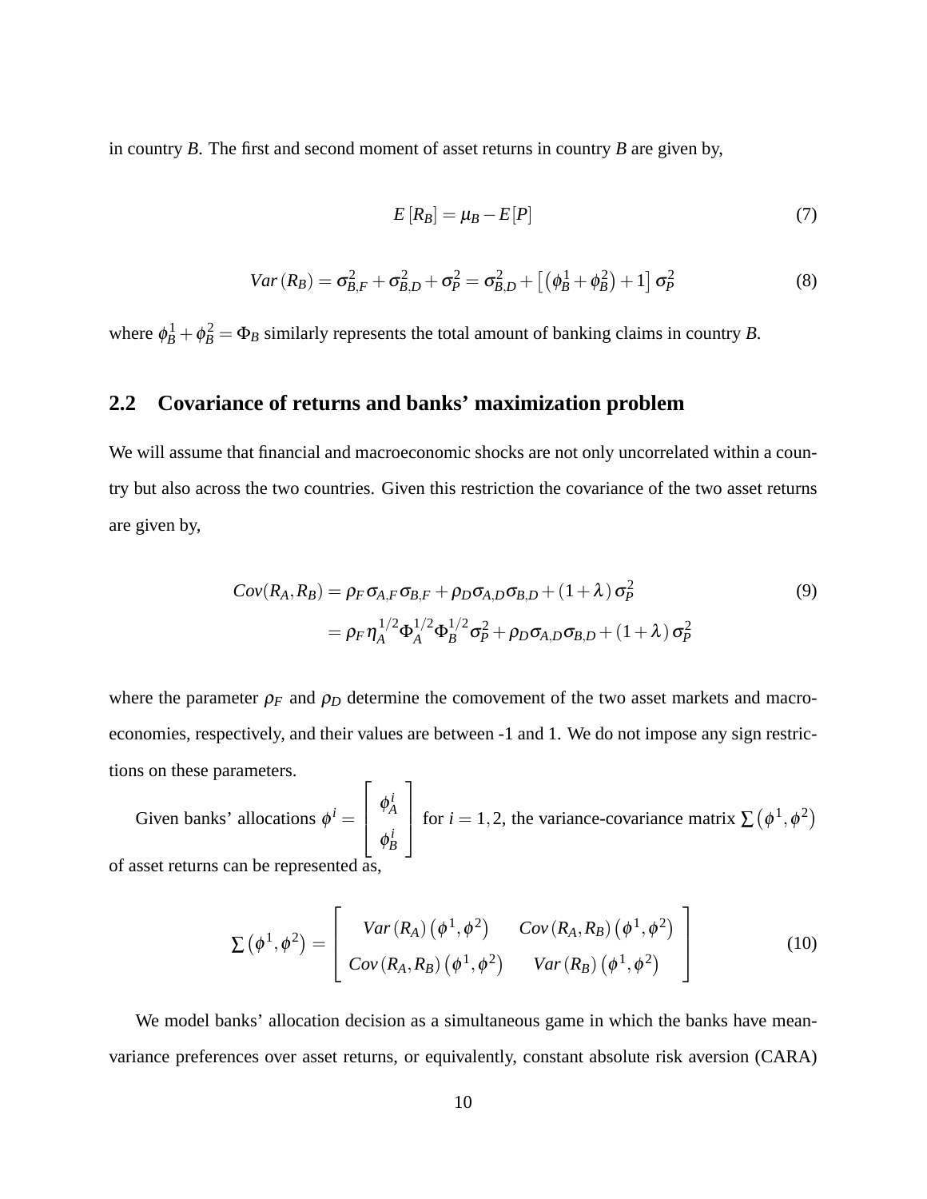in country $B$. The first and second moment of asset returns in country $B$ are given by,

$$E[R_B] = \mu_B - E[P] \tag{7}$$

$$Var(R_B) = \sigma_{B,F}^2 + \sigma_{B,D}^2 + \sigma_P^2 = \sigma_{B,D}^2 + \left[\left(\phi_B^1 + \phi_B^2\right) + 1\right]\sigma_P^2 \tag{8}$$

where $\phi_B^1 + \phi_B^2 = \Phi_B$ similarly represents the total amount of banking claims in country $B$.

## 2.2 Covariance of returns and banks' maximization problem

We will assume that financial and macroeconomic shocks are not only uncorrelated within a country but also across the two countries. Given this restriction the covariance of the two asset returns are given by,

$$\begin{aligned} Cov(R_A, R_B) &= \rho_F \sigma_{A,F} \sigma_{B,F} + \rho_D \sigma_{A,D} \sigma_{B,D} + (1+\lambda)\sigma_P^2 \\ &= \rho_F \eta_A^{1/2} \Phi_A^{1/2} \Phi_B^{1/2} \sigma_P^2 + \rho_D \sigma_{A,D} \sigma_{B,D} + (1+\lambda)\sigma_P^2 \end{aligned} \tag{9}$$

where the parameter $\rho_F$ and $\rho_D$ determine the comovement of the two asset markets and macroeconomies, respectively, and their values are between -1 and 1. We do not impose any sign restrictions on these parameters.

Given banks' allocations $\phi^i = \begin{bmatrix} \phi_A^i \\ \phi_B^i \end{bmatrix}$ for $i = 1, 2$, the variance-covariance matrix $\Sigma\left(\phi^1, \phi^2\right)$ of asset returns can be represented as,

$$\Sigma\left(\phi^1, \phi^2\right) = \begin{bmatrix} Var(R_A)\left(\phi^1, \phi^2\right) & Cov(R_A, R_B)\left(\phi^1, \phi^2\right) \\ Cov(R_A, R_B)\left(\phi^1, \phi^2\right) & Var(R_B)\left(\phi^1, \phi^2\right) \end{bmatrix} \tag{10}$$

We model banks' allocation decision as a simultaneous game in which the banks have mean-variance preferences over asset returns, or equivalently, constant absolute risk aversion (CARA)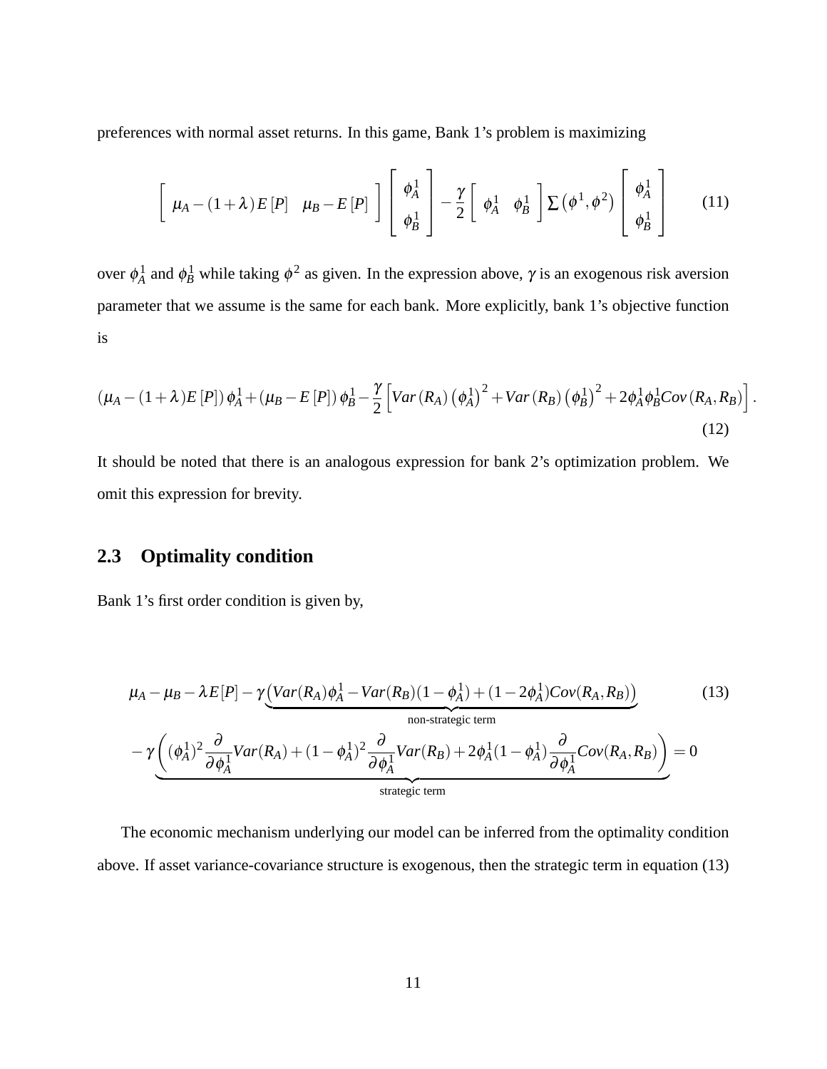preferences with normal asset returns. In this game, Bank 1's problem is maximizing

$$\begin{bmatrix} \mu_A - (1+\lambda)E[P] & \mu_B - E[P] \end{bmatrix} \begin{bmatrix} \phi_A^1 \\ \phi_B^1 \end{bmatrix} - \frac{\gamma}{2} \begin{bmatrix} \phi_A^1 & \phi_B^1 \end{bmatrix} \Sigma\left(\phi^1, \phi^2\right) \begin{bmatrix} \phi_A^1 \\ \phi_B^1 \end{bmatrix} \tag{11}$$

over $\phi_A^1$ and $\phi_B^1$ while taking $\phi^2$ as given. In the expression above, $\gamma$ is an exogenous risk aversion parameter that we assume is the same for each bank. More explicitly, bank 1's objective function is

$$(\mu_A - (1+\lambda)E[P])\,\phi_A^1 + (\mu_B - E[P])\,\phi_B^1 - \frac{\gamma}{2}\left[Var(R_A)\left(\phi_A^1\right)^2 + Var(R_B)\left(\phi_B^1\right)^2 + 2\phi_A^1\phi_B^1 Cov(R_A, R_B)\right]. \tag{12}$$

It should be noted that there is an analogous expression for bank 2's optimization problem. We omit this expression for brevity.

## 2.3 Optimality condition

Bank 1's first order condition is given by,

$$\begin{aligned} &\mu_A - \mu_B - \lambda E[P] - \gamma \underbrace{\left(Var(R_A)\phi_A^1 - Var(R_B)(1-\phi_A^1) + (1-2\phi_A^1)Cov(R_A, R_B)\right)}_{\text{non-strategic term}} \\ &- \gamma \underbrace{\left((\phi_A^1)^2 \frac{\partial}{\partial \phi_A^1} Var(R_A) + (1-\phi_A^1)^2 \frac{\partial}{\partial \phi_A^1} Var(R_B) + 2\phi_A^1(1-\phi_A^1)\frac{\partial}{\partial \phi_A^1} Cov(R_A, R_B)\right)}_{\text{strategic term}} = 0 \end{aligned} \tag{13}$$

The economic mechanism underlying our model can be inferred from the optimality condition above. If asset variance-covariance structure is exogenous, then the strategic term in equation (13)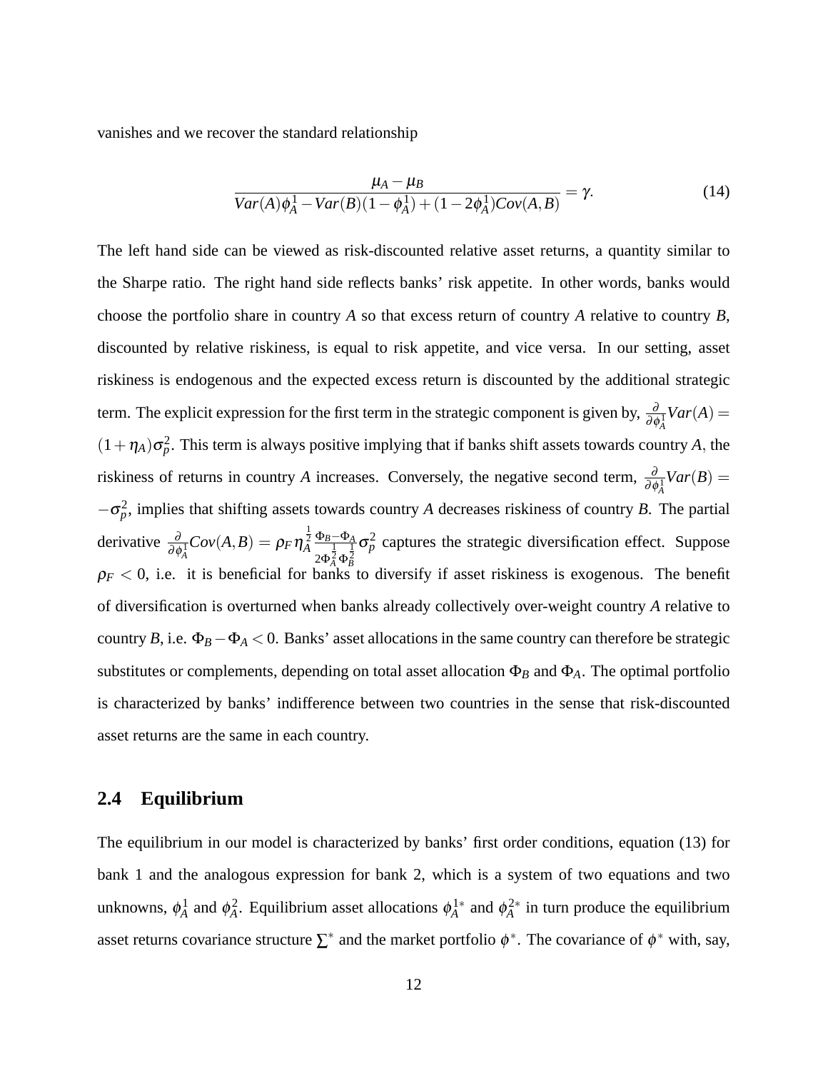vanishes and we recover the standard relationship

$$\frac{\mu_A - \mu_B}{Var(A)\phi_A^1 - Var(B)(1-\phi_A^1) + (1-2\phi_A^1)Cov(A,B)} = \gamma. \tag{14}$$

The left hand side can be viewed as risk-discounted relative asset returns, a quantity similar to the Sharpe ratio. The right hand side reflects banks' risk appetite. In other words, banks would choose the portfolio share in country $A$ so that excess return of country $A$ relative to country $B$, discounted by relative riskiness, is equal to risk appetite, and vice versa. In our setting, asset riskiness is endogenous and the expected excess return is discounted by the additional strategic term. The explicit expression for the first term in the strategic component is given by, $\frac{\partial}{\partial \phi_A^1} Var(A) = (1+\eta_A)\sigma_p^2$. This term is always positive implying that if banks shift assets towards country $A$, the riskiness of returns in country $A$ increases. Conversely, the negative second term, $\frac{\partial}{\partial \phi_A^1} Var(B) = -\sigma_p^2$, implies that shifting assets towards country $A$ decreases riskiness of country $B$. The partial derivative $\frac{\partial}{\partial \phi_A^1} Cov(A,B) = \rho_F \eta_A^{\frac{1}{2}} \frac{\Phi_B - \Phi_A}{2\Phi_A^{\frac{1}{2}}\Phi_B^{\frac{1}{2}}}\sigma_p^2$ captures the strategic diversification effect. Suppose $\rho_F < 0$, i.e. it is beneficial for banks to diversify if asset riskiness is exogenous. The benefit of diversification is overturned when banks already collectively over-weight country $A$ relative to country $B$, i.e. $\Phi_B - \Phi_A < 0$. Banks' asset allocations in the same country can therefore be strategic substitutes or complements, depending on total asset allocation $\Phi_B$ and $\Phi_A$. The optimal portfolio is characterized by banks' indifference between two countries in the sense that risk-discounted asset returns are the same in each country.

## 2.4 Equilibrium

The equilibrium in our model is characterized by banks' first order conditions, equation (13) for bank 1 and the analogous expression for bank 2, which is a system of two equations and two unknowns, $\phi_A^1$ and $\phi_A^2$. Equilibrium asset allocations $\phi_A^{1*}$ and $\phi_A^{2*}$ in turn produce the equilibrium asset returns covariance structure $\sum^*$ and the market portfolio $\phi^*$. The covariance of $\phi^*$ with, say,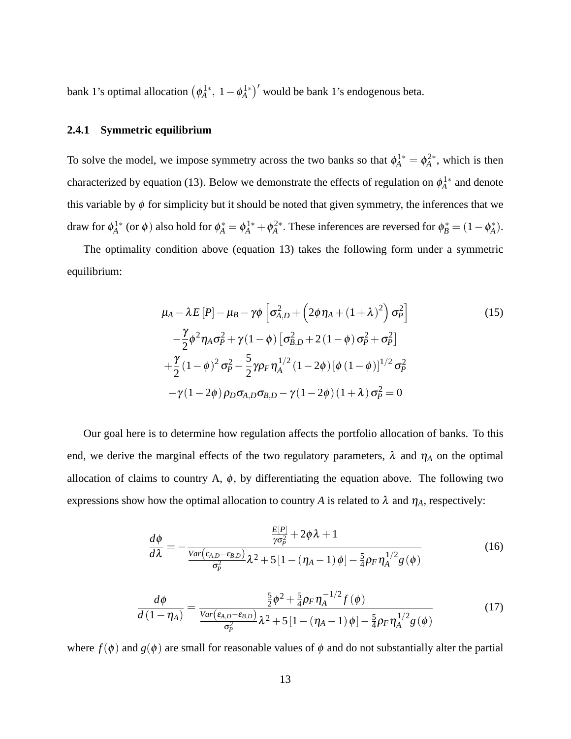bank 1's optimal allocation $\left(\phi_A^{1*},\ 1-\phi_A^{1*}\right)'$ would be bank 1's endogenous beta.

### 2.4.1 Symmetric equilibrium

To solve the model, we impose symmetry across the two banks so that $\phi_A^{1*} = \phi_A^{2*}$, which is then characterized by equation (13). Below we demonstrate the effects of regulation on $\phi_A^{1*}$ and denote this variable by $\phi$ for simplicity but it should be noted that given symmetry, the inferences that we draw for $\phi_A^{1*}$ (or $\phi$) also hold for $\phi_A^{*} = \phi_A^{1*} + \phi_A^{2*}$. These inferences are reversed for $\phi_B^{*} = (1-\phi_A^{*})$.

The optimality condition above (equation 13) takes the following form under a symmetric equilibrium:

$$
\begin{aligned}
&\mu_A - \lambda E[P] - \mu_B - \gamma\phi\left[\sigma_{A,D}^2 + \left(2\phi\eta_A + (1+\lambda)^2\right)\sigma_P^2\right] \\
&-\frac{\gamma}{2}\phi^2\eta_A\sigma_P^2 + \gamma(1-\phi)\left[\sigma_{B,D}^2 + 2(1-\phi)\sigma_P^2 + \sigma_P^2\right] \\
&+\frac{\gamma}{2}(1-\phi)^2\sigma_P^2 - \frac{5}{2}\gamma\rho_F\eta_A^{1/2}(1-2\phi)\left[\phi(1-\phi)\right]^{1/2}\sigma_P^2 \\
&-\gamma(1-2\phi)\rho_D\sigma_{A,D}\sigma_{B,D} - \gamma(1-2\phi)(1+\lambda)\sigma_P^2 = 0
\end{aligned}
\tag{15}
$$

Our goal here is to determine how regulation affects the portfolio allocation of banks. To this end, we derive the marginal effects of the two regulatory parameters, $\lambda$ and $\eta_A$ on the optimal allocation of claims to country A, $\phi$, by differentiating the equation above. The following two expressions show how the optimal allocation to country $A$ is related to $\lambda$ and $\eta_A$, respectively:

$$
\frac{d\phi}{d\lambda} = -\frac{\frac{E[P]}{\gamma\sigma_P^2} + 2\phi\lambda + 1}{\frac{Var\left(\varepsilon_{A,D}-\varepsilon_{B,D}\right)}{\sigma_P^2}\lambda^2 + 5\left[1-(\eta_A-1)\phi\right] - \frac{5}{4}\rho_F\eta_A^{1/2}g(\phi)}
\tag{16}
$$

$$
\frac{d\phi}{d(1-\eta_A)} = \frac{\frac{5}{2}\phi^2 + \frac{5}{4}\rho_F\eta_A^{-1/2}f(\phi)}{\frac{Var\left(\varepsilon_{A,D}-\varepsilon_{B,D}\right)}{\sigma_P^2}\lambda^2 + 5\left[1-(\eta_A-1)\phi\right] - \frac{5}{4}\rho_F\eta_A^{1/2}g(\phi)}
\tag{17}
$$

where $f(\phi)$ and $g(\phi)$ are small for reasonable values of $\phi$ and do not substantially alter the partial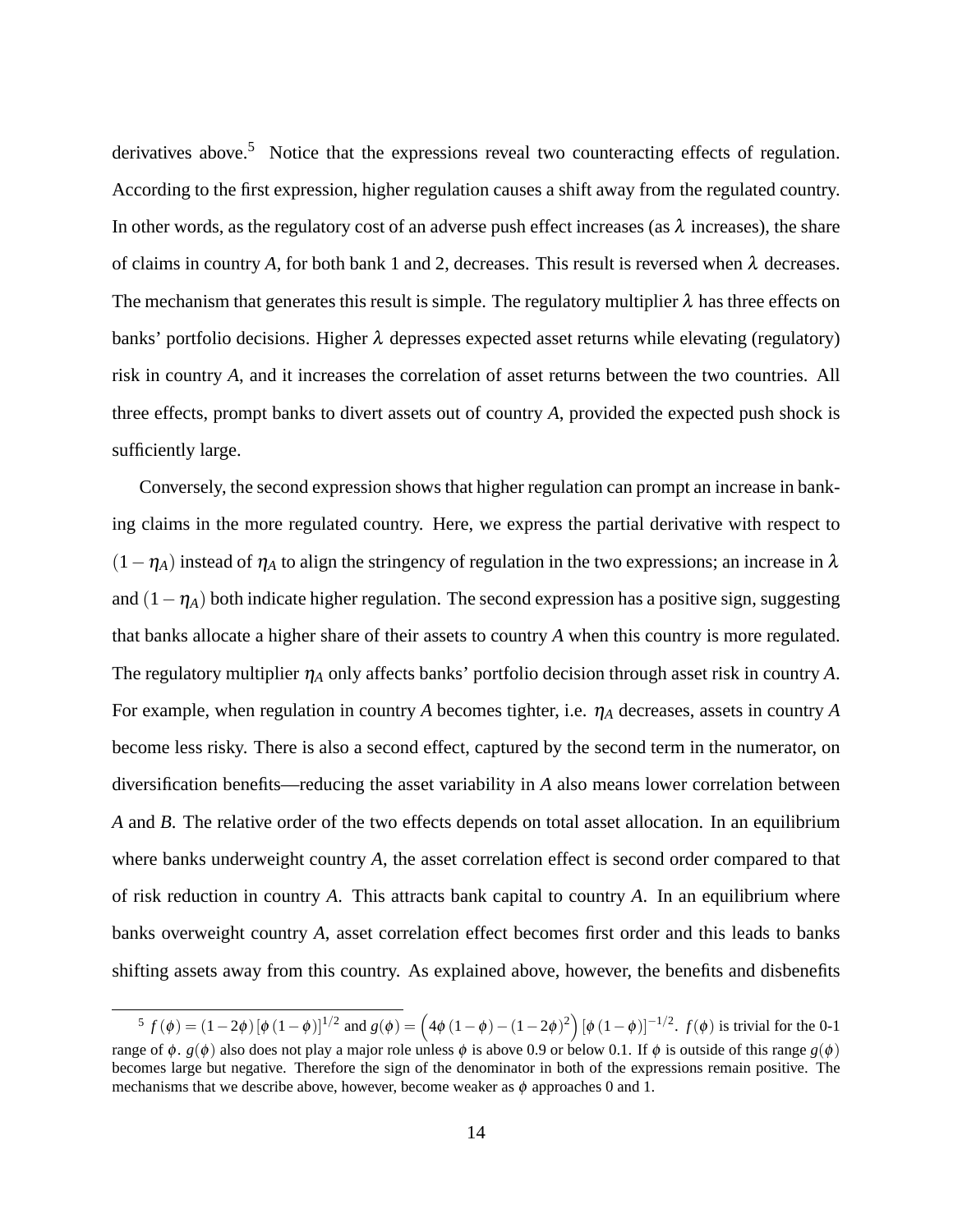derivatives above.[5] Notice that the expressions reveal two counteracting effects of regulation. According to the first expression, higher regulation causes a shift away from the regulated country. In other words, as the regulatory cost of an adverse push effect increases (as $\lambda$ increases), the share of claims in country $A$, for both bank 1 and 2, decreases. This result is reversed when $\lambda$ decreases. The mechanism that generates this result is simple. The regulatory multiplier $\lambda$ has three effects on banks' portfolio decisions. Higher $\lambda$ depresses expected asset returns while elevating (regulatory) risk in country $A$, and it increases the correlation of asset returns between the two countries. All three effects, prompt banks to divert assets out of country $A$, provided the expected push shock is sufficiently large.

Conversely, the second expression shows that higher regulation can prompt an increase in banking claims in the more regulated country. Here, we express the partial derivative with respect to $(1-\eta_A)$ instead of $\eta_A$ to align the stringency of regulation in the two expressions; an increase in $\lambda$ and $(1-\eta_A)$ both indicate higher regulation. The second expression has a positive sign, suggesting that banks allocate a higher share of their assets to country $A$ when this country is more regulated. The regulatory multiplier $\eta_A$ only affects banks' portfolio decision through asset risk in country $A$. For example, when regulation in country $A$ becomes tighter, i.e. $\eta_A$ decreases, assets in country $A$ become less risky. There is also a second effect, captured by the second term in the numerator, on diversification benefits—reducing the asset variability in $A$ also means lower correlation between $A$ and $B$. The relative order of the two effects depends on total asset allocation. In an equilibrium where banks underweight country $A$, the asset correlation effect is second order compared to that of risk reduction in country $A$. This attracts bank capital to country $A$. In an equilibrium where banks overweight country $A$, asset correlation effect becomes first order and this leads to banks shifting assets away from this country. As explained above, however, the benefits and disbenefits

[5] $f(\phi) = (1-2\phi)[\phi(1-\phi)]^{1/2}$ and $g(\phi) = \left(4\phi(1-\phi)-(1-2\phi)^2\right)[\phi(1-\phi)]^{-1/2}$. $f(\phi)$ is trivial for the 0-1 range of $\phi$. $g(\phi)$ also does not play a major role unless $\phi$ is above 0.9 or below 0.1. If $\phi$ is outside of this range $g(\phi)$ becomes large but negative. Therefore the sign of the denominator in both of the expressions remain positive. The mechanisms that we describe above, however, become weaker as $\phi$ approaches 0 and 1.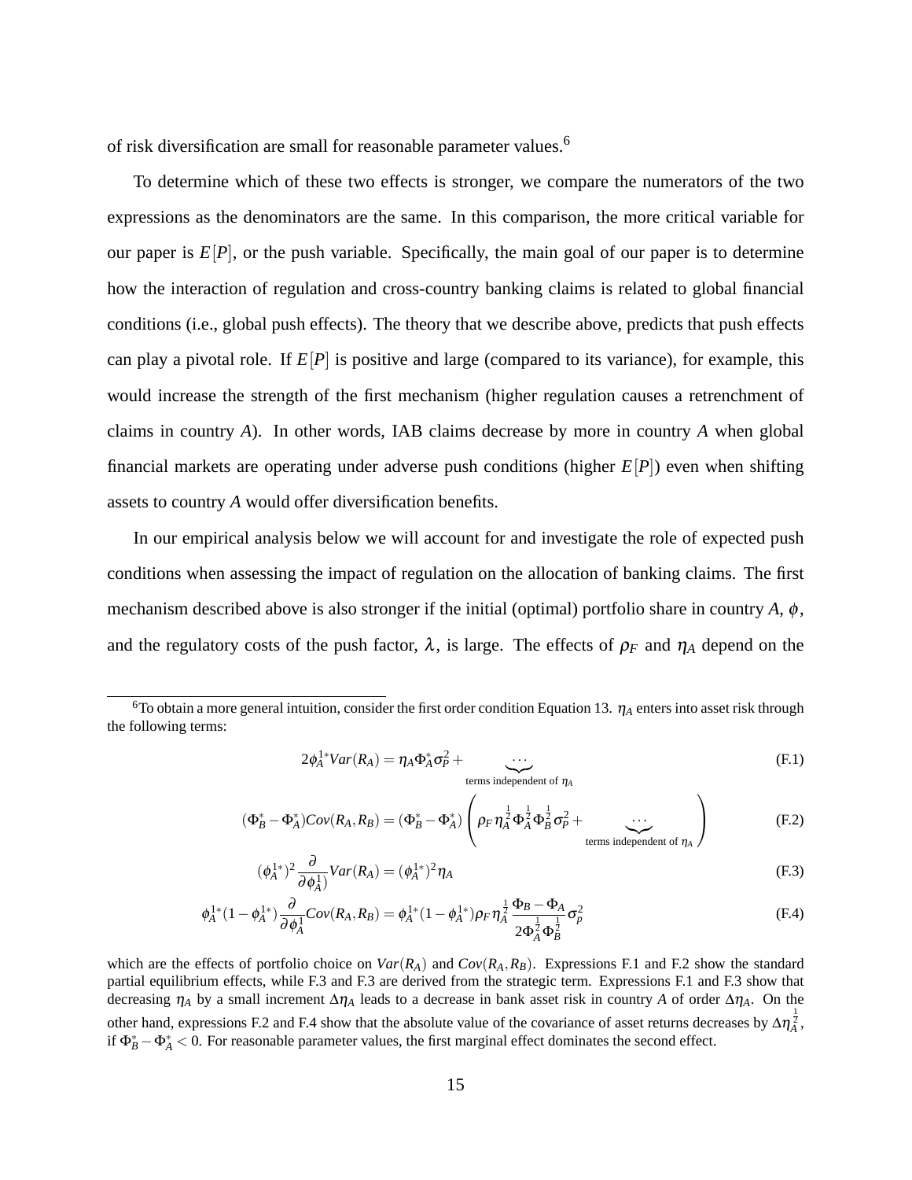of risk diversification are small for reasonable parameter values.[6]

To determine which of these two effects is stronger, we compare the numerators of the two expressions as the denominators are the same. In this comparison, the more critical variable for our paper is $E[P]$, or the push variable. Specifically, the main goal of our paper is to determine how the interaction of regulation and cross-country banking claims is related to global financial conditions (i.e., global push effects). The theory that we describe above, predicts that push effects can play a pivotal role. If $E[P]$ is positive and large (compared to its variance), for example, this would increase the strength of the first mechanism (higher regulation causes a retrenchment of claims in country $A$). In other words, IAB claims decrease by more in country $A$ when global financial markets are operating under adverse push conditions (higher $E[P]$) even when shifting assets to country $A$ would offer diversification benefits.

In our empirical analysis below we will account for and investigate the role of expected push conditions when assessing the impact of regulation on the allocation of banking claims. The first mechanism described above is also stronger if the initial (optimal) portfolio share in country $A$, $\phi$, and the regulatory costs of the push factor, $\lambda$, is large. The effects of $\rho_F$ and $\eta_A$ depend on the

---

[6] To obtain a more general intuition, consider the first order condition Equation 13. $\eta_A$ enters into asset risk through the following terms:

$$2\phi_A^{1*} Var(R_A) = \eta_A \Phi_A^* \sigma_P^2 + \underbrace{\cdots}_{\text{terms independent of } \eta_A} \tag{F.1}$$

$$(\Phi_B^* - \Phi_A^*) Cov(R_A, R_B) = (\Phi_B^* - \Phi_A^*) \left( \rho_F \eta_A^{\frac{1}{2}} \Phi_A^{\frac{1}{2}} \Phi_B^{\frac{1}{2}} \sigma_P^2 + \underbrace{\cdots}_{\text{terms independent of } \eta_A} \right) \tag{F.2}$$

$$(\phi_A^{1*})^2 \frac{\partial}{\partial \phi_A^1} Var(R_A) = (\phi_A^{1*})^2 \eta_A \tag{F.3}$$

$$\phi_A^{1*}(1 - \phi_A^{1*}) \frac{\partial}{\partial \phi_A^1} Cov(R_A, R_B) = \phi_A^{1*}(1 - \phi_A^{1*}) \rho_F \eta_A^{\frac{1}{2}} \frac{\Phi_B - \Phi_A}{2\Phi_A^{\frac{1}{2}} \Phi_B^{\frac{1}{2}}} \sigma_p^2 \tag{F.4}$$

which are the effects of portfolio choice on $Var(R_A)$ and $Cov(R_A, R_B)$. Expressions F.1 and F.2 show the standard partial equilibrium effects, while F.3 and F.3 are derived from the strategic term. Expressions F.1 and F.3 show that decreasing $\eta_A$ by a small increment $\Delta\eta_A$ leads to a decrease in bank asset risk in country $A$ of order $\Delta\eta_A$. On the other hand, expressions F.2 and F.4 show that the absolute value of the covariance of asset returns decreases by $\Delta\eta_A^{\frac{1}{2}}$, if $\Phi_B^* - \Phi_A^* < 0$. For reasonable parameter values, the first marginal effect dominates the second effect.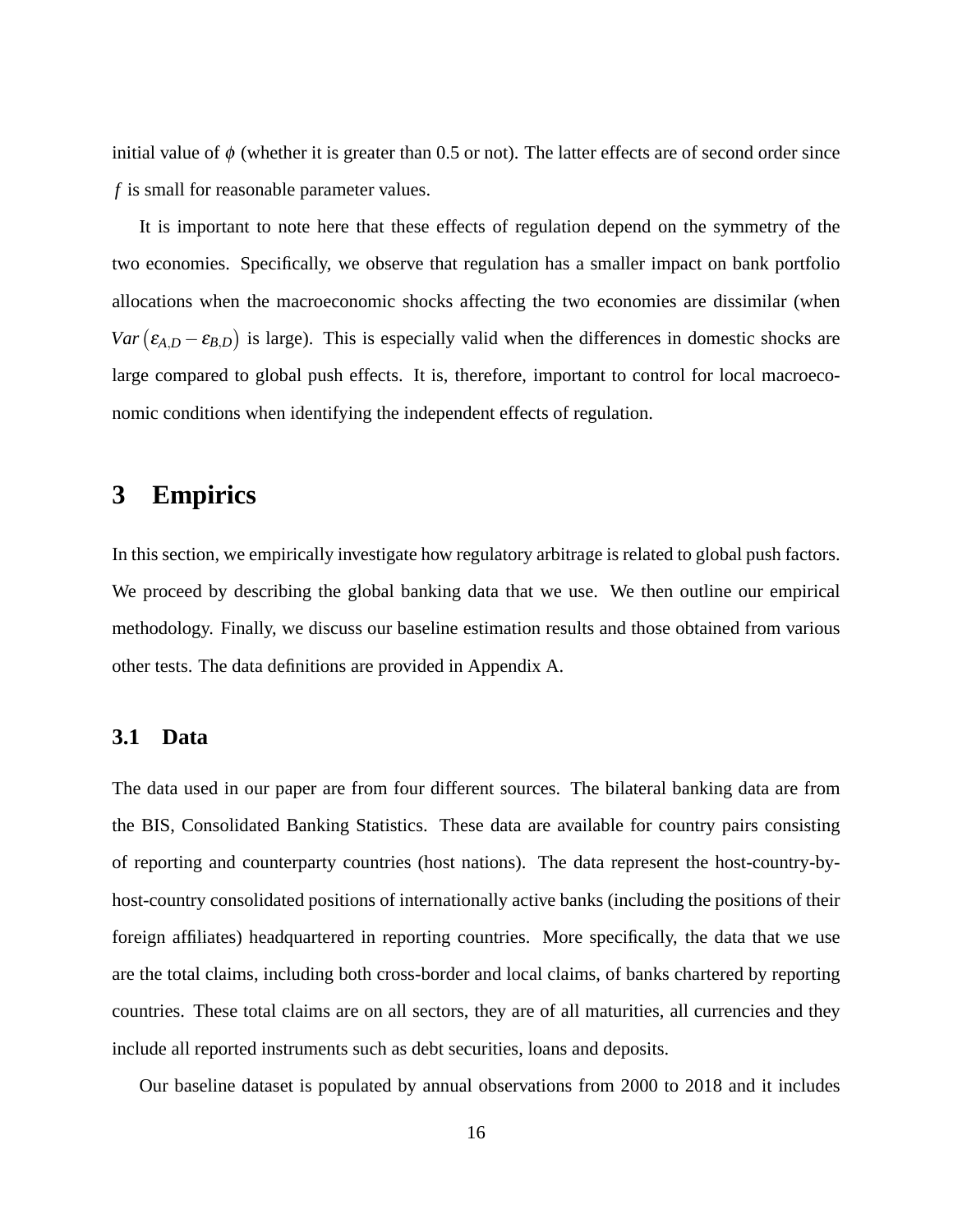initial value of $\phi$ (whether it is greater than 0.5 or not). The latter effects are of second order since $f$ is small for reasonable parameter values.

It is important to note here that these effects of regulation depend on the symmetry of the two economies. Specifically, we observe that regulation has a smaller impact on bank portfolio allocations when the macroeconomic shocks affecting the two economies are dissimilar (when $Var\left(\varepsilon_{A,D} - \varepsilon_{B,D}\right)$ is large). This is especially valid when the differences in domestic shocks are large compared to global push effects. It is, therefore, important to control for local macroeconomic conditions when identifying the independent effects of regulation.

# 3 Empirics

In this section, we empirically investigate how regulatory arbitrage is related to global push factors. We proceed by describing the global banking data that we use. We then outline our empirical methodology. Finally, we discuss our baseline estimation results and those obtained from various other tests. The data definitions are provided in Appendix A.

## 3.1 Data

The data used in our paper are from four different sources. The bilateral banking data are from the BIS, Consolidated Banking Statistics. These data are available for country pairs consisting of reporting and counterparty countries (host nations). The data represent the host-country-by-host-country consolidated positions of internationally active banks (including the positions of their foreign affiliates) headquartered in reporting countries. More specifically, the data that we use are the total claims, including both cross-border and local claims, of banks chartered by reporting countries. These total claims are on all sectors, they are of all maturities, all currencies and they include all reported instruments such as debt securities, loans and deposits.

Our baseline dataset is populated by annual observations from 2000 to 2018 and it includes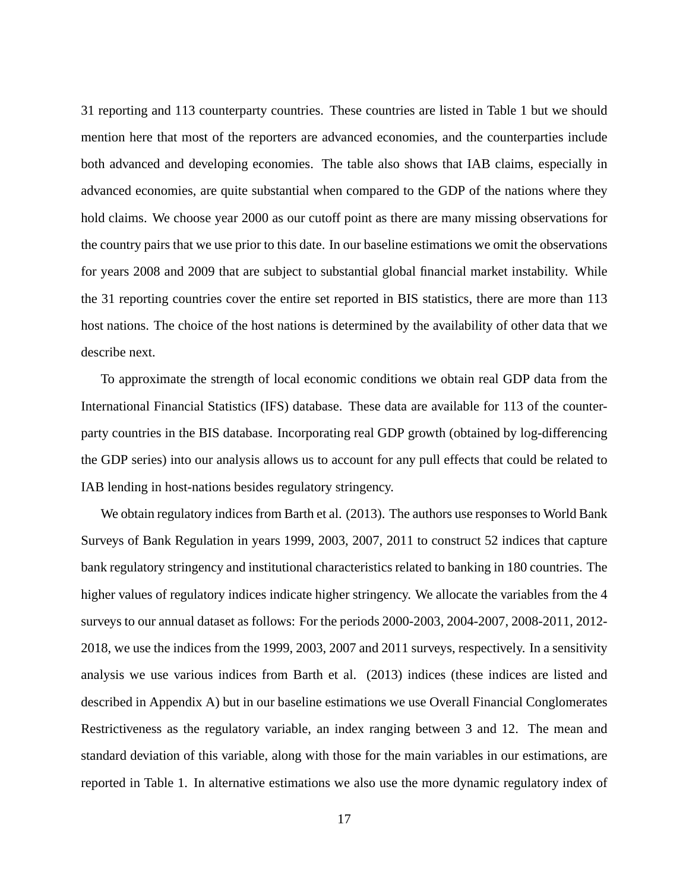31 reporting and 113 counterparty countries. These countries are listed in Table 1 but we should mention here that most of the reporters are advanced economies, and the counterparties include both advanced and developing economies. The table also shows that IAB claims, especially in advanced economies, are quite substantial when compared to the GDP of the nations where they hold claims. We choose year 2000 as our cutoff point as there are many missing observations for the country pairs that we use prior to this date. In our baseline estimations we omit the observations for years 2008 and 2009 that are subject to substantial global financial market instability. While the 31 reporting countries cover the entire set reported in BIS statistics, there are more than 113 host nations. The choice of the host nations is determined by the availability of other data that we describe next.

To approximate the strength of local economic conditions we obtain real GDP data from the International Financial Statistics (IFS) database. These data are available for 113 of the counterparty countries in the BIS database. Incorporating real GDP growth (obtained by log-differencing the GDP series) into our analysis allows us to account for any pull effects that could be related to IAB lending in host-nations besides regulatory stringency.

We obtain regulatory indices from Barth et al. (2013). The authors use responses to World Bank Surveys of Bank Regulation in years 1999, 2003, 2007, 2011 to construct 52 indices that capture bank regulatory stringency and institutional characteristics related to banking in 180 countries. The higher values of regulatory indices indicate higher stringency. We allocate the variables from the 4 surveys to our annual dataset as follows: For the periods 2000-2003, 2004-2007, 2008-2011, 2012-2018, we use the indices from the 1999, 2003, 2007 and 2011 surveys, respectively. In a sensitivity analysis we use various indices from Barth et al. (2013) indices (these indices are listed and described in Appendix A) but in our baseline estimations we use Overall Financial Conglomerates Restrictiveness as the regulatory variable, an index ranging between 3 and 12. The mean and standard deviation of this variable, along with those for the main variables in our estimations, are reported in Table 1. In alternative estimations we also use the more dynamic regulatory index of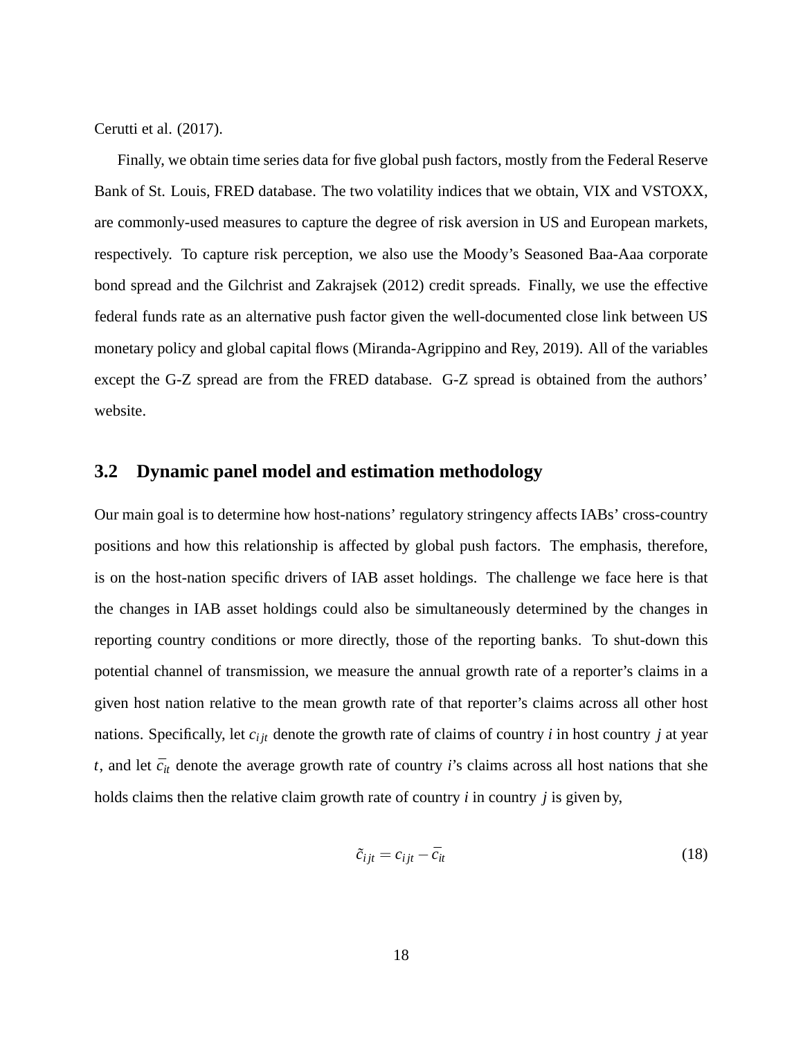Cerutti et al. (2017).

Finally, we obtain time series data for five global push factors, mostly from the Federal Reserve Bank of St. Louis, FRED database. The two volatility indices that we obtain, VIX and VSTOXX, are commonly-used measures to capture the degree of risk aversion in US and European markets, respectively. To capture risk perception, we also use the Moody's Seasoned Baa-Aaa corporate bond spread and the Gilchrist and Zakrajsek (2012) credit spreads. Finally, we use the effective federal funds rate as an alternative push factor given the well-documented close link between US monetary policy and global capital flows (Miranda-Agrippino and Rey, 2019). All of the variables except the G-Z spread are from the FRED database. G-Z spread is obtained from the authors' website.

### 3.2 Dynamic panel model and estimation methodology

Our main goal is to determine how host-nations' regulatory stringency affects IABs' cross-country positions and how this relationship is affected by global push factors. The emphasis, therefore, is on the host-nation specific drivers of IAB asset holdings. The challenge we face here is that the changes in IAB asset holdings could also be simultaneously determined by the changes in reporting country conditions or more directly, those of the reporting banks. To shut-down this potential channel of transmission, we measure the annual growth rate of a reporter's claims in a given host nation relative to the mean growth rate of that reporter's claims across all other host nations. Specifically, let $c_{ijt}$ denote the growth rate of claims of country $i$ in host country $j$ at year $t$, and let $\overline{c_{it}}$ denote the average growth rate of country $i$'s claims across all host nations that she holds claims then the relative claim growth rate of country $i$ in country $j$ is given by,

$$\tilde{c}_{ijt} = c_{ijt} - \overline{c_{it}} \tag{18}$$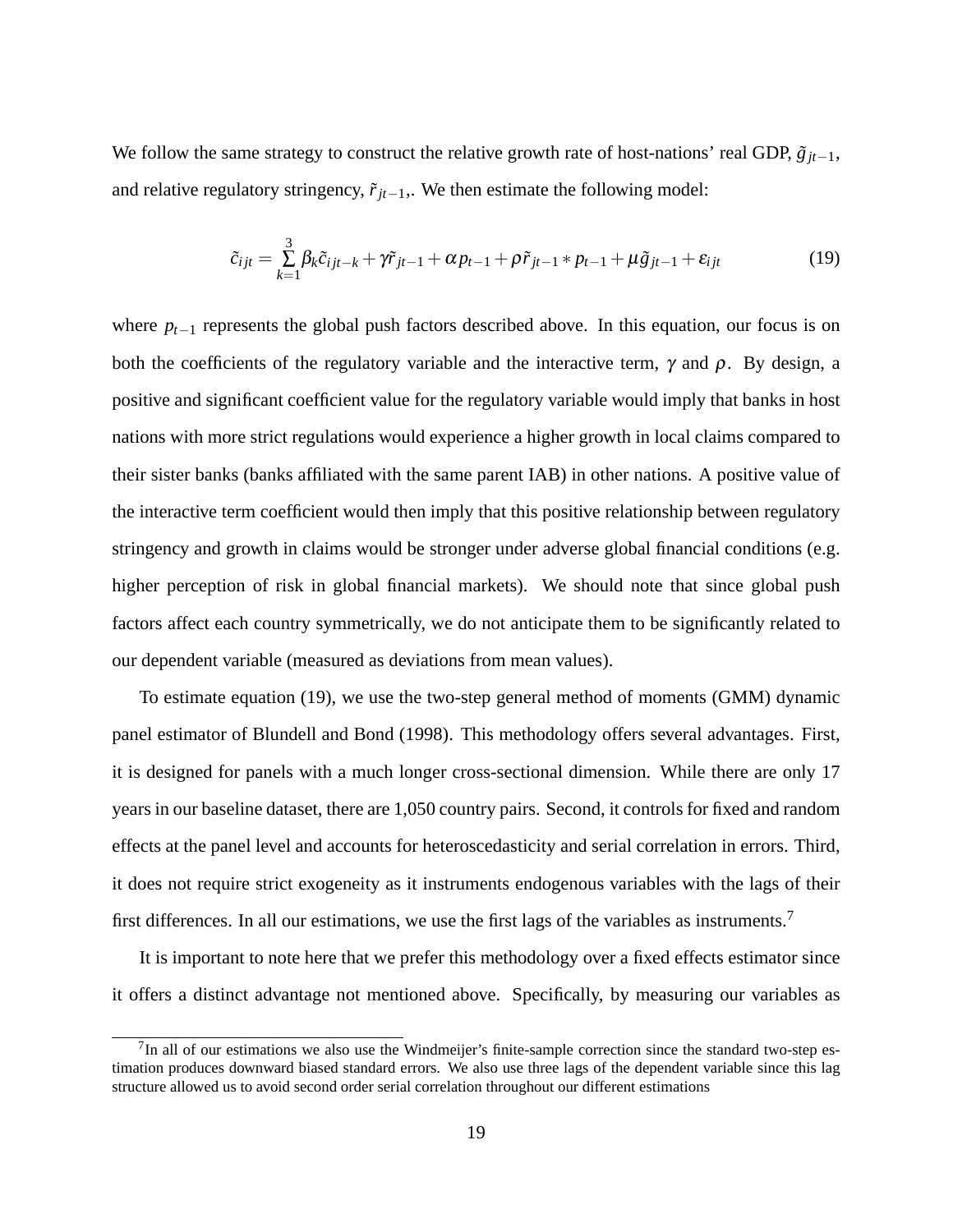We follow the same strategy to construct the relative growth rate of host-nations' real GDP, $\tilde{g}_{jt-1}$, and relative regulatory stringency, $\tilde{r}_{jt-1}$,. We then estimate the following model:

$$\tilde{c}_{ijt} = \sum_{k=1}^{3} \beta_k \tilde{c}_{ijt-k} + \gamma \tilde{r}_{jt-1} + \alpha p_{t-1} + \rho \tilde{r}_{jt-1} * p_{t-1} + \mu \tilde{g}_{jt-1} + \varepsilon_{ijt} \tag{19}$$

where $p_{t-1}$ represents the global push factors described above. In this equation, our focus is on both the coefficients of the regulatory variable and the interactive term, $\gamma$ and $\rho$. By design, a positive and significant coefficient value for the regulatory variable would imply that banks in host nations with more strict regulations would experience a higher growth in local claims compared to their sister banks (banks affiliated with the same parent IAB) in other nations. A positive value of the interactive term coefficient would then imply that this positive relationship between regulatory stringency and growth in claims would be stronger under adverse global financial conditions (e.g. higher perception of risk in global financial markets). We should note that since global push factors affect each country symmetrically, we do not anticipate them to be significantly related to our dependent variable (measured as deviations from mean values).

To estimate equation (19), we use the two-step general method of moments (GMM) dynamic panel estimator of Blundell and Bond (1998). This methodology offers several advantages. First, it is designed for panels with a much longer cross-sectional dimension. While there are only 17 years in our baseline dataset, there are 1,050 country pairs. Second, it controls for fixed and random effects at the panel level and accounts for heteroscedasticity and serial correlation in errors. Third, it does not require strict exogeneity as it instruments endogenous variables with the lags of their first differences. In all our estimations, we use the first lags of the variables as instruments.[7]

It is important to note here that we prefer this methodology over a fixed effects estimator since it offers a distinct advantage not mentioned above. Specifically, by measuring our variables as

[7] In all of our estimations we also use the Windmeijer's finite-sample correction since the standard two-step estimation produces downward biased standard errors. We also use three lags of the dependent variable since this lag structure allowed us to avoid second order serial correlation throughout our different estimations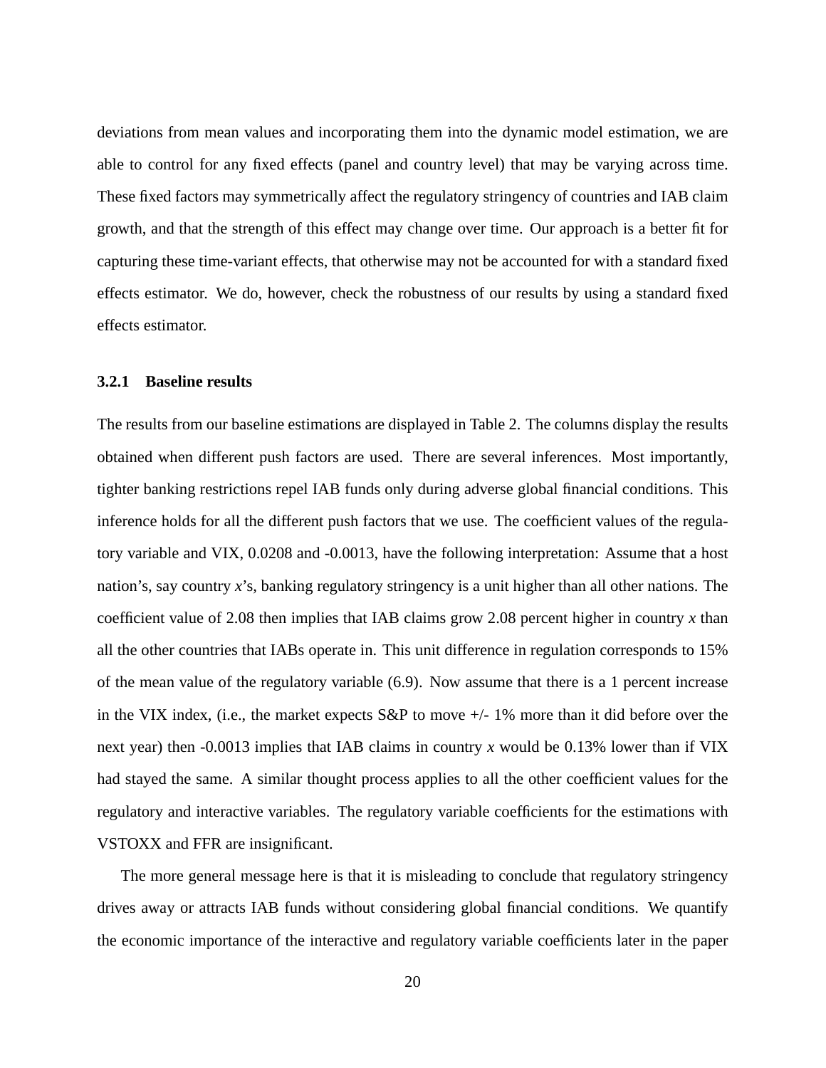deviations from mean values and incorporating them into the dynamic model estimation, we are able to control for any fixed effects (panel and country level) that may be varying across time. These fixed factors may symmetrically affect the regulatory stringency of countries and IAB claim growth, and that the strength of this effect may change over time. Our approach is a better fit for capturing these time-variant effects, that otherwise may not be accounted for with a standard fixed effects estimator. We do, however, check the robustness of our results by using a standard fixed effects estimator.

### 3.2.1 Baseline results

The results from our baseline estimations are displayed in Table 2. The columns display the results obtained when different push factors are used. There are several inferences. Most importantly, tighter banking restrictions repel IAB funds only during adverse global financial conditions. This inference holds for all the different push factors that we use. The coefficient values of the regulatory variable and VIX, 0.0208 and -0.0013, have the following interpretation: Assume that a host nation's, say country *x*'s, banking regulatory stringency is a unit higher than all other nations. The coefficient value of 2.08 then implies that IAB claims grow 2.08 percent higher in country *x* than all the other countries that IABs operate in. This unit difference in regulation corresponds to 15% of the mean value of the regulatory variable (6.9). Now assume that there is a 1 percent increase in the VIX index, (i.e., the market expects S&P to move +/- 1% more than it did before over the next year) then -0.0013 implies that IAB claims in country *x* would be 0.13% lower than if VIX had stayed the same. A similar thought process applies to all the other coefficient values for the regulatory and interactive variables. The regulatory variable coefficients for the estimations with VSTOXX and FFR are insignificant.

The more general message here is that it is misleading to conclude that regulatory stringency drives away or attracts IAB funds without considering global financial conditions. We quantify the economic importance of the interactive and regulatory variable coefficients later in the paper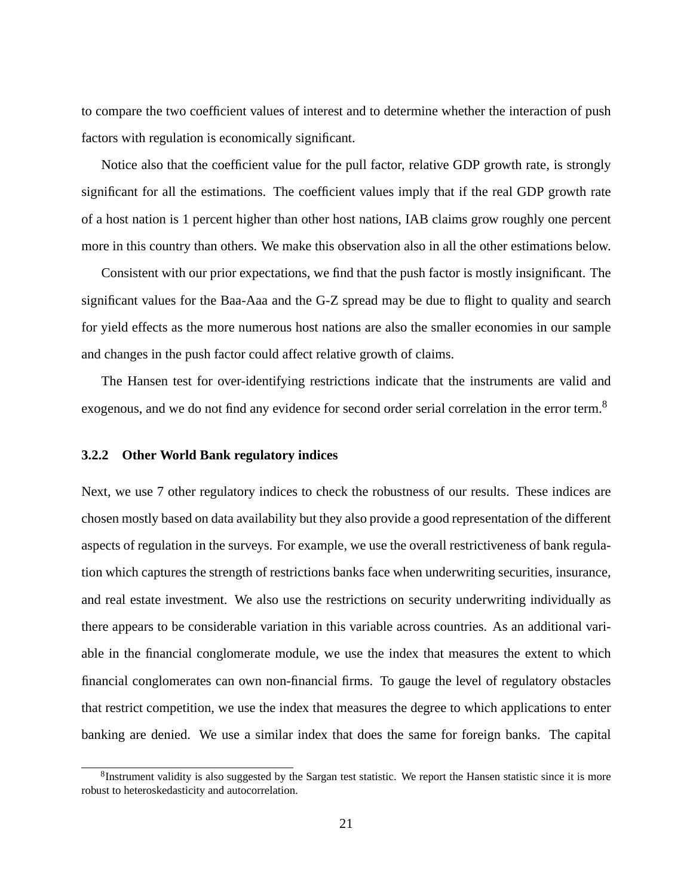to compare the two coefficient values of interest and to determine whether the interaction of push factors with regulation is economically significant.

Notice also that the coefficient value for the pull factor, relative GDP growth rate, is strongly significant for all the estimations. The coefficient values imply that if the real GDP growth rate of a host nation is 1 percent higher than other host nations, IAB claims grow roughly one percent more in this country than others. We make this observation also in all the other estimations below.

Consistent with our prior expectations, we find that the push factor is mostly insignificant. The significant values for the Baa-Aaa and the G-Z spread may be due to flight to quality and search for yield effects as the more numerous host nations are also the smaller economies in our sample and changes in the push factor could affect relative growth of claims.

The Hansen test for over-identifying restrictions indicate that the instruments are valid and exogenous, and we do not find any evidence for second order serial correlation in the error term.[8]

### 3.2.2 Other World Bank regulatory indices

Next, we use 7 other regulatory indices to check the robustness of our results. These indices are chosen mostly based on data availability but they also provide a good representation of the different aspects of regulation in the surveys. For example, we use the overall restrictiveness of bank regulation which captures the strength of restrictions banks face when underwriting securities, insurance, and real estate investment. We also use the restrictions on security underwriting individually as there appears to be considerable variation in this variable across countries. As an additional variable in the financial conglomerate module, we use the index that measures the extent to which financial conglomerates can own non-financial firms. To gauge the level of regulatory obstacles that restrict competition, we use the index that measures the degree to which applications to enter banking are denied. We use a similar index that does the same for foreign banks. The capital

[8] Instrument validity is also suggested by the Sargan test statistic. We report the Hansen statistic since it is more robust to heteroskedasticity and autocorrelation.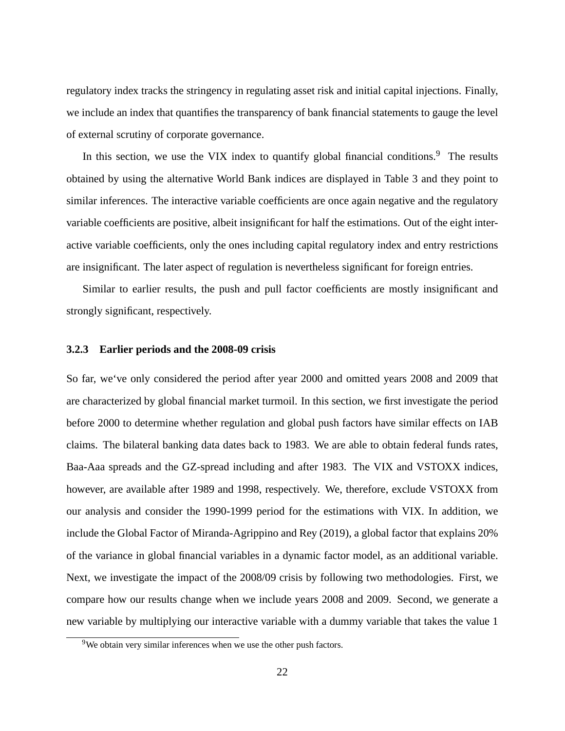regulatory index tracks the stringency in regulating asset risk and initial capital injections. Finally, we include an index that quantifies the transparency of bank financial statements to gauge the level of external scrutiny of corporate governance.

In this section, we use the VIX index to quantify global financial conditions.[9] The results obtained by using the alternative World Bank indices are displayed in Table 3 and they point to similar inferences. The interactive variable coefficients are once again negative and the regulatory variable coefficients are positive, albeit insignificant for half the estimations. Out of the eight interactive variable coefficients, only the ones including capital regulatory index and entry restrictions are insignificant. The later aspect of regulation is nevertheless significant for foreign entries.

Similar to earlier results, the push and pull factor coefficients are mostly insignificant and strongly significant, respectively.

### 3.2.3 Earlier periods and the 2008-09 crisis

So far, we‘ve only considered the period after year 2000 and omitted years 2008 and 2009 that are characterized by global financial market turmoil. In this section, we first investigate the period before 2000 to determine whether regulation and global push factors have similar effects on IAB claims. The bilateral banking data dates back to 1983. We are able to obtain federal funds rates, Baa-Aaa spreads and the GZ-spread including and after 1983. The VIX and VSTOXX indices, however, are available after 1989 and 1998, respectively. We, therefore, exclude VSTOXX from our analysis and consider the 1990-1999 period for the estimations with VIX. In addition, we include the Global Factor of Miranda-Agrippino and Rey (2019), a global factor that explains 20% of the variance in global financial variables in a dynamic factor model, as an additional variable. Next, we investigate the impact of the 2008/09 crisis by following two methodologies. First, we compare how our results change when we include years 2008 and 2009. Second, we generate a new variable by multiplying our interactive variable with a dummy variable that takes the value 1

[9] We obtain very similar inferences when we use the other push factors.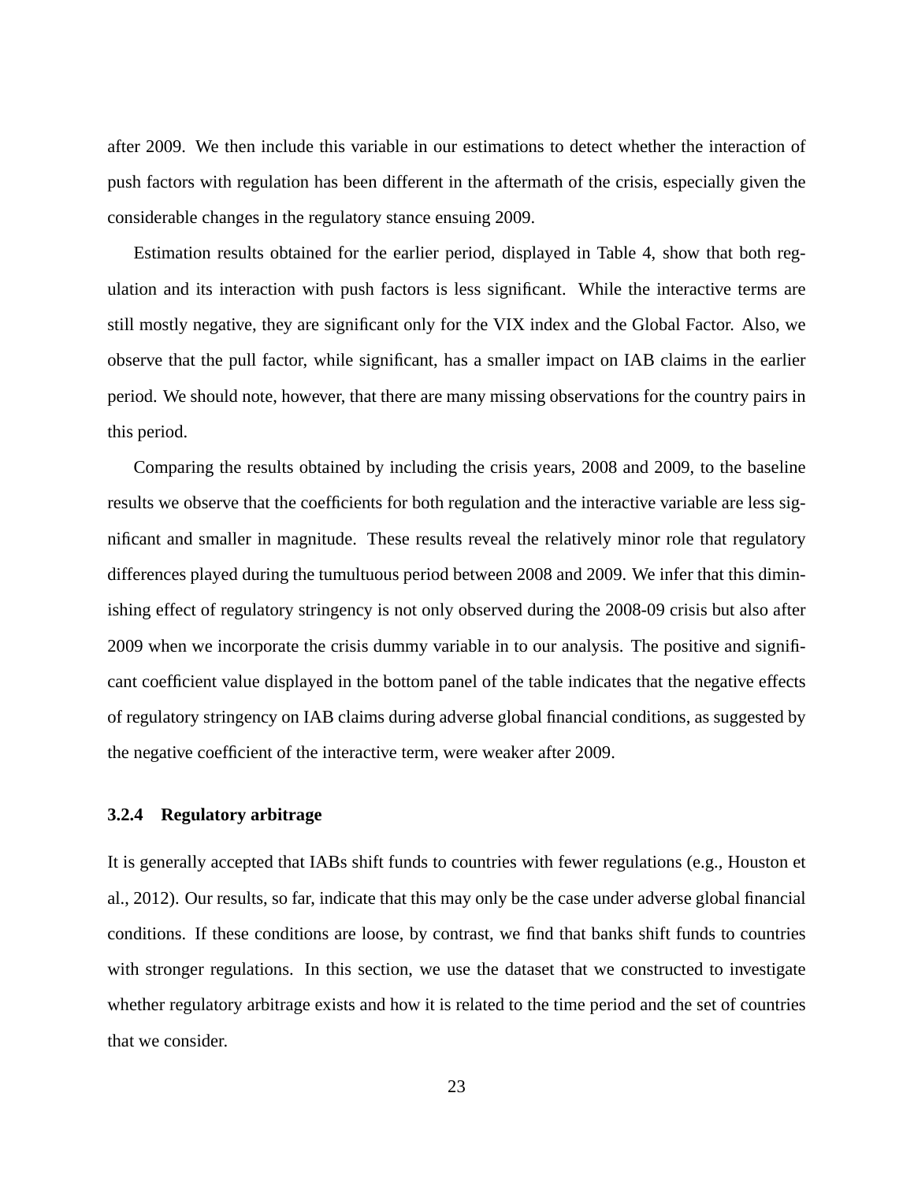after 2009. We then include this variable in our estimations to detect whether the interaction of push factors with regulation has been different in the aftermath of the crisis, especially given the considerable changes in the regulatory stance ensuing 2009.

Estimation results obtained for the earlier period, displayed in Table 4, show that both regulation and its interaction with push factors is less significant. While the interactive terms are still mostly negative, they are significant only for the VIX index and the Global Factor. Also, we observe that the pull factor, while significant, has a smaller impact on IAB claims in the earlier period. We should note, however, that there are many missing observations for the country pairs in this period.

Comparing the results obtained by including the crisis years, 2008 and 2009, to the baseline results we observe that the coefficients for both regulation and the interactive variable are less significant and smaller in magnitude. These results reveal the relatively minor role that regulatory differences played during the tumultuous period between 2008 and 2009. We infer that this diminishing effect of regulatory stringency is not only observed during the 2008-09 crisis but also after 2009 when we incorporate the crisis dummy variable in to our analysis. The positive and significant coefficient value displayed in the bottom panel of the table indicates that the negative effects of regulatory stringency on IAB claims during adverse global financial conditions, as suggested by the negative coefficient of the interactive term, were weaker after 2009.

### 3.2.4 Regulatory arbitrage

It is generally accepted that IABs shift funds to countries with fewer regulations (e.g., Houston et al., 2012). Our results, so far, indicate that this may only be the case under adverse global financial conditions. If these conditions are loose, by contrast, we find that banks shift funds to countries with stronger regulations. In this section, we use the dataset that we constructed to investigate whether regulatory arbitrage exists and how it is related to the time period and the set of countries that we consider.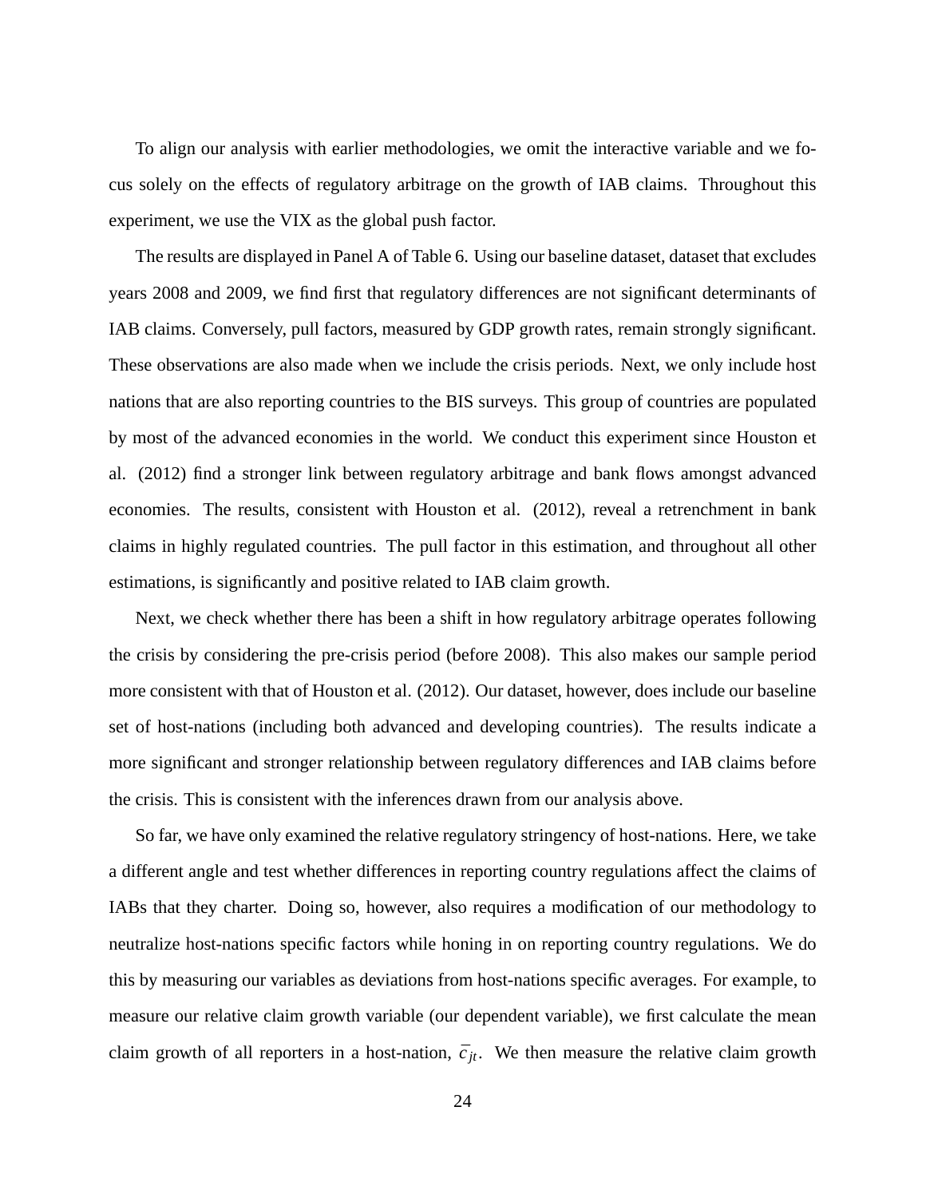To align our analysis with earlier methodologies, we omit the interactive variable and we focus solely on the effects of regulatory arbitrage on the growth of IAB claims. Throughout this experiment, we use the VIX as the global push factor.

The results are displayed in Panel A of Table 6. Using our baseline dataset, dataset that excludes years 2008 and 2009, we find first that regulatory differences are not significant determinants of IAB claims. Conversely, pull factors, measured by GDP growth rates, remain strongly significant. These observations are also made when we include the crisis periods. Next, we only include host nations that are also reporting countries to the BIS surveys. This group of countries are populated by most of the advanced economies in the world. We conduct this experiment since Houston et al. (2012) find a stronger link between regulatory arbitrage and bank flows amongst advanced economies. The results, consistent with Houston et al. (2012), reveal a retrenchment in bank claims in highly regulated countries. The pull factor in this estimation, and throughout all other estimations, is significantly and positive related to IAB claim growth.

Next, we check whether there has been a shift in how regulatory arbitrage operates following the crisis by considering the pre-crisis period (before 2008). This also makes our sample period more consistent with that of Houston et al. (2012). Our dataset, however, does include our baseline set of host-nations (including both advanced and developing countries). The results indicate a more significant and stronger relationship between regulatory differences and IAB claims before the crisis. This is consistent with the inferences drawn from our analysis above.

So far, we have only examined the relative regulatory stringency of host-nations. Here, we take a different angle and test whether differences in reporting country regulations affect the claims of IABs that they charter. Doing so, however, also requires a modification of our methodology to neutralize host-nations specific factors while honing in on reporting country regulations. We do this by measuring our variables as deviations from host-nations specific averages. For example, to measure our relative claim growth variable (our dependent variable), we first calculate the mean claim growth of all reporters in a host-nation, $\bar{c}_{jt}$. We then measure the relative claim growth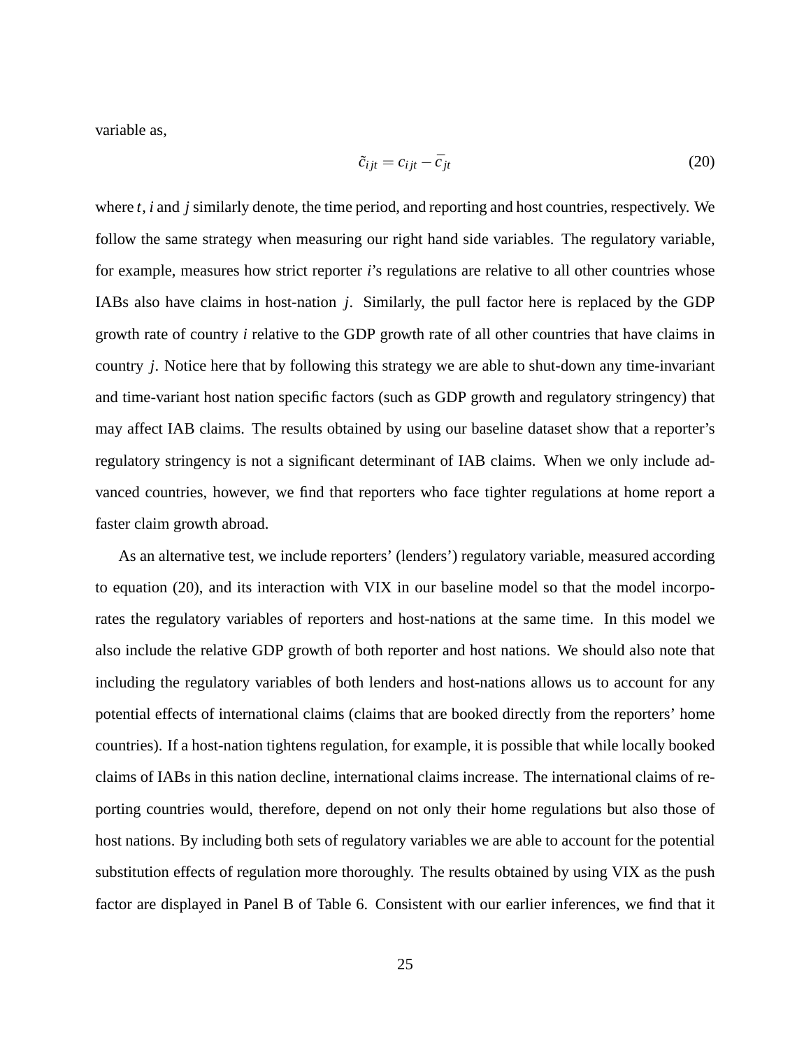variable as,

$$\tilde{c}_{ijt} = c_{ijt} - \bar{c}_{jt} \tag{20}$$

where $t$, $i$ and $j$ similarly denote, the time period, and reporting and host countries, respectively. We follow the same strategy when measuring our right hand side variables. The regulatory variable, for example, measures how strict reporter $i$'s regulations are relative to all other countries whose IABs also have claims in host-nation $j$. Similarly, the pull factor here is replaced by the GDP growth rate of country $i$ relative to the GDP growth rate of all other countries that have claims in country $j$. Notice here that by following this strategy we are able to shut-down any time-invariant and time-variant host nation specific factors (such as GDP growth and regulatory stringency) that may affect IAB claims. The results obtained by using our baseline dataset show that a reporter's regulatory stringency is not a significant determinant of IAB claims. When we only include advanced countries, however, we find that reporters who face tighter regulations at home report a faster claim growth abroad.

As an alternative test, we include reporters' (lenders') regulatory variable, measured according to equation (20), and its interaction with VIX in our baseline model so that the model incorporates the regulatory variables of reporters and host-nations at the same time. In this model we also include the relative GDP growth of both reporter and host nations. We should also note that including the regulatory variables of both lenders and host-nations allows us to account for any potential effects of international claims (claims that are booked directly from the reporters' home countries). If a host-nation tightens regulation, for example, it is possible that while locally booked claims of IABs in this nation decline, international claims increase. The international claims of reporting countries would, therefore, depend on not only their home regulations but also those of host nations. By including both sets of regulatory variables we are able to account for the potential substitution effects of regulation more thoroughly. The results obtained by using VIX as the push factor are displayed in Panel B of Table 6. Consistent with our earlier inferences, we find that it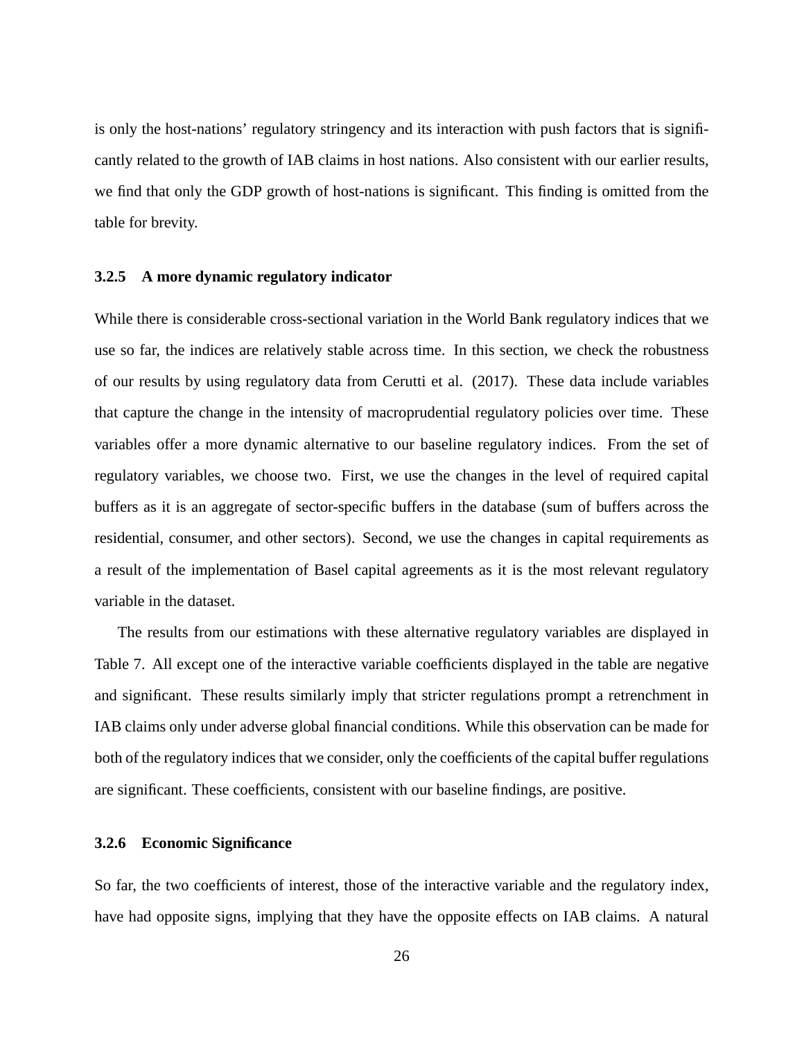is only the host-nations' regulatory stringency and its interaction with push factors that is significantly related to the growth of IAB claims in host nations. Also consistent with our earlier results, we find that only the GDP growth of host-nations is significant. This finding is omitted from the table for brevity.

#### 3.2.5 A more dynamic regulatory indicator

While there is considerable cross-sectional variation in the World Bank regulatory indices that we use so far, the indices are relatively stable across time. In this section, we check the robustness of our results by using regulatory data from Cerutti et al. (2017). These data include variables that capture the change in the intensity of macroprudential regulatory policies over time. These variables offer a more dynamic alternative to our baseline regulatory indices. From the set of regulatory variables, we choose two. First, we use the changes in the level of required capital buffers as it is an aggregate of sector-specific buffers in the database (sum of buffers across the residential, consumer, and other sectors). Second, we use the changes in capital requirements as a result of the implementation of Basel capital agreements as it is the most relevant regulatory variable in the dataset.

The results from our estimations with these alternative regulatory variables are displayed in Table 7. All except one of the interactive variable coefficients displayed in the table are negative and significant. These results similarly imply that stricter regulations prompt a retrenchment in IAB claims only under adverse global financial conditions. While this observation can be made for both of the regulatory indices that we consider, only the coefficients of the capital buffer regulations are significant. These coefficients, consistent with our baseline findings, are positive.

#### 3.2.6 Economic Significance

So far, the two coefficients of interest, those of the interactive variable and the regulatory index, have had opposite signs, implying that they have the opposite effects on IAB claims. A natural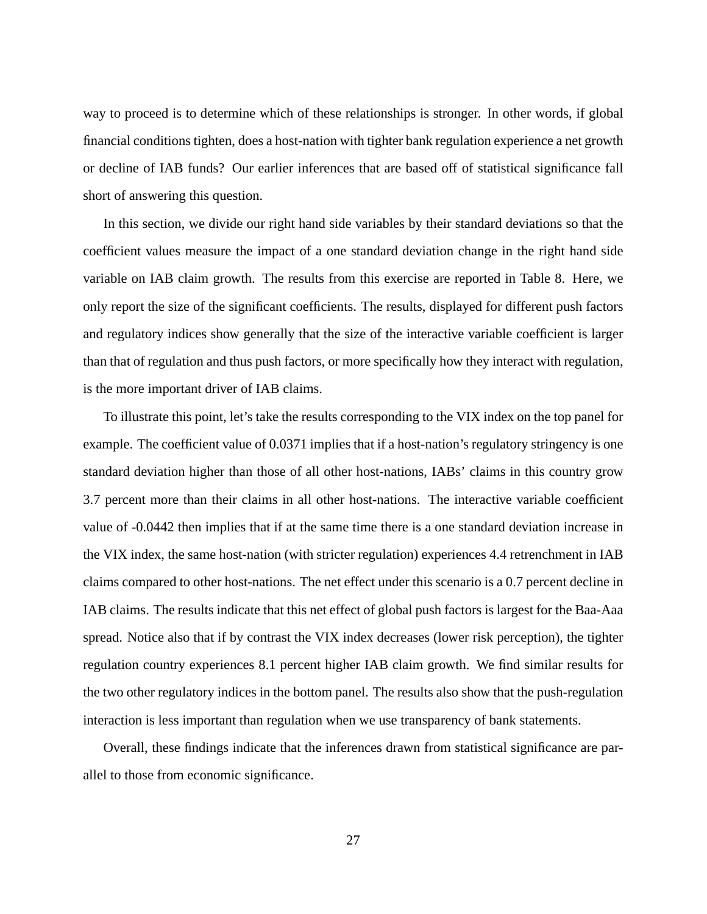way to proceed is to determine which of these relationships is stronger. In other words, if global financial conditions tighten, does a host-nation with tighter bank regulation experience a net growth or decline of IAB funds? Our earlier inferences that are based off of statistical significance fall short of answering this question.

In this section, we divide our right hand side variables by their standard deviations so that the coefficient values measure the impact of a one standard deviation change in the right hand side variable on IAB claim growth. The results from this exercise are reported in Table 8. Here, we only report the size of the significant coefficients. The results, displayed for different push factors and regulatory indices show generally that the size of the interactive variable coefficient is larger than that of regulation and thus push factors, or more specifically how they interact with regulation, is the more important driver of IAB claims.

To illustrate this point, let's take the results corresponding to the VIX index on the top panel for example. The coefficient value of 0.0371 implies that if a host-nation's regulatory stringency is one standard deviation higher than those of all other host-nations, IABs' claims in this country grow 3.7 percent more than their claims in all other host-nations. The interactive variable coefficient value of -0.0442 then implies that if at the same time there is a one standard deviation increase in the VIX index, the same host-nation (with stricter regulation) experiences 4.4 retrenchment in IAB claims compared to other host-nations. The net effect under this scenario is a 0.7 percent decline in IAB claims. The results indicate that this net effect of global push factors is largest for the Baa-Aaa spread. Notice also that if by contrast the VIX index decreases (lower risk perception), the tighter regulation country experiences 8.1 percent higher IAB claim growth. We find similar results for the two other regulatory indices in the bottom panel. The results also show that the push-regulation interaction is less important than regulation when we use transparency of bank statements.

Overall, these findings indicate that the inferences drawn from statistical significance are parallel to those from economic significance.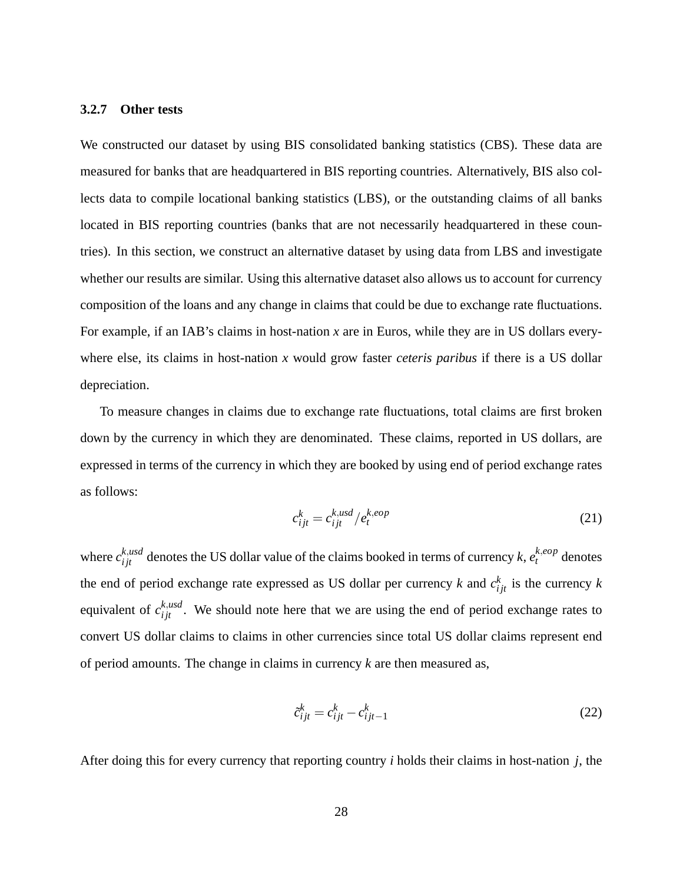#### 3.2.7 Other tests

We constructed our dataset by using BIS consolidated banking statistics (CBS). These data are measured for banks that are headquartered in BIS reporting countries. Alternatively, BIS also collects data to compile locational banking statistics (LBS), or the outstanding claims of all banks located in BIS reporting countries (banks that are not necessarily headquartered in these countries). In this section, we construct an alternative dataset by using data from LBS and investigate whether our results are similar. Using this alternative dataset also allows us to account for currency composition of the loans and any change in claims that could be due to exchange rate fluctuations. For example, if an IAB's claims in host-nation $x$ are in Euros, while they are in US dollars everywhere else, its claims in host-nation $x$ would grow faster *ceteris paribus* if there is a US dollar depreciation.

To measure changes in claims due to exchange rate fluctuations, total claims are first broken down by the currency in which they are denominated. These claims, reported in US dollars, are expressed in terms of the currency in which they are booked by using end of period exchange rates as follows:

$$c_{ijt}^{k} = c_{ijt}^{k,usd} / e_{t}^{k,eop} \tag{21}$$

where $c_{ijt}^{k,usd}$ denotes the US dollar value of the claims booked in terms of currency $k$, $e_{t}^{k,eop}$ denotes the end of period exchange rate expressed as US dollar per currency $k$ and $c_{ijt}^{k}$ is the currency $k$ equivalent of $c_{ijt}^{k,usd}$. We should note here that we are using the end of period exchange rates to convert US dollar claims to claims in other currencies since total US dollar claims represent end of period amounts. The change in claims in currency $k$ are then measured as,

$$\tilde{c}_{ijt}^{k} = c_{ijt}^{k} - c_{ijt-1}^{k} \tag{22}$$

After doing this for every currency that reporting country $i$ holds their claims in host-nation $j$, the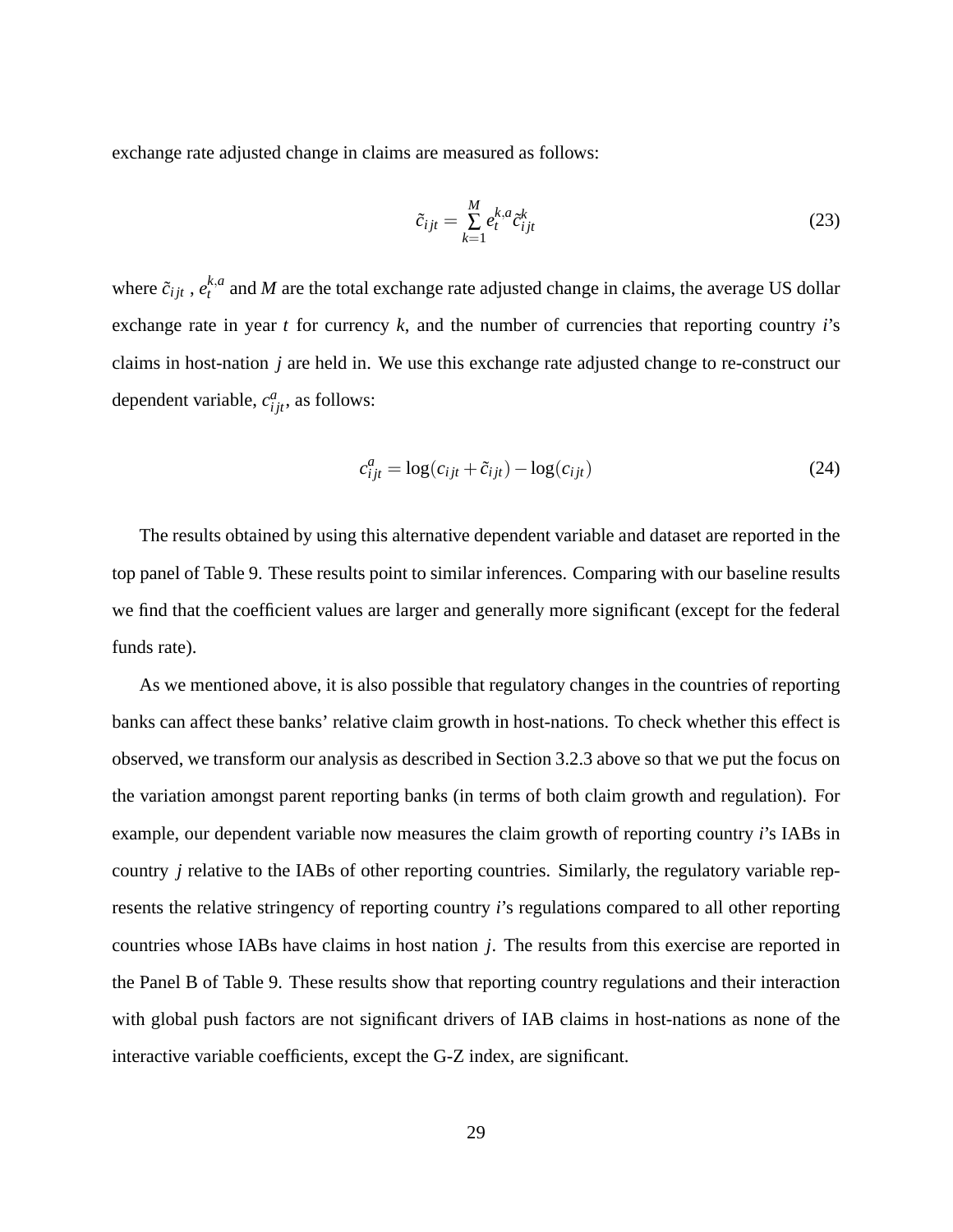exchange rate adjusted change in claims are measured as follows:

$$\tilde{c}_{ijt} = \sum_{k=1}^{M} e_t^{k,a} \tilde{c}_{ijt}^{k} \tag{23}$$

where $\tilde{c}_{ijt}$ , $e_t^{k,a}$ and $M$ are the total exchange rate adjusted change in claims, the average US dollar exchange rate in year $t$ for currency $k$, and the number of currencies that reporting country $i$'s claims in host-nation $j$ are held in. We use this exchange rate adjusted change to re-construct our dependent variable, $c_{ijt}^{a}$, as follows:

$$c_{ijt}^{a} = \log(c_{ijt} + \tilde{c}_{ijt}) - \log(c_{ijt}) \tag{24}$$

The results obtained by using this alternative dependent variable and dataset are reported in the top panel of Table 9. These results point to similar inferences. Comparing with our baseline results we find that the coefficient values are larger and generally more significant (except for the federal funds rate).

As we mentioned above, it is also possible that regulatory changes in the countries of reporting banks can affect these banks' relative claim growth in host-nations. To check whether this effect is observed, we transform our analysis as described in Section 3.2.3 above so that we put the focus on the variation amongst parent reporting banks (in terms of both claim growth and regulation). For example, our dependent variable now measures the claim growth of reporting country $i$'s IABs in country $j$ relative to the IABs of other reporting countries. Similarly, the regulatory variable represents the relative stringency of reporting country $i$'s regulations compared to all other reporting countries whose IABs have claims in host nation $j$. The results from this exercise are reported in the Panel B of Table 9. These results show that reporting country regulations and their interaction with global push factors are not significant drivers of IAB claims in host-nations as none of the interactive variable coefficients, except the G-Z index, are significant.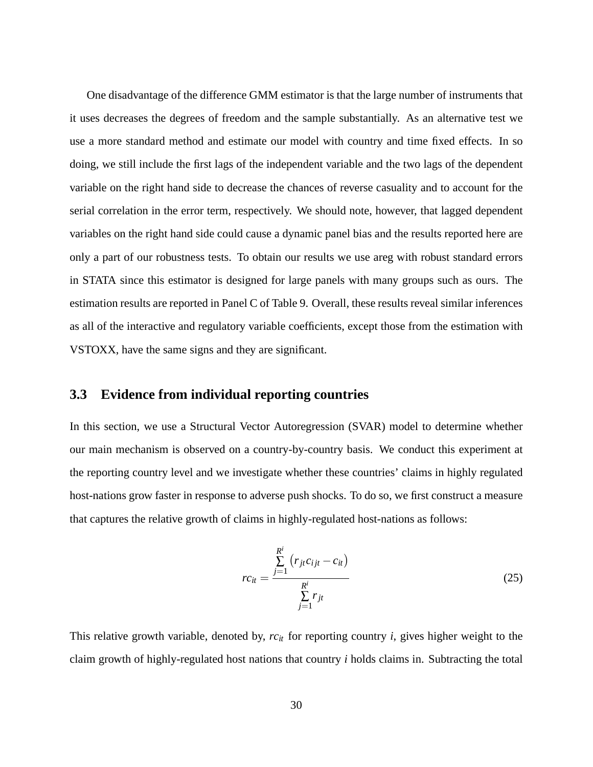One disadvantage of the difference GMM estimator is that the large number of instruments that it uses decreases the degrees of freedom and the sample substantially. As an alternative test we use a more standard method and estimate our model with country and time fixed effects. In so doing, we still include the first lags of the independent variable and the two lags of the dependent variable on the right hand side to decrease the chances of reverse casuality and to account for the serial correlation in the error term, respectively. We should note, however, that lagged dependent variables on the right hand side could cause a dynamic panel bias and the results reported here are only a part of our robustness tests. To obtain our results we use areg with robust standard errors in STATA since this estimator is designed for large panels with many groups such as ours. The estimation results are reported in Panel C of Table 9. Overall, these results reveal similar inferences as all of the interactive and regulatory variable coefficients, except those from the estimation with VSTOXX, have the same signs and they are significant.

### 3.3 Evidence from individual reporting countries

In this section, we use a Structural Vector Autoregression (SVAR) model to determine whether our main mechanism is observed on a country-by-country basis. We conduct this experiment at the reporting country level and we investigate whether these countries' claims in highly regulated host-nations grow faster in response to adverse push shocks. To do so, we first construct a measure that captures the relative growth of claims in highly-regulated host-nations as follows:

$$rc_{it} = \frac{\sum_{j=1}^{R^i} \left( r_{jt} c_{ijt} - c_{it} \right)}{\sum_{j=1}^{R^i} r_{jt}} \tag{25}$$

This relative growth variable, denoted by, $rc_{it}$ for reporting country $i$, gives higher weight to the claim growth of highly-regulated host nations that country $i$ holds claims in. Subtracting the total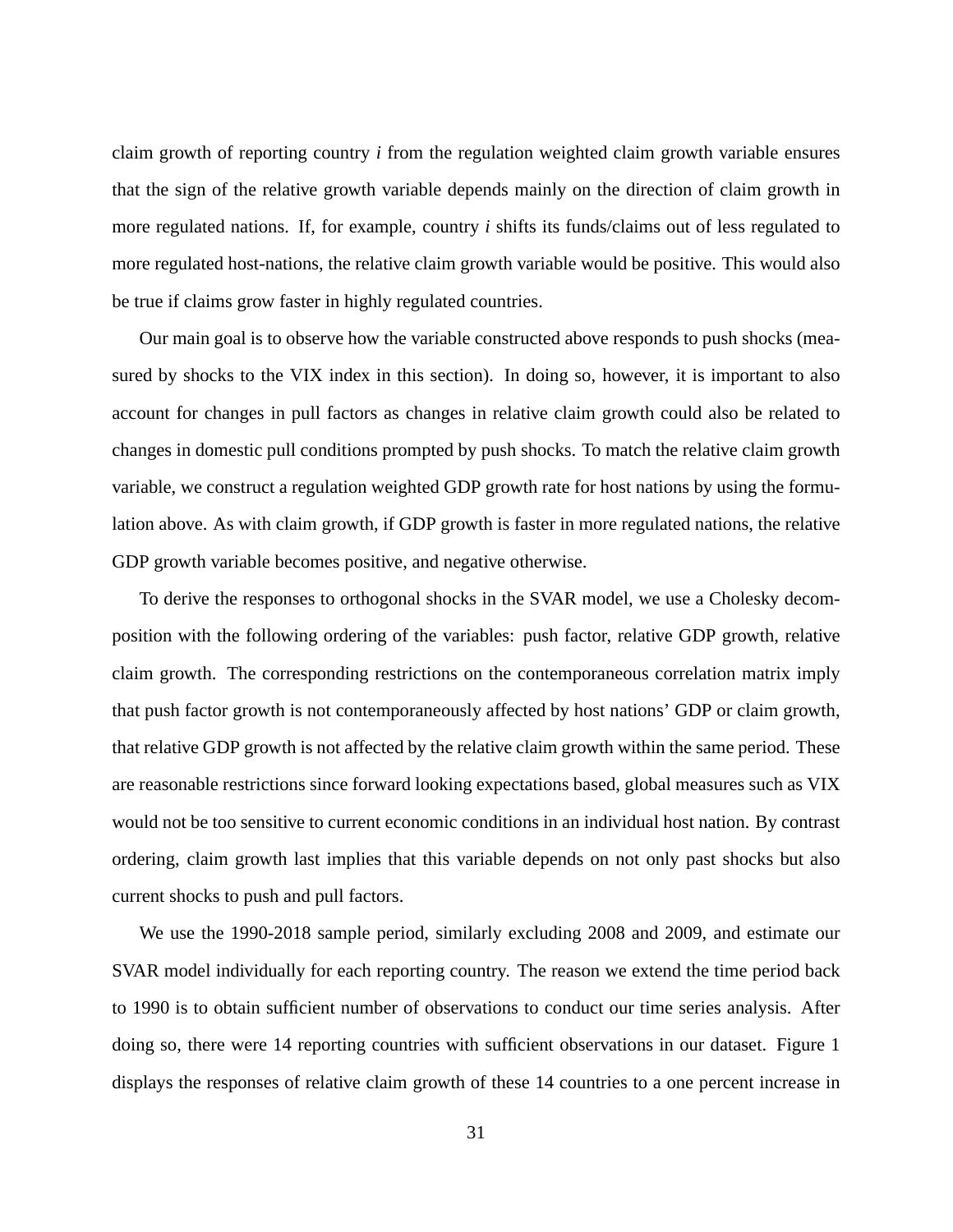claim growth of reporting country *i* from the regulation weighted claim growth variable ensures that the sign of the relative growth variable depends mainly on the direction of claim growth in more regulated nations. If, for example, country *i* shifts its funds/claims out of less regulated to more regulated host-nations, the relative claim growth variable would be positive. This would also be true if claims grow faster in highly regulated countries.

Our main goal is to observe how the variable constructed above responds to push shocks (measured by shocks to the VIX index in this section). In doing so, however, it is important to also account for changes in pull factors as changes in relative claim growth could also be related to changes in domestic pull conditions prompted by push shocks. To match the relative claim growth variable, we construct a regulation weighted GDP growth rate for host nations by using the formulation above. As with claim growth, if GDP growth is faster in more regulated nations, the relative GDP growth variable becomes positive, and negative otherwise.

To derive the responses to orthogonal shocks in the SVAR model, we use a Cholesky decomposition with the following ordering of the variables: push factor, relative GDP growth, relative claim growth. The corresponding restrictions on the contemporaneous correlation matrix imply that push factor growth is not contemporaneously affected by host nations' GDP or claim growth, that relative GDP growth is not affected by the relative claim growth within the same period. These are reasonable restrictions since forward looking expectations based, global measures such as VIX would not be too sensitive to current economic conditions in an individual host nation. By contrast ordering, claim growth last implies that this variable depends on not only past shocks but also current shocks to push and pull factors.

We use the 1990-2018 sample period, similarly excluding 2008 and 2009, and estimate our SVAR model individually for each reporting country. The reason we extend the time period back to 1990 is to obtain sufficient number of observations to conduct our time series analysis. After doing so, there were 14 reporting countries with sufficient observations in our dataset. Figure 1 displays the responses of relative claim growth of these 14 countries to a one percent increase in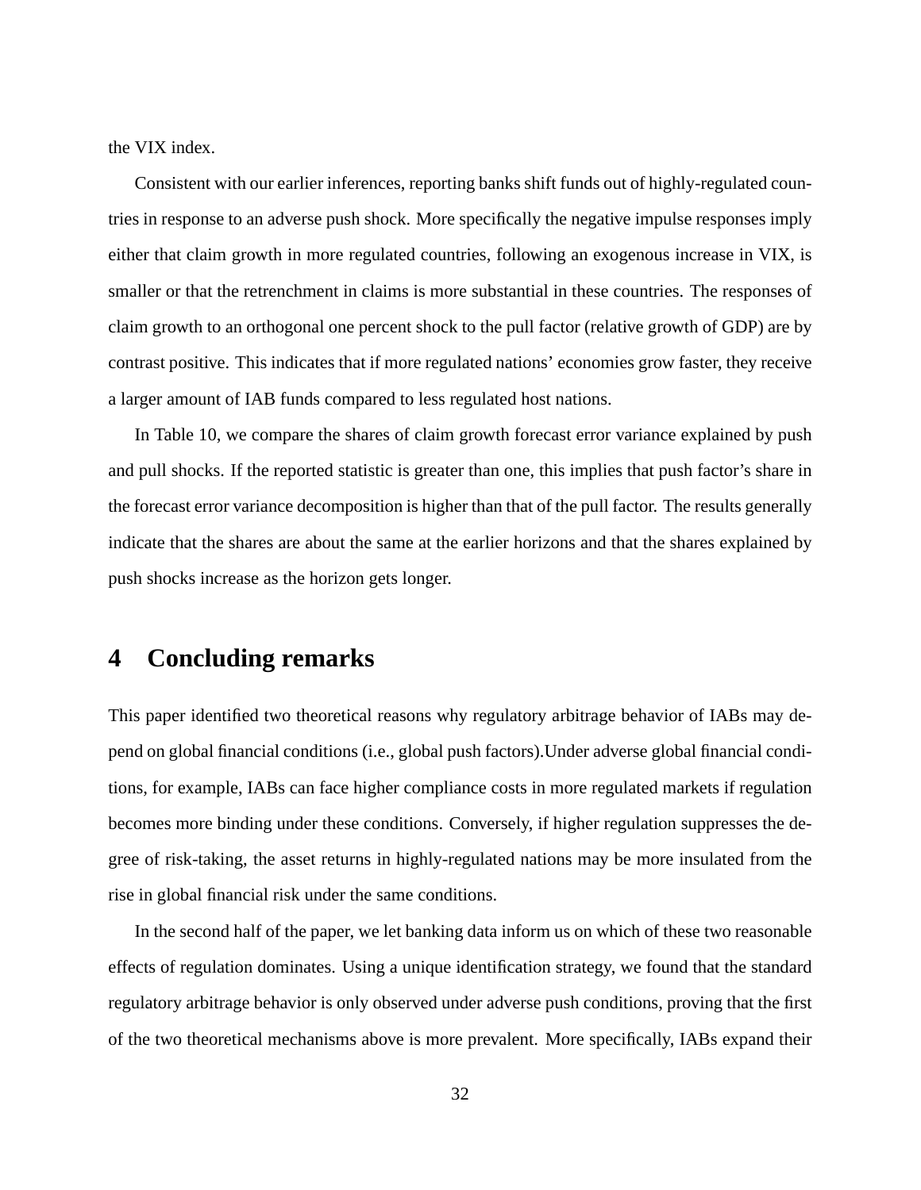the VIX index.

Consistent with our earlier inferences, reporting banks shift funds out of highly-regulated countries in response to an adverse push shock. More specifically the negative impulse responses imply either that claim growth in more regulated countries, following an exogenous increase in VIX, is smaller or that the retrenchment in claims is more substantial in these countries. The responses of claim growth to an orthogonal one percent shock to the pull factor (relative growth of GDP) are by contrast positive. This indicates that if more regulated nations' economies grow faster, they receive a larger amount of IAB funds compared to less regulated host nations.

In Table 10, we compare the shares of claim growth forecast error variance explained by push and pull shocks. If the reported statistic is greater than one, this implies that push factor's share in the forecast error variance decomposition is higher than that of the pull factor. The results generally indicate that the shares are about the same at the earlier horizons and that the shares explained by push shocks increase as the horizon gets longer.

# 4 Concluding remarks

This paper identified two theoretical reasons why regulatory arbitrage behavior of IABs may depend on global financial conditions (i.e., global push factors).Under adverse global financial conditions, for example, IABs can face higher compliance costs in more regulated markets if regulation becomes more binding under these conditions. Conversely, if higher regulation suppresses the degree of risk-taking, the asset returns in highly-regulated nations may be more insulated from the rise in global financial risk under the same conditions.

In the second half of the paper, we let banking data inform us on which of these two reasonable effects of regulation dominates. Using a unique identification strategy, we found that the standard regulatory arbitrage behavior is only observed under adverse push conditions, proving that the first of the two theoretical mechanisms above is more prevalent. More specifically, IABs expand their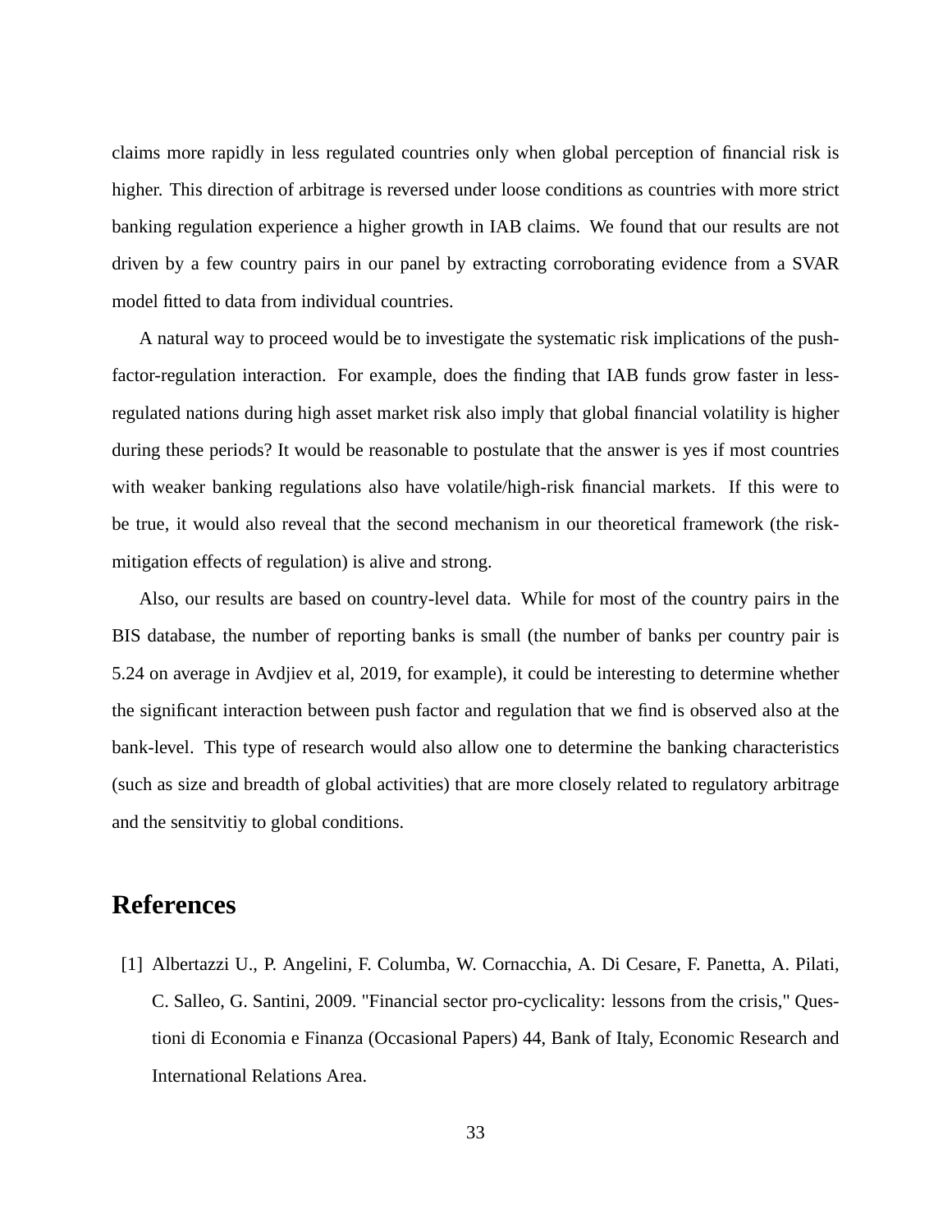claims more rapidly in less regulated countries only when global perception of financial risk is higher. This direction of arbitrage is reversed under loose conditions as countries with more strict banking regulation experience a higher growth in IAB claims. We found that our results are not driven by a few country pairs in our panel by extracting corroborating evidence from a SVAR model fitted to data from individual countries.

A natural way to proceed would be to investigate the systematic risk implications of the push-factor-regulation interaction. For example, does the finding that IAB funds grow faster in less-regulated nations during high asset market risk also imply that global financial volatility is higher during these periods? It would be reasonable to postulate that the answer is yes if most countries with weaker banking regulations also have volatile/high-risk financial markets. If this were to be true, it would also reveal that the second mechanism in our theoretical framework (the risk-mitigation effects of regulation) is alive and strong.

Also, our results are based on country-level data. While for most of the country pairs in the BIS database, the number of reporting banks is small (the number of banks per country pair is 5.24 on average in Avdjiev et al, 2019, for example), it could be interesting to determine whether the significant interaction between push factor and regulation that we find is observed also at the bank-level. This type of research would also allow one to determine the banking characteristics (such as size and breadth of global activities) that are more closely related to regulatory arbitrage and the sensitvitiy to global conditions.

# References

[1] Albertazzi U., P. Angelini, F. Columba, W. Cornacchia, A. Di Cesare, F. Panetta, A. Pilati, C. Salleo, G. Santini, 2009. "Financial sector pro-cyclicality: lessons from the crisis," Questioni di Economia e Finanza (Occasional Papers) 44, Bank of Italy, Economic Research and International Relations Area.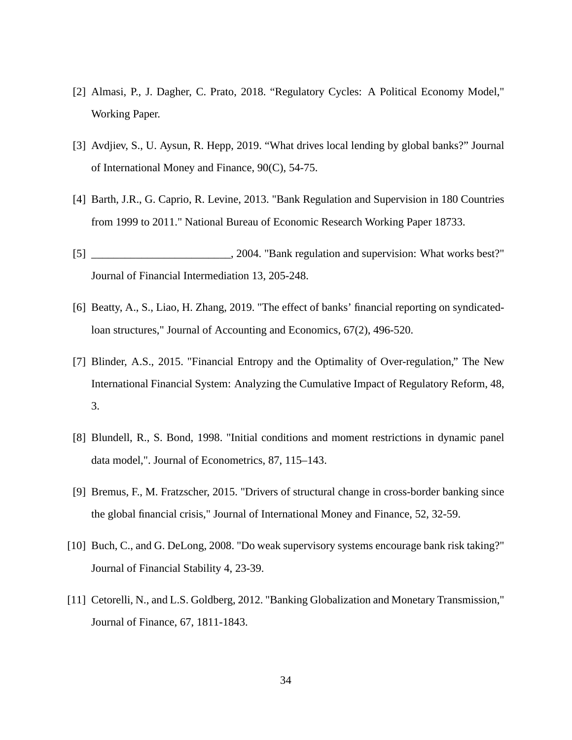[2] Almasi, P., J. Dagher, C. Prato, 2018. “Regulatory Cycles: A Political Economy Model," Working Paper.

[3] Avdjiev, S., U. Aysun, R. Hepp, 2019. “What drives local lending by global banks?” Journal of International Money and Finance, 90(C), 54-75.

[4] Barth, J.R., G. Caprio, R. Levine, 2013. "Bank Regulation and Supervision in 180 Countries from 1999 to 2011." National Bureau of Economic Research Working Paper 18733.

[5] ________________________, 2004. "Bank regulation and supervision: What works best?" Journal of Financial Intermediation 13, 205-248.

[6] Beatty, A., S., Liao, H. Zhang, 2019. "The effect of banks’ financial reporting on syndicated-loan structures," Journal of Accounting and Economics, 67(2), 496-520.

[7] Blinder, A.S., 2015. "Financial Entropy and the Optimality of Over-regulation,” The New International Financial System: Analyzing the Cumulative Impact of Regulatory Reform, 48, 3.

[8] Blundell, R., S. Bond, 1998. "Initial conditions and moment restrictions in dynamic panel data model,". Journal of Econometrics, 87, 115–143.

[9] Bremus, F., M. Fratzscher, 2015. "Drivers of structural change in cross-border banking since the global financial crisis," Journal of International Money and Finance, 52, 32-59.

[10] Buch, C., and G. DeLong, 2008. "Do weak supervisory systems encourage bank risk taking?" Journal of Financial Stability 4, 23-39.

[11] Cetorelli, N., and L.S. Goldberg, 2012. "Banking Globalization and Monetary Transmission," Journal of Finance, 67, 1811-1843.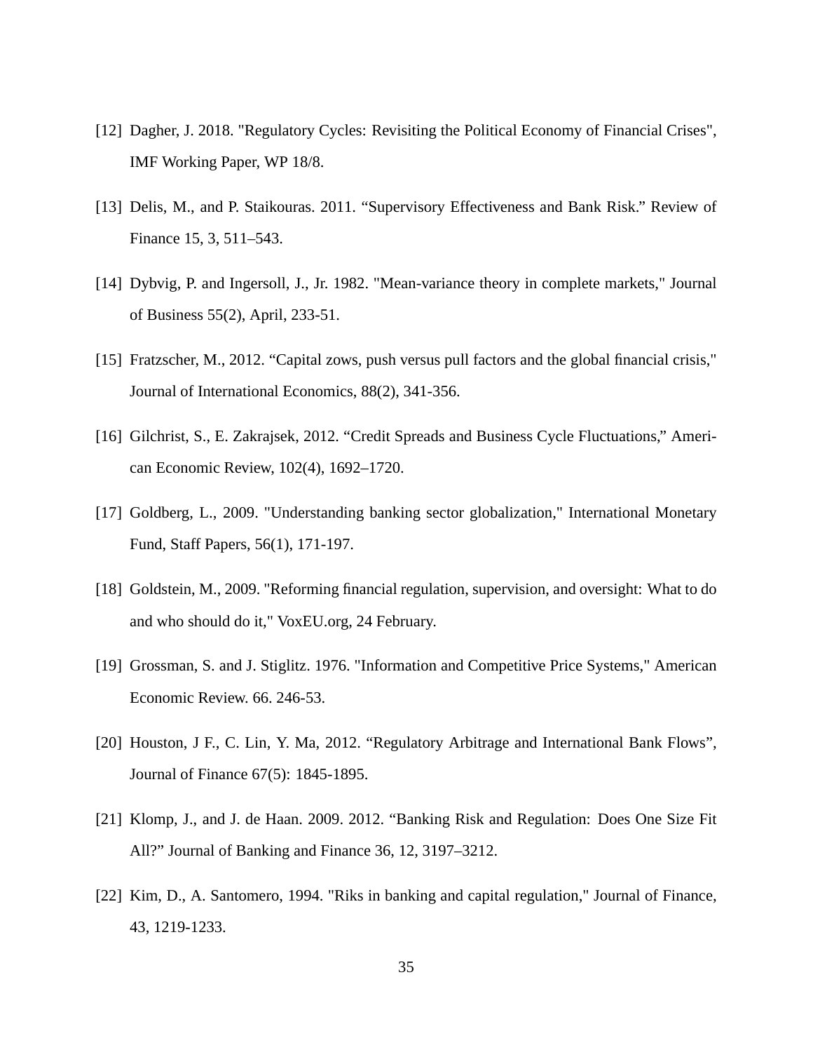[12] Dagher, J. 2018. "Regulatory Cycles: Revisiting the Political Economy of Financial Crises", IMF Working Paper, WP 18/8.

[13] Delis, M., and P. Staikouras. 2011. “Supervisory Effectiveness and Bank Risk.” Review of Finance 15, 3, 511–543.

[14] Dybvig, P. and Ingersoll, J., Jr. 1982. "Mean-variance theory in complete markets," Journal of Business 55(2), April, 233-51.

[15] Fratzscher, M., 2012. “Capital zows, push versus pull factors and the global financial crisis," Journal of International Economics, 88(2), 341-356.

[16] Gilchrist, S., E. Zakrajsek, 2012. “Credit Spreads and Business Cycle Fluctuations,” American Economic Review, 102(4), 1692–1720.

[17] Goldberg, L., 2009. "Understanding banking sector globalization," International Monetary Fund, Staff Papers, 56(1), 171-197.

[18] Goldstein, M., 2009. "Reforming financial regulation, supervision, and oversight: What to do and who should do it," VoxEU.org, 24 February.

[19] Grossman, S. and J. Stiglitz. 1976. "Information and Competitive Price Systems," American Economic Review. 66. 246-53.

[20] Houston, J F., C. Lin, Y. Ma, 2012. “Regulatory Arbitrage and International Bank Flows”, Journal of Finance 67(5): 1845-1895.

[21] Klomp, J., and J. de Haan. 2009. 2012. “Banking Risk and Regulation: Does One Size Fit All?” Journal of Banking and Finance 36, 12, 3197–3212.

[22] Kim, D., A. Santomero, 1994. "Riks in banking and capital regulation," Journal of Finance, 43, 1219-1233.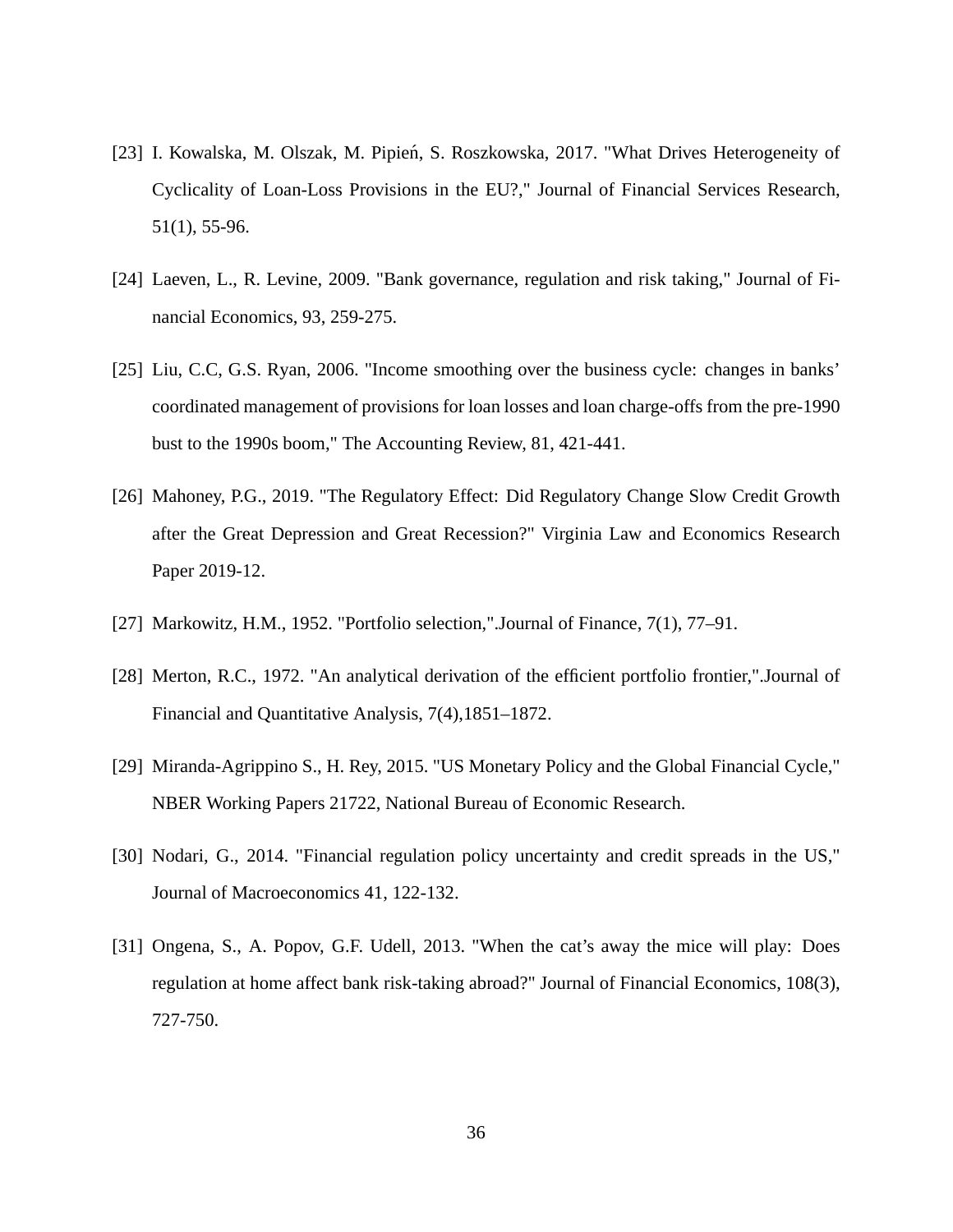[23] I. Kowalska, M. Olszak, M. Pipień, S. Roszkowska, 2017. "What Drives Heterogeneity of Cyclicality of Loan-Loss Provisions in the EU?," Journal of Financial Services Research, 51(1), 55-96.

[24] Laeven, L., R. Levine, 2009. "Bank governance, regulation and risk taking," Journal of Financial Economics, 93, 259-275.

[25] Liu, C.C, G.S. Ryan, 2006. "Income smoothing over the business cycle: changes in banks' coordinated management of provisions for loan losses and loan charge-offs from the pre-1990 bust to the 1990s boom," The Accounting Review, 81, 421-441.

[26] Mahoney, P.G., 2019. "The Regulatory Effect: Did Regulatory Change Slow Credit Growth after the Great Depression and Great Recession?" Virginia Law and Economics Research Paper 2019-12.

[27] Markowitz, H.M., 1952. "Portfolio selection,".Journal of Finance, 7(1), 77–91.

[28] Merton, R.C., 1972. "An analytical derivation of the efficient portfolio frontier,".Journal of Financial and Quantitative Analysis, 7(4),1851–1872.

[29] Miranda-Agrippino S., H. Rey, 2015. "US Monetary Policy and the Global Financial Cycle," NBER Working Papers 21722, National Bureau of Economic Research.

[30] Nodari, G., 2014. "Financial regulation policy uncertainty and credit spreads in the US," Journal of Macroeconomics 41, 122-132.

[31] Ongena, S., A. Popov, G.F. Udell, 2013. "When the cat's away the mice will play: Does regulation at home affect bank risk-taking abroad?" Journal of Financial Economics, 108(3), 727-750.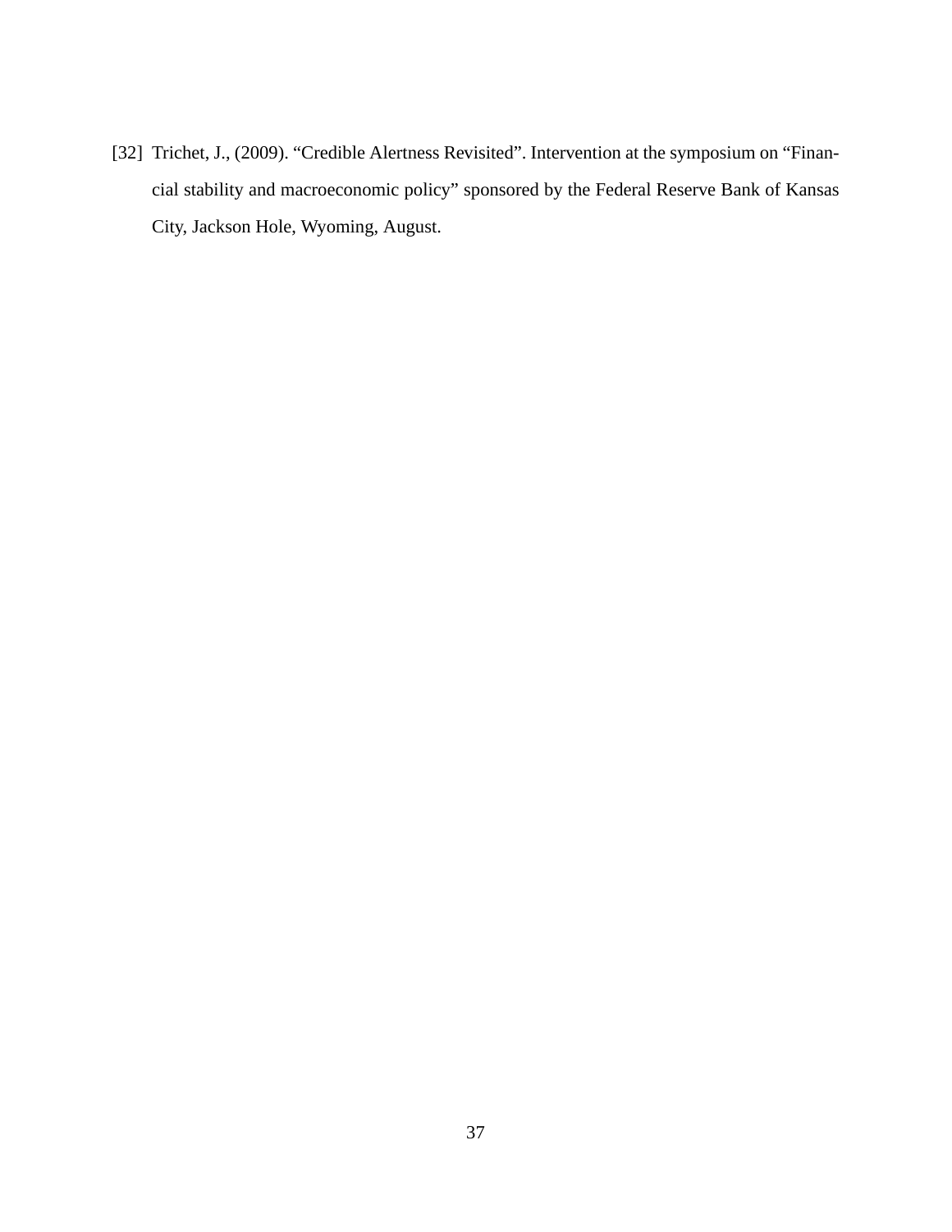[32] Trichet, J., (2009). "Credible Alertness Revisited". Intervention at the symposium on "Financial stability and macroeconomic policy" sponsored by the Federal Reserve Bank of Kansas City, Jackson Hole, Wyoming, August.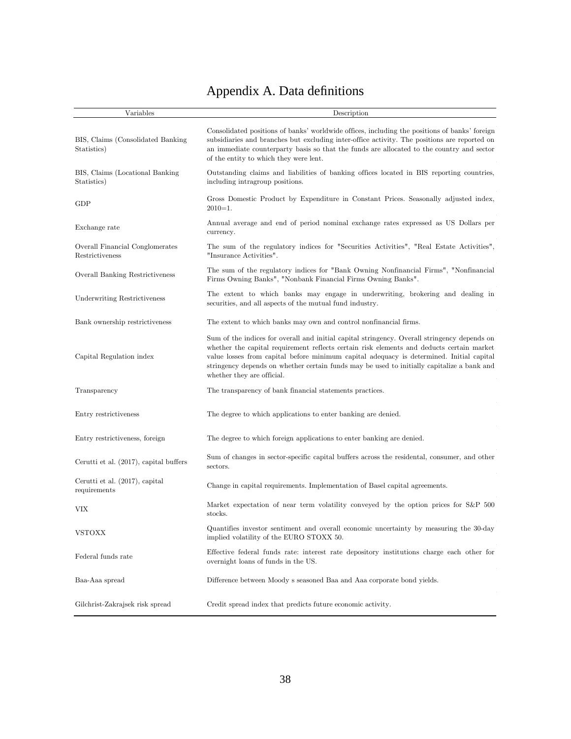# Appendix A. Data definitions

| Variables | Description |
|---|---|
| BIS, Claims (Consolidated Banking Statistics) | Consolidated positions of banks' worldwide offices, including the positions of banks' foreign subsidiaries and branches but excluding inter-office activity. The positions are reported on an immediate counterparty basis so that the funds are allocated to the country and sector of the entity to which they were lent. |
| BIS, Claims (Locational Banking Statistics) | Outstanding claims and liabilities of banking offices located in BIS reporting countries, including intragroup positions. |
| GDP | Gross Domestic Product by Expenditure in Constant Prices. Seasonally adjusted index, 2010=1. |
| Exchange rate | Annual average and end of period nominal exchange rates expressed as US Dollars per currency. |
| Overall Financial Conglomerates Restrictiveness | The sum of the regulatory indices for "Securities Activities", "Real Estate Activities", "Insurance Activities". |
| Overall Banking Restrictiveness | The sum of the regulatory indices for "Bank Owning Nonfinancial Firms", "Nonfinancial Firms Owning Banks", "Nonbank Financial Firms Owning Banks". |
| Underwriting Restrictiveness | The extent to which banks may engage in underwriting, brokering and dealing in securities, and all aspects of the mutual fund industry. |
| Bank ownership restrictiveness | The extent to which banks may own and control nonfinancial firms. |
| Capital Regulation index | Sum of the indices for overall and initial capital stringency. Overall stringency depends on whether the capital requirement reflects certain risk elements and deducts certain market value losses from capital before minimum capital adequacy is determined. Initial capital stringency depends on whether certain funds may be used to initially capitalize a bank and whether they are official. |
| Transparency | The transparency of bank financial statements practices. |
| Entry restrictiveness | The degree to which applications to enter banking are denied. |
| Entry restrictiveness, foreign | The degree to which foreign applications to enter banking are denied. |
| Cerutti et al. (2017), capital buffers | Sum of changes in sector-specific capital buffers across the residental, consumer, and other sectors. |
| Cerutti et al. (2017), capital requirements | Change in capital requirements. Implementation of Basel capital agreements. |
| VIX | Market expectation of near term volatility conveyed by the option prices for S&P 500 stocks. |
| VSTOXX | Quantifies investor sentiment and overall economic uncertainty by measuring the 30-day implied volatility of the EURO STOXX 50. |
| Federal funds rate | Effective federal funds rate: interest rate depository institutions charge each other for overnight loans of funds in the US. |
| Baa-Aaa spread | Difference between Moody s seasoned Baa and Aaa corporate bond yields. |
| Gilchrist-Zakrajsek risk spread | Credit spread index that predicts future economic activity. |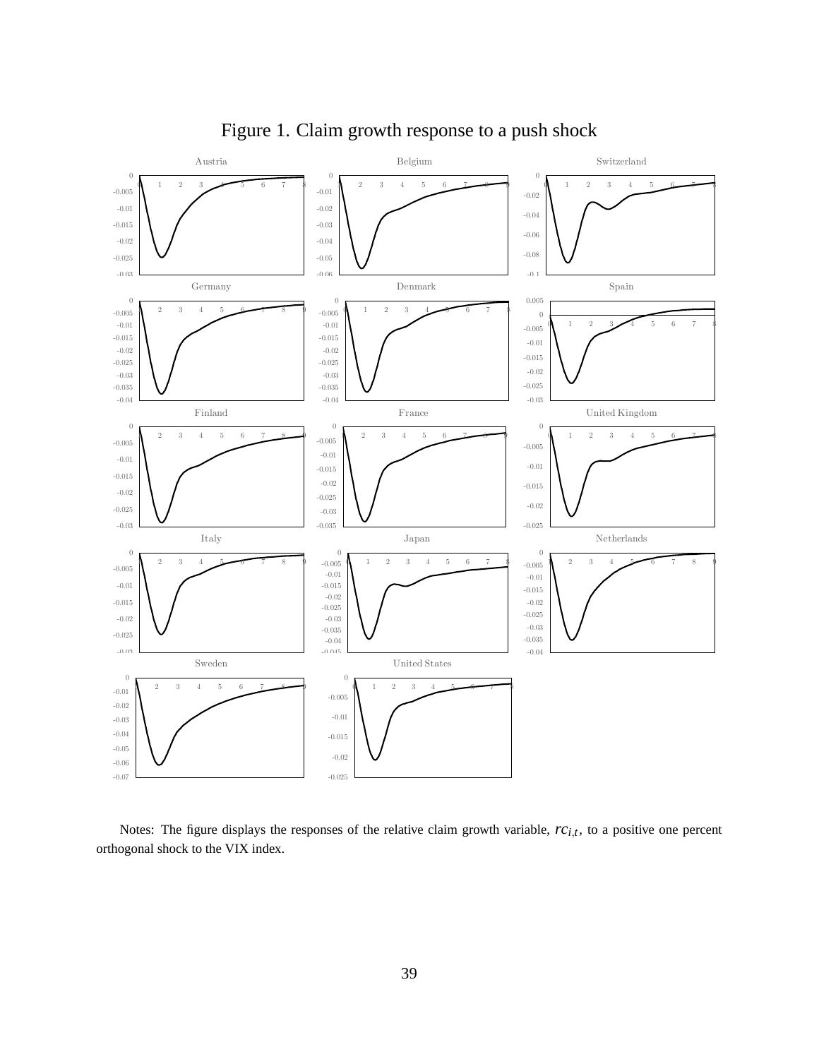Figure 1. Claim growth response to a push shock

Notes: The figure displays the responses of the relative claim growth variable, $rc_{i,t}$, to a positive one percent orthogonal shock to the VIX index.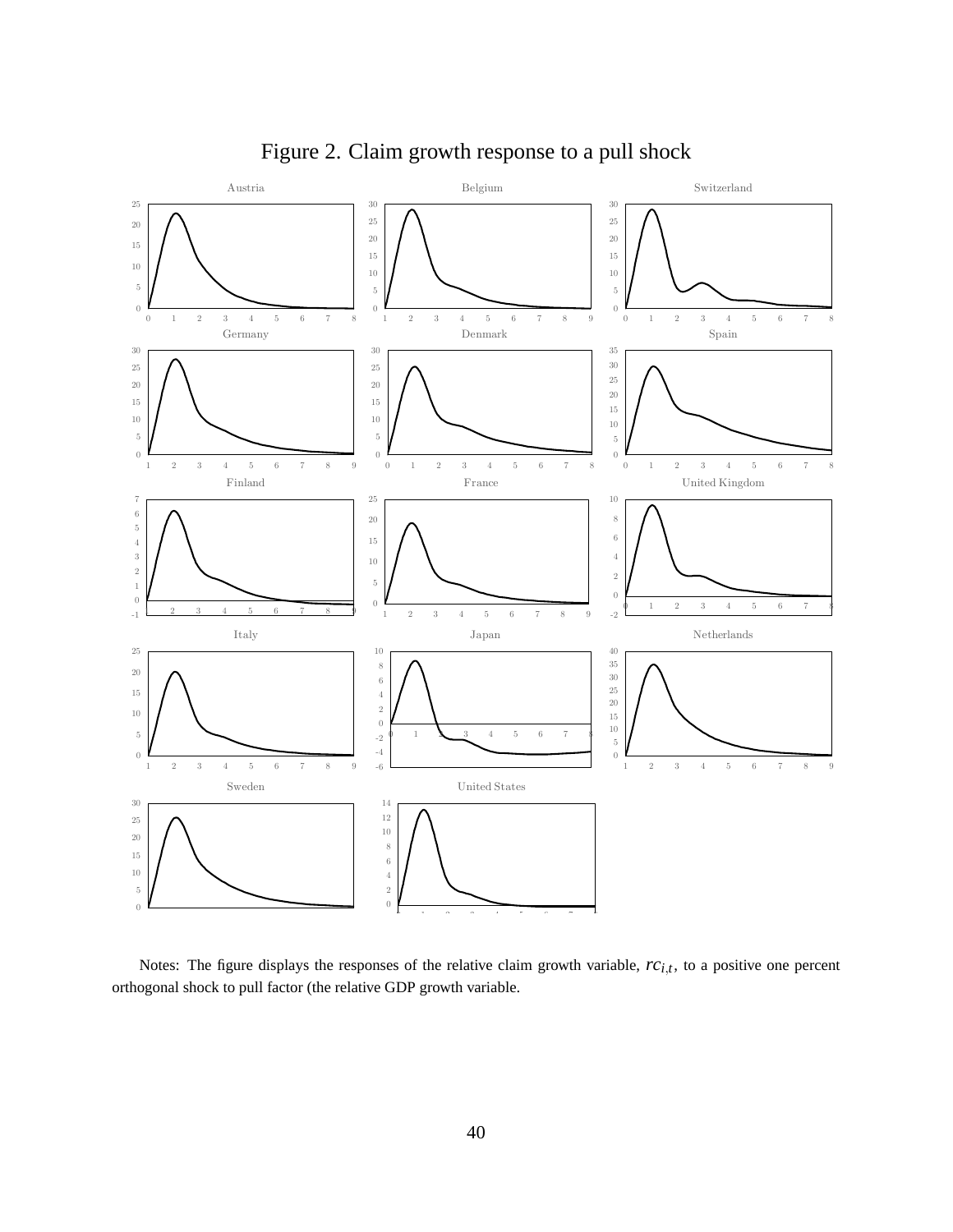Figure 2. Claim growth response to a pull shock

Notes: The figure displays the responses of the relative claim growth variable, $rc_{i,t}$, to a positive one percent orthogonal shock to pull factor (the relative GDP growth variable.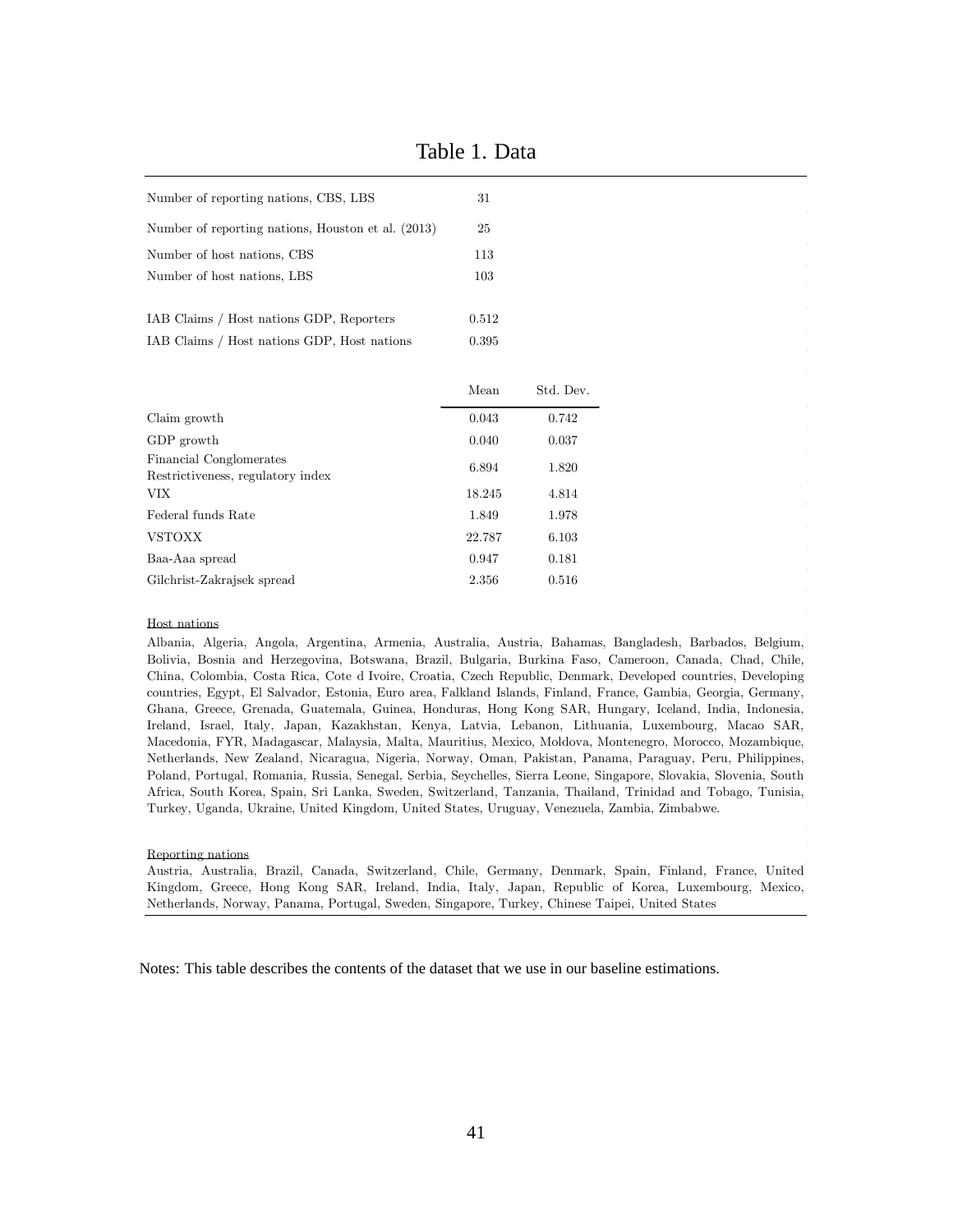# Table 1. Data

| | | |
|---|---|---|
| Number of reporting nations, CBS, LBS | 31 | |
| Number of reporting nations, Houston et al. (2013) | 25 | |
| Number of host nations, CBS | 113 | |
| Number of host nations, LBS | 103 | |
| | | |
| IAB Claims / Host nations GDP, Reporters | 0.512 | |
| IAB Claims / Host nations GDP, Host nations | 0.395 | |
| | | |
| | Mean | Std. Dev. |
| Claim growth | 0.043 | 0.742 |
| GDP growth | 0.040 | 0.037 |
| Financial Conglomerates Restrictiveness, regulatory index | 6.894 | 1.820 |
| VIX | 18.245 | 4.814 |
| Federal funds Rate | 1.849 | 1.978 |
| VSTOXX | 22.787 | 6.103 |
| Baa-Aaa spread | 0.947 | 0.181 |
| Gilchrist-Zakrajsek spread | 2.356 | 0.516 |

Host nations

Albania, Algeria, Angola, Argentina, Armenia, Australia, Austria, Bahamas, Bangladesh, Barbados, Belgium, Bolivia, Bosnia and Herzegovina, Botswana, Brazil, Bulgaria, Burkina Faso, Cameroon, Canada, Chad, Chile, China, Colombia, Costa Rica, Cote d Ivoire, Croatia, Czech Republic, Denmark, Developed countries, Developing countries, Egypt, El Salvador, Estonia, Euro area, Falkland Islands, Finland, France, Gambia, Georgia, Germany, Ghana, Greece, Grenada, Guatemala, Guinea, Honduras, Hong Kong SAR, Hungary, Iceland, India, Indonesia, Ireland, Israel, Italy, Japan, Kazakhstan, Kenya, Latvia, Lebanon, Lithuania, Luxembourg, Macao SAR, Macedonia, FYR, Madagascar, Malaysia, Malta, Mauritius, Mexico, Moldova, Montenegro, Morocco, Mozambique, Netherlands, New Zealand, Nicaragua, Nigeria, Norway, Oman, Pakistan, Panama, Paraguay, Peru, Philippines, Poland, Portugal, Romania, Russia, Senegal, Serbia, Seychelles, Sierra Leone, Singapore, Slovakia, Slovenia, South Africa, South Korea, Spain, Sri Lanka, Sweden, Switzerland, Tanzania, Thailand, Trinidad and Tobago, Tunisia, Turkey, Uganda, Ukraine, United Kingdom, United States, Uruguay, Venezuela, Zambia, Zimbabwe.

Reporting nations

Austria, Australia, Brazil, Canada, Switzerland, Chile, Germany, Denmark, Spain, Finland, France, United Kingdom, Greece, Hong Kong SAR, Ireland, India, Italy, Japan, Republic of Korea, Luxembourg, Mexico, Netherlands, Norway, Panama, Portugal, Sweden, Singapore, Turkey, Chinese Taipei, United States

Notes: This table describes the contents of the dataset that we use in our baseline estimations.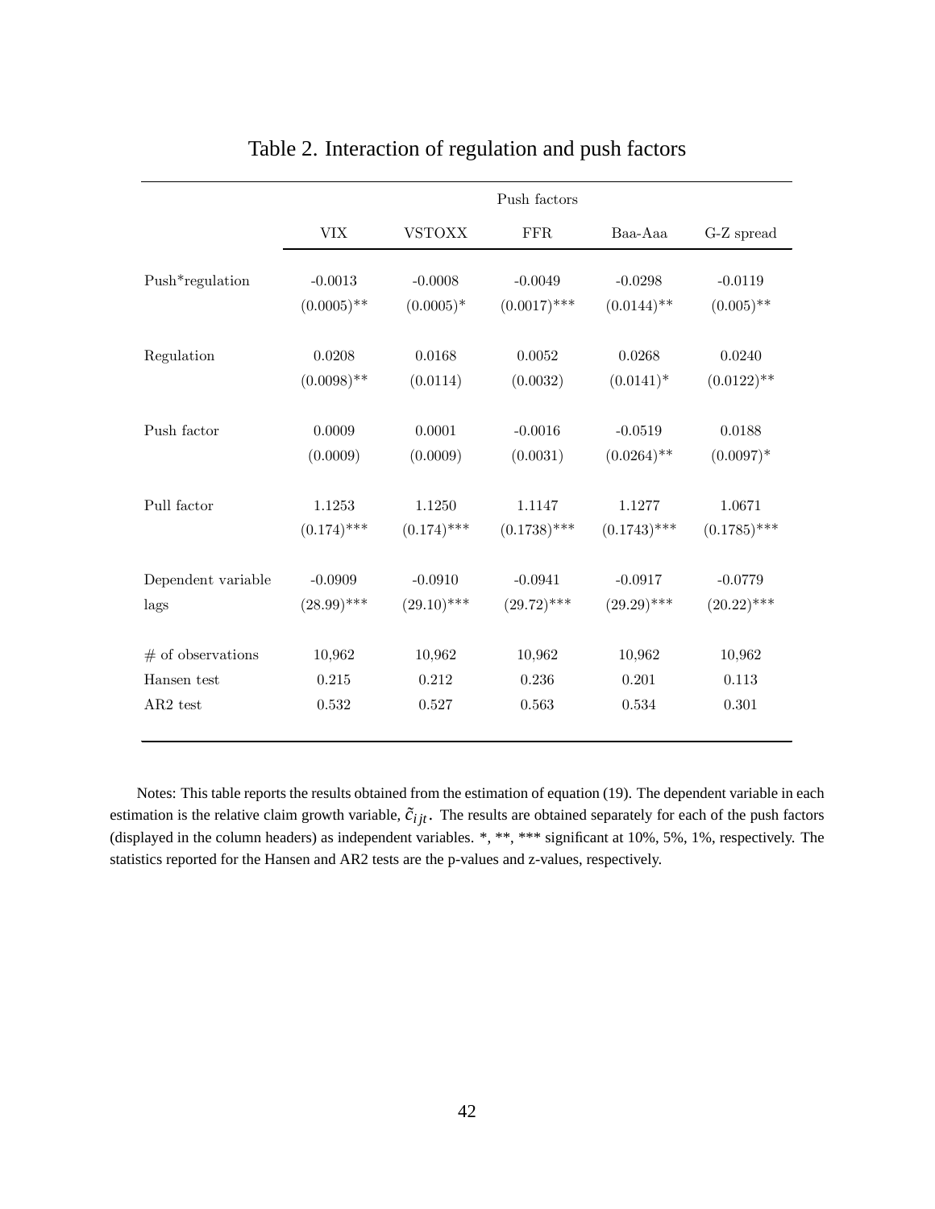# Table 2. Interaction of regulation and push factors

| | Push factors | | | | |
|---|---|---|---|---|---|
| | VIX | VSTOXX | FFR | Baa-Aaa | G-Z spread |
| Push*regulation | -0.0013 | -0.0008 | -0.0049 | -0.0298 | -0.0119 |
| | (0.0005)** | (0.0005)* | (0.0017)*** | (0.0144)** | (0.005)** |
| Regulation | 0.0208 | 0.0168 | 0.0052 | 0.0268 | 0.0240 |
| | (0.0098)** | (0.0114) | (0.0032) | (0.0141)* | (0.0122)** |
| Push factor | 0.0009 | 0.0001 | -0.0016 | -0.0519 | 0.0188 |
| | (0.0009) | (0.0009) | (0.0031) | (0.0264)** | (0.0097)* |
| Pull factor | 1.1253 | 1.1250 | 1.1147 | 1.1277 | 1.0671 |
| | (0.174)*** | (0.174)*** | (0.1738)*** | (0.1743)*** | (0.1785)*** |
| Dependent variable | -0.0909 | -0.0910 | -0.0941 | -0.0917 | -0.0779 |
| lags | (28.99)*** | (29.10)*** | (29.72)*** | (29.29)*** | (20.22)*** |
| # of observations | 10,962 | 10,962 | 10,962 | 10,962 | 10,962 |
| Hansen test | 0.215 | 0.212 | 0.236 | 0.201 | 0.113 |
| AR2 test | 0.532 | 0.527 | 0.563 | 0.534 | 0.301 |

Notes: This table reports the results obtained from the estimation of equation (19). The dependent variable in each estimation is the relative claim growth variable, $\tilde{c}_{ijt}$. The results are obtained separately for each of the push factors (displayed in the column headers) as independent variables. *, **, *** significant at 10%, 5%, 1%, respectively. The statistics reported for the Hansen and AR2 tests are the p-values and z-values, respectively.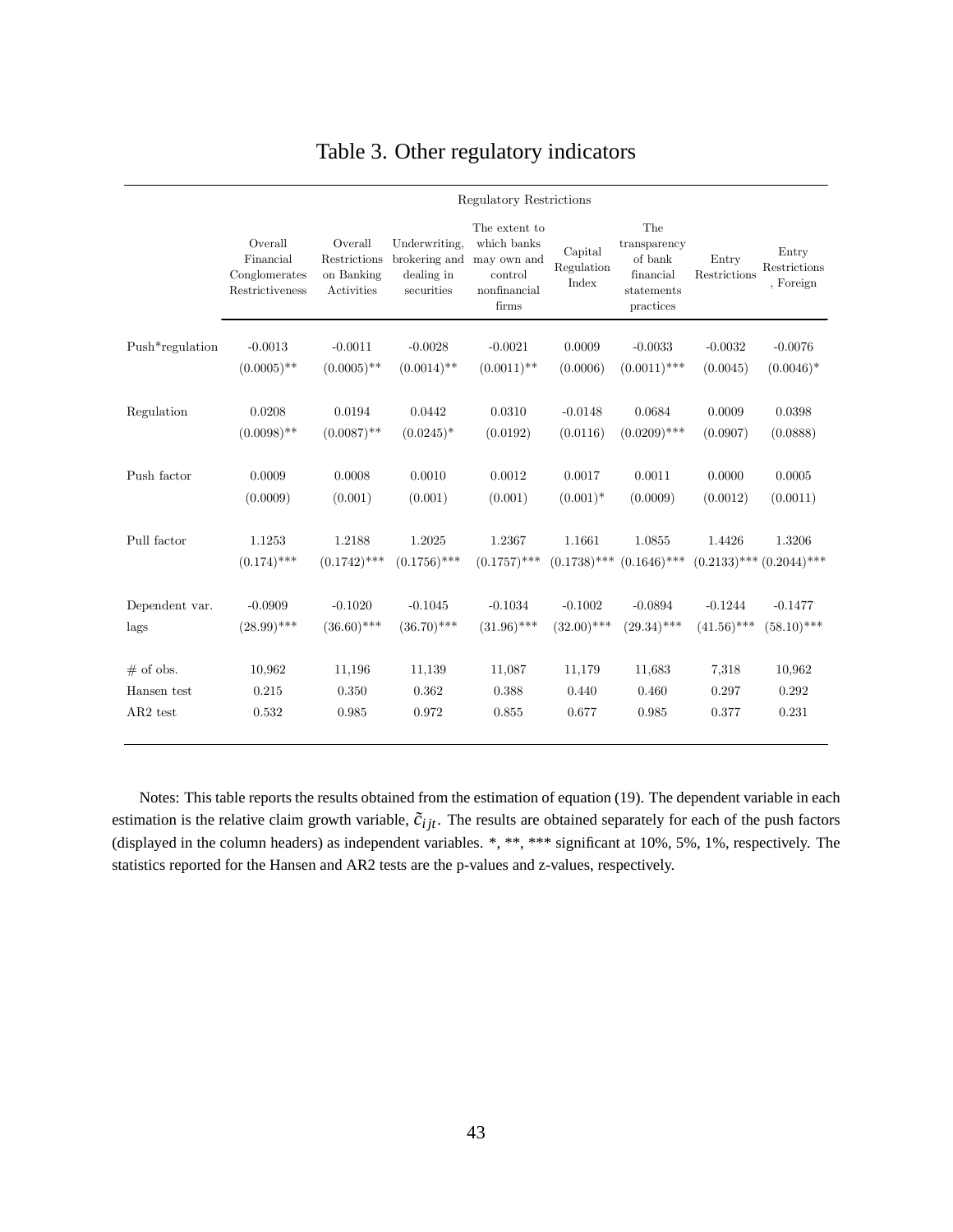# Table 3. Other regulatory indicators

| | Regulatory Restrictions | | | | | | | |
|---|---|---|---|---|---|---|---|---|
| | Overall Financial Conglomerates Restrictiveness | Overall Restrictions on Banking Activities | Underwriting, brokering and dealing in securities | The extent to which banks may own and control nonfinancial firms | Capital Regulation Index | The transparency of bank financial statements practices | Entry Restrictions | Entry Restrictions , Foreign |
| Push*regulation | -0.0013 | -0.0011 | -0.0028 | -0.0021 | 0.0009 | -0.0033 | -0.0032 | -0.0076 |
| | (0.0005)** | (0.0005)** | (0.0014)** | (0.0011)** | (0.0006) | (0.0011)*** | (0.0045) | (0.0046)* |
| Regulation | 0.0208 | 0.0194 | 0.0442 | 0.0310 | -0.0148 | 0.0684 | 0.0009 | 0.0398 |
| | (0.0098)** | (0.0087)** | (0.0245)* | (0.0192) | (0.0116) | (0.0209)*** | (0.0907) | (0.0888) |
| Push factor | 0.0009 | 0.0008 | 0.0010 | 0.0012 | 0.0017 | 0.0011 | 0.0000 | 0.0005 |
| | (0.0009) | (0.001) | (0.001) | (0.001) | (0.001)* | (0.0009) | (0.0012) | (0.0011) |
| Pull factor | 1.1253 | 1.2188 | 1.2025 | 1.2367 | 1.1661 | 1.0855 | 1.4426 | 1.3206 |
| | (0.174)*** | (0.1742)*** | (0.1756)*** | (0.1757)*** | (0.1738)*** | (0.1646)*** | (0.2133)*** | (0.2044)*** |
| Dependent var. | -0.0909 | -0.1020 | -0.1045 | -0.1034 | -0.1002 | -0.0894 | -0.1244 | -0.1477 |
| lags | (28.99)*** | (36.60)*** | (36.70)*** | (31.96)*** | (32.00)*** | (29.34)*** | (41.56)*** | (58.10)*** |
| # of obs. | 10,962 | 11,196 | 11,139 | 11,087 | 11,179 | 11,683 | 7,318 | 10,962 |
| Hansen test | 0.215 | 0.350 | 0.362 | 0.388 | 0.440 | 0.460 | 0.297 | 0.292 |
| AR2 test | 0.532 | 0.985 | 0.972 | 0.855 | 0.677 | 0.985 | 0.377 | 0.231 |

Notes: This table reports the results obtained from the estimation of equation (19). The dependent variable in each estimation is the relative claim growth variable, $\tilde{c}_{ijt}$. The results are obtained separately for each of the push factors (displayed in the column headers) as independent variables. *, **, *** significant at 10%, 5%, 1%, respectively. The statistics reported for the Hansen and AR2 tests are the p-values and z-values, respectively.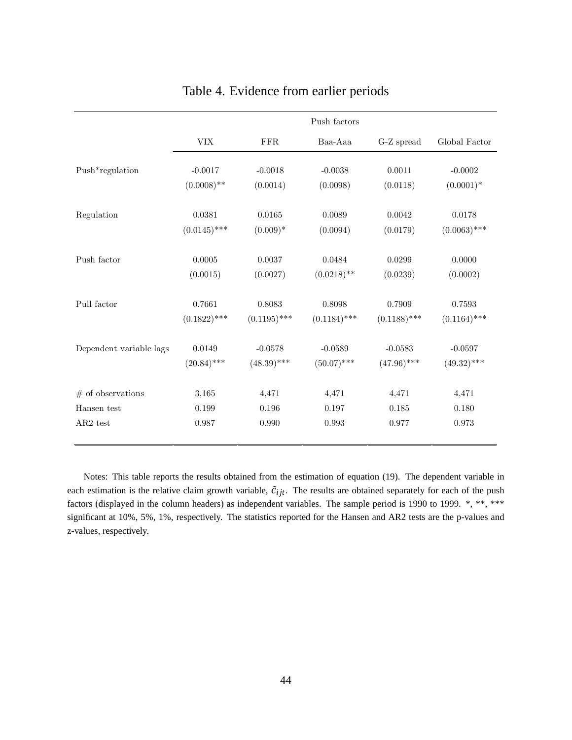# Table 4. Evidence from earlier periods

| | Push factors | | | | |
|---|---|---|---|---|---|
| | VIX | FFR | Baa-Aaa | G-Z spread | Global Factor |
| Push*regulation | -0.0017 | -0.0018 | -0.0038 | 0.0011 | -0.0002 |
| | (0.0008)** | (0.0014) | (0.0098) | (0.0118) | (0.0001)* |
| Regulation | 0.0381 | 0.0165 | 0.0089 | 0.0042 | 0.0178 |
| | (0.0145)*** | (0.009)* | (0.0094) | (0.0179) | (0.0063)*** |
| Push factor | 0.0005 | 0.0037 | 0.0484 | 0.0299 | 0.0000 |
| | (0.0015) | (0.0027) | (0.0218)** | (0.0239) | (0.0002) |
| Pull factor | 0.7661 | 0.8083 | 0.8098 | 0.7909 | 0.7593 |
| | (0.1822)*** | (0.1195)*** | (0.1184)*** | (0.1188)*** | (0.1164)*** |
| Dependent variable lags | 0.0149 | -0.0578 | -0.0589 | -0.0583 | -0.0597 |
| | (20.84)*** | (48.39)*** | (50.07)*** | (47.96)*** | (49.32)*** |
| # of observations | 3,165 | 4,471 | 4,471 | 4,471 | 4,471 |
| Hansen test | 0.199 | 0.196 | 0.197 | 0.185 | 0.180 |
| AR2 test | 0.987 | 0.990 | 0.993 | 0.977 | 0.973 |

Notes: This table reports the results obtained from the estimation of equation (19). The dependent variable in each estimation is the relative claim growth variable, $\tilde{c}_{ijt}$. The results are obtained separately for each of the push factors (displayed in the column headers) as independent variables. The sample period is 1990 to 1999. *, **, *** significant at 10%, 5%, 1%, respectively. The statistics reported for the Hansen and AR2 tests are the p-values and z-values, respectively.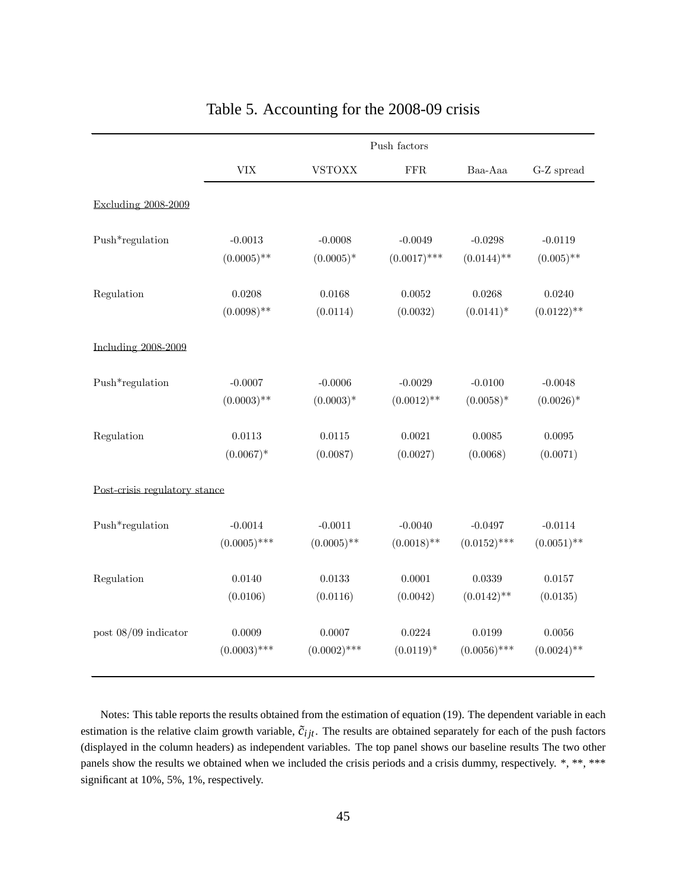# Table 5. Accounting for the 2008-09 crisis

| | Push factors | | | | |
|---|---|---|---|---|---|
| | VIX | VSTOXX | FFR | Baa-Aaa | G-Z spread |
| Excluding 2008-2009 | | | | | |
| Push*regulation | -0.0013 | -0.0008 | -0.0049 | -0.0298 | -0.0119 |
| | (0.0005)** | (0.0005)* | (0.0017)*** | (0.0144)** | (0.005)** |
| Regulation | 0.0208 | 0.0168 | 0.0052 | 0.0268 | 0.0240 |
| | (0.0098)** | (0.0114) | (0.0032) | (0.0141)* | (0.0122)** |
| Including 2008-2009 | | | | | |
| Push*regulation | -0.0007 | -0.0006 | -0.0029 | -0.0100 | -0.0048 |
| | (0.0003)** | (0.0003)* | (0.0012)** | (0.0058)* | (0.0026)* |
| Regulation | 0.0113 | 0.0115 | 0.0021 | 0.0085 | 0.0095 |
| | (0.0067)* | (0.0087) | (0.0027) | (0.0068) | (0.0071) |
| Post-crisis regulatory stance | | | | | |
| Push*regulation | -0.0014 | -0.0011 | -0.0040 | -0.0497 | -0.0114 |
| | (0.0005)*** | (0.0005)** | (0.0018)** | (0.0152)*** | (0.0051)** |
| Regulation | 0.0140 | 0.0133 | 0.0001 | 0.0339 | 0.0157 |
| | (0.0106) | (0.0116) | (0.0042) | (0.0142)** | (0.0135) |
| post 08/09 indicator | 0.0009 | 0.0007 | 0.0224 | 0.0199 | 0.0056 |
| | (0.0003)*** | (0.0002)*** | (0.0119)* | (0.0056)*** | (0.0024)** |

Notes: This table reports the results obtained from the estimation of equation (19). The dependent variable in each estimation is the relative claim growth variable, $\tilde{c}_{ijt}$. The results are obtained separately for each of the push factors (displayed in the column headers) as independent variables. The top panel shows our baseline results The two other panels show the results we obtained when we included the crisis periods and a crisis dummy, respectively. *, **, *** significant at 10%, 5%, 1%, respectively.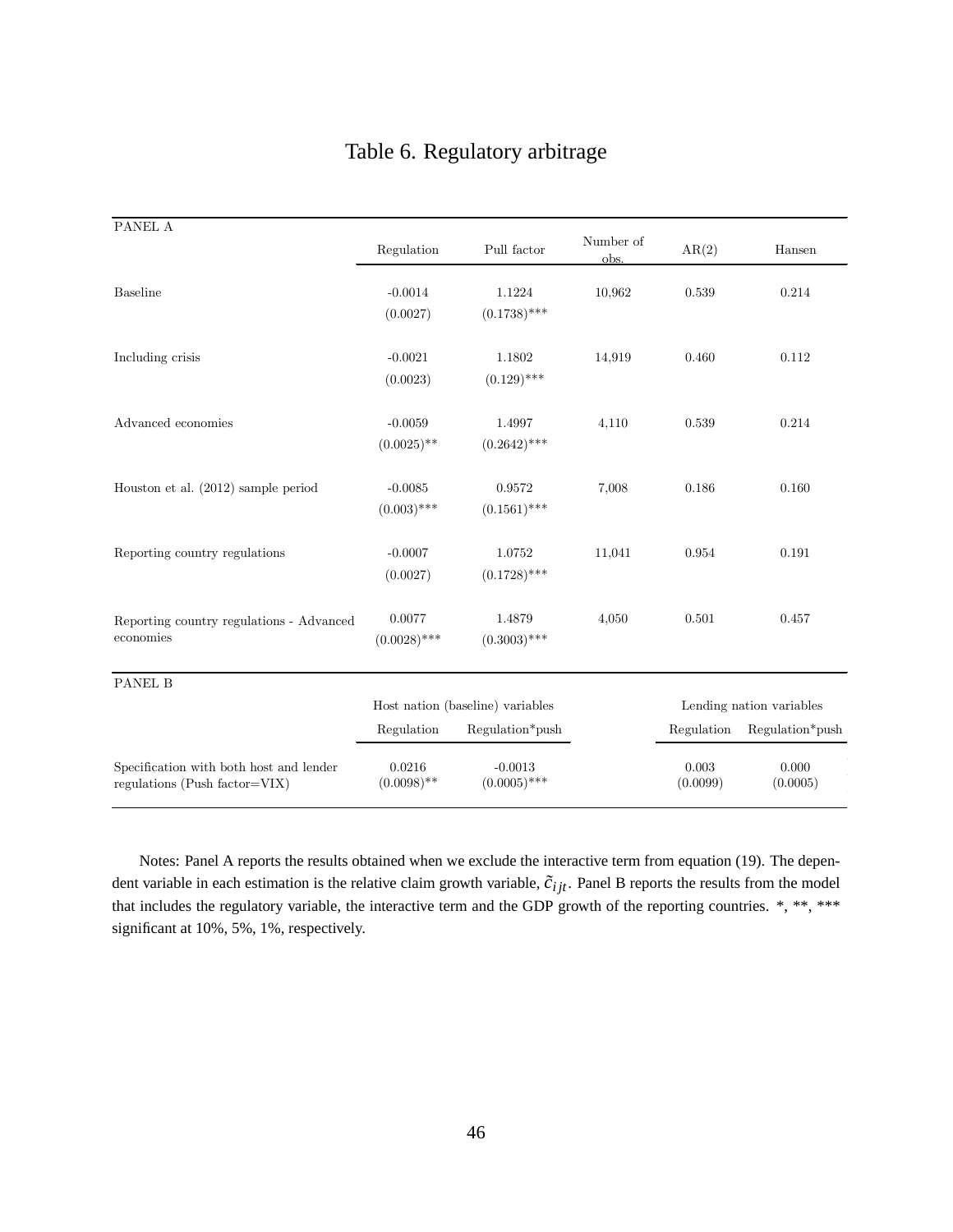# Table 6. Regulatory arbitrage

| PANEL A | Regulation | Pull factor | Number of obs. | AR(2) | Hansen |
|---|---|---|---|---|---|
| Baseline | -0.0014<br>(0.0027) | 1.1224<br>(0.1738)*** | 10,962 | 0.539 | 0.214 |
| Including crisis | -0.0021<br>(0.0023) | 1.1802<br>(0.129)*** | 14,919 | 0.460 | 0.112 |
| Advanced economies | -0.0059<br>(0.0025)** | 1.4997<br>(0.2642)*** | 4,110 | 0.539 | 0.214 |
| Houston et al. (2012) sample period | -0.0085<br>(0.003)*** | 0.9572<br>(0.1561)*** | 7,008 | 0.186 | 0.160 |
| Reporting country regulations | -0.0007<br>(0.0027) | 1.0752<br>(0.1728)*** | 11,041 | 0.954 | 0.191 |
| Reporting country regulations - Advanced economies | 0.0077<br>(0.0028)*** | 1.4879<br>(0.3003)*** | 4,050 | 0.501 | 0.457 |

| PANEL B | Host nation (baseline) variables | | | Lending nation variables | |
|---|---|---|---|---|---|
| | Regulation | Regulation*push | | Regulation | Regulation*push |
| Specification with both host and lender regulations (Push factor=VIX) | 0.0216<br>(0.0098)** | -0.0013<br>(0.0005)*** | | 0.003<br>(0.0099) | 0.000<br>(0.0005) |

Notes: Panel A reports the results obtained when we exclude the interactive term from equation (19). The dependent variable in each estimation is the relative claim growth variable, $\tilde{c}_{ijt}$. Panel B reports the results from the model that includes the regulatory variable, the interactive term and the GDP growth of the reporting countries. *, **, *** significant at 10%, 5%, 1%, respectively.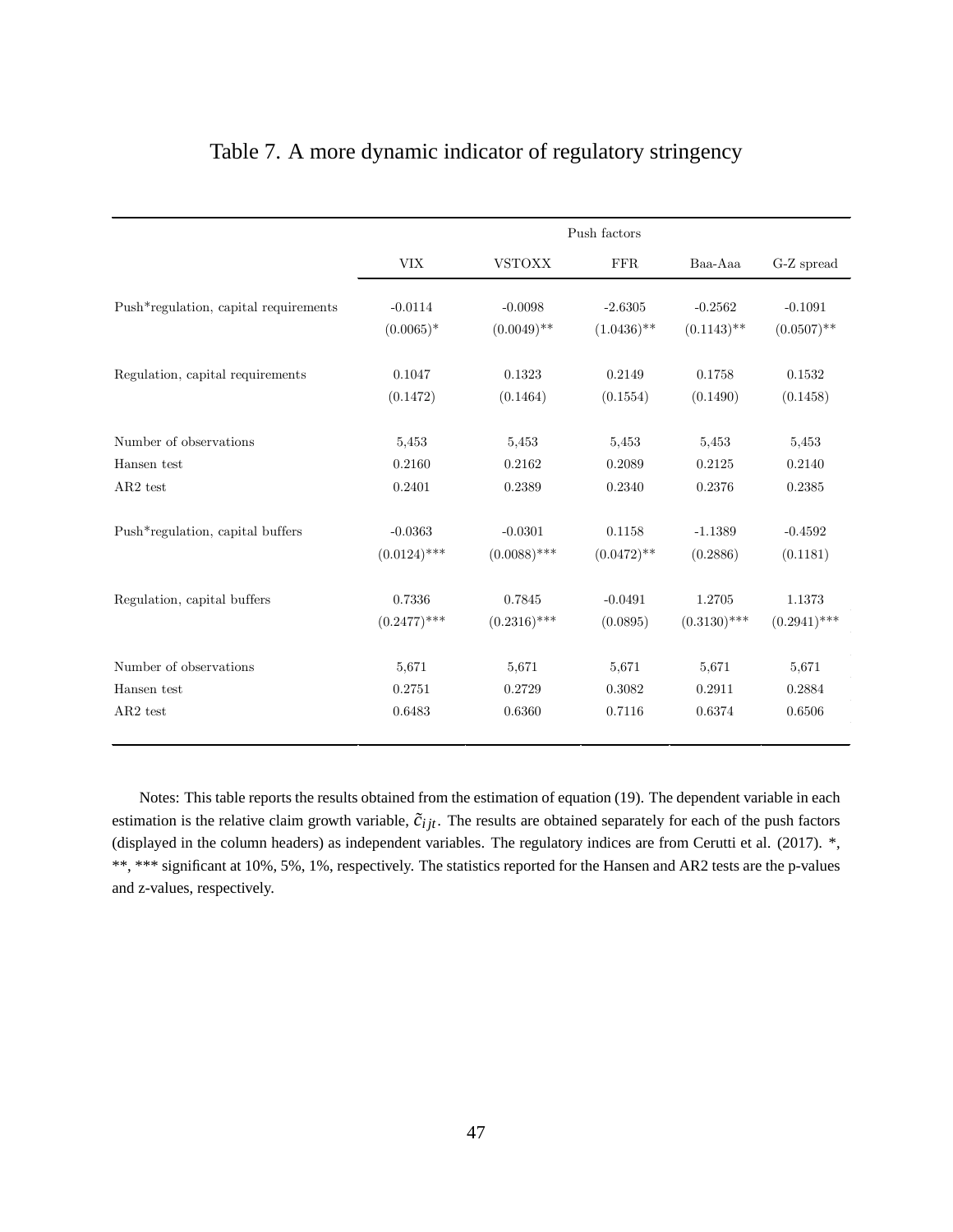# Table 7. A more dynamic indicator of regulatory stringency

| | Push factors | | | | |
|---|---|---|---|---|---|
| | VIX | VSTOXX | FFR | Baa-Aaa | G-Z spread |
| Push*regulation, capital requirements | -0.0114 | -0.0098 | -2.6305 | -0.2562 | -0.1091 |
| | (0.0065)* | (0.0049)** | (1.0436)** | (0.1143)** | (0.0507)** |
| Regulation, capital requirements | 0.1047 | 0.1323 | 0.2149 | 0.1758 | 0.1532 |
| | (0.1472) | (0.1464) | (0.1554) | (0.1490) | (0.1458) |
| Number of observations | 5,453 | 5,453 | 5,453 | 5,453 | 5,453 |
| Hansen test | 0.2160 | 0.2162 | 0.2089 | 0.2125 | 0.2140 |
| AR2 test | 0.2401 | 0.2389 | 0.2340 | 0.2376 | 0.2385 |
| Push*regulation, capital buffers | -0.0363 | -0.0301 | 0.1158 | -1.1389 | -0.4592 |
| | (0.0124)*** | (0.0088)*** | (0.0472)** | (0.2886) | (0.1181) |
| Regulation, capital buffers | 0.7336 | 0.7845 | -0.0491 | 1.2705 | 1.1373 |
| | (0.2477)*** | (0.2316)*** | (0.0895) | (0.3130)*** | (0.2941)*** |
| Number of observations | 5,671 | 5,671 | 5,671 | 5,671 | 5,671 |
| Hansen test | 0.2751 | 0.2729 | 0.3082 | 0.2911 | 0.2884 |
| AR2 test | 0.6483 | 0.6360 | 0.7116 | 0.6374 | 0.6506 |

Notes: This table reports the results obtained from the estimation of equation (19). The dependent variable in each estimation is the relative claim growth variable, $\tilde{c}_{ijt}$. The results are obtained separately for each of the push factors (displayed in the column headers) as independent variables. The regulatory indices are from Cerutti et al. (2017). *, **, *** significant at 10%, 5%, 1%, respectively. The statistics reported for the Hansen and AR2 tests are the p-values and z-values, respectively.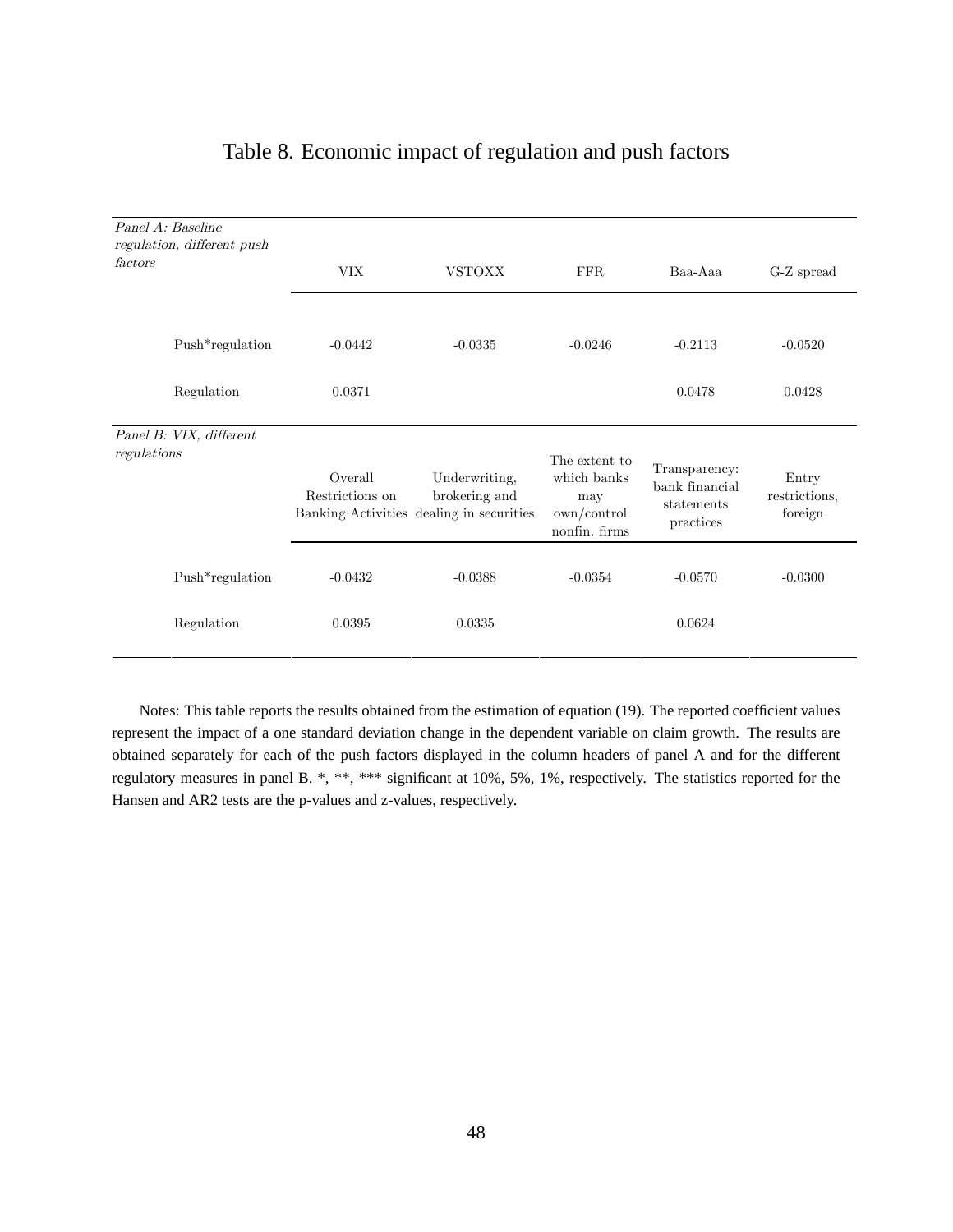# Table 8. Economic impact of regulation and push factors

| *Panel A: Baseline regulation, different push factors* | VIX | VSTOXX | FFR | Baa-Aaa | G-Z spread |
|---|---|---|---|---|---|
| Push*regulation | -0.0442 | -0.0335 | -0.0246 | -0.2113 | -0.0520 |
| Regulation | 0.0371 | | | 0.0478 | 0.0428 |

| *Panel B: VIX, different regulations* | Overall Restrictions on Banking Activities | Underwriting, brokering and dealing in securities | The extent to which banks may own/control nonfin. firms | Transparency: bank financial statements practices | Entry restrictions, foreign |
|---|---|---|---|---|---|
| Push*regulation | -0.0432 | -0.0388 | -0.0354 | -0.0570 | -0.0300 |
| Regulation | 0.0395 | 0.0335 | | 0.0624 | |

Notes: This table reports the results obtained from the estimation of equation (19). The reported coefficient values represent the impact of a one standard deviation change in the dependent variable on claim growth. The results are obtained separately for each of the push factors displayed in the column headers of panel A and for the different regulatory measures in panel B. *, **, *** significant at 10%, 5%, 1%, respectively. The statistics reported for the Hansen and AR2 tests are the p-values and z-values, respectively.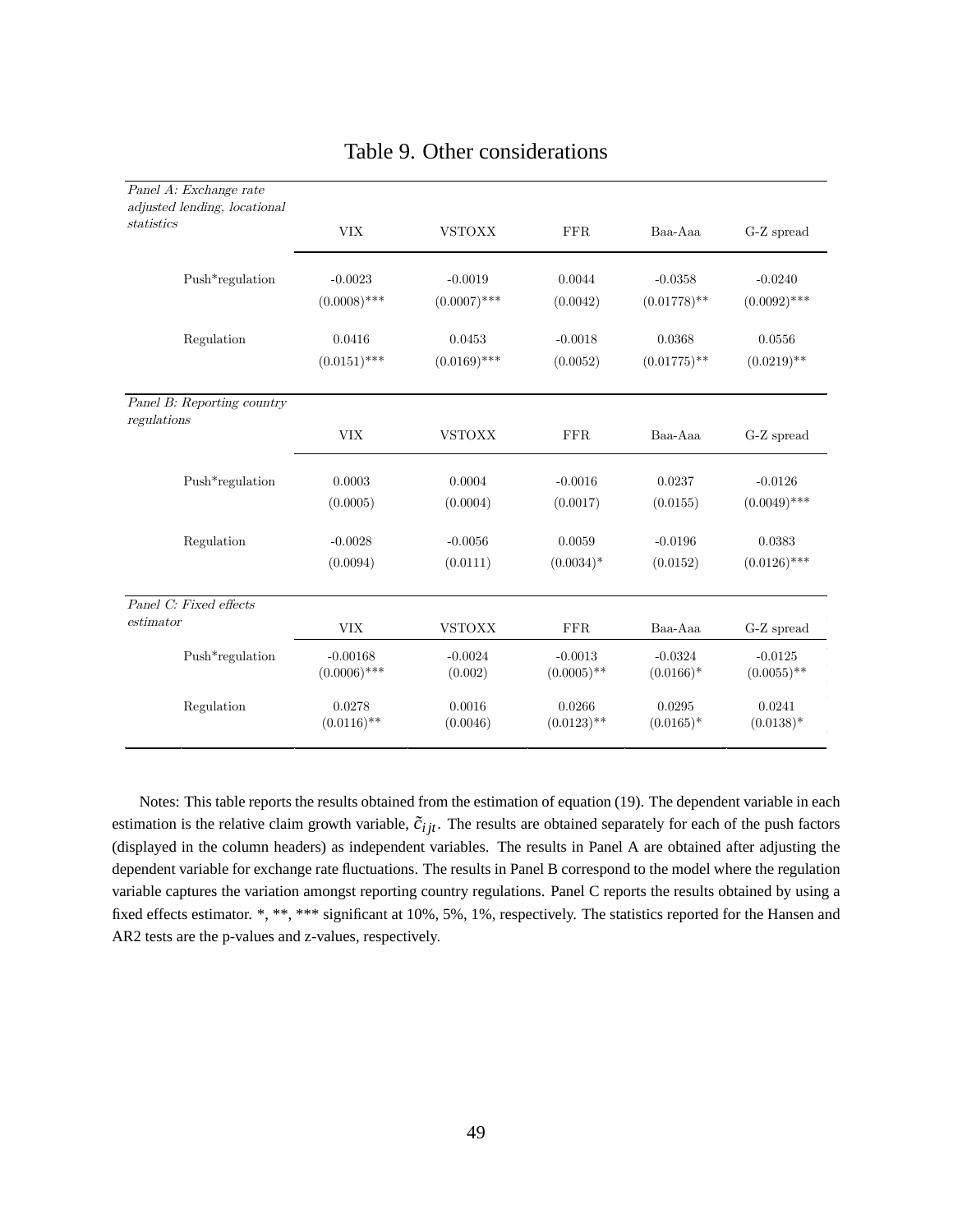# Table 9. Other considerations

| *Panel A: Exchange rate adjusted lending, locational statistics* | VIX | VSTOXX | FFR | Baa-Aaa | G-Z spread |
|---|---|---|---|---|---|
| Push*regulation | -0.0023 | -0.0019 | 0.0044 | -0.0358 | -0.0240 |
| | (0.0008)*** | (0.0007)*** | (0.0042) | (0.01778)** | (0.0092)*** |
| Regulation | 0.0416 | 0.0453 | -0.0018 | 0.0368 | 0.0556 |
| | (0.0151)*** | (0.0169)*** | (0.0052) | (0.01775)** | (0.0219)** |
| *Panel B: Reporting country regulations* | VIX | VSTOXX | FFR | Baa-Aaa | G-Z spread |
| Push*regulation | 0.0003 | 0.0004 | -0.0016 | 0.0237 | -0.0126 |
| | (0.0005) | (0.0004) | (0.0017) | (0.0155) | (0.0049)*** |
| Regulation | -0.0028 | -0.0056 | 0.0059 | -0.0196 | 0.0383 |
| | (0.0094) | (0.0111) | (0.0034)* | (0.0152) | (0.0126)*** |
| *Panel C: Fixed effects estimator* | VIX | VSTOXX | FFR | Baa-Aaa | G-Z spread |
| Push*regulation | -0.00168 | -0.0024 | -0.0013 | -0.0324 | -0.0125 |
| | (0.0006)*** | (0.002) | (0.0005)** | (0.0166)* | (0.0055)** |
| Regulation | 0.0278 | 0.0016 | 0.0266 | 0.0295 | 0.0241 |
| | (0.0116)** | (0.0046) | (0.0123)** | (0.0165)* | (0.0138)* |

Notes: This table reports the results obtained from the estimation of equation (19). The dependent variable in each estimation is the relative claim growth variable, $\tilde{c}_{ijt}$. The results are obtained separately for each of the push factors (displayed in the column headers) as independent variables. The results in Panel A are obtained after adjusting the dependent variable for exchange rate fluctuations. The results in Panel B correspond to the model where the regulation variable captures the variation amongst reporting country regulations. Panel C reports the results obtained by using a fixed effects estimator. *, **, *** significant at 10%, 5%, 1%, respectively. The statistics reported for the Hansen and AR2 tests are the p-values and z-values, respectively.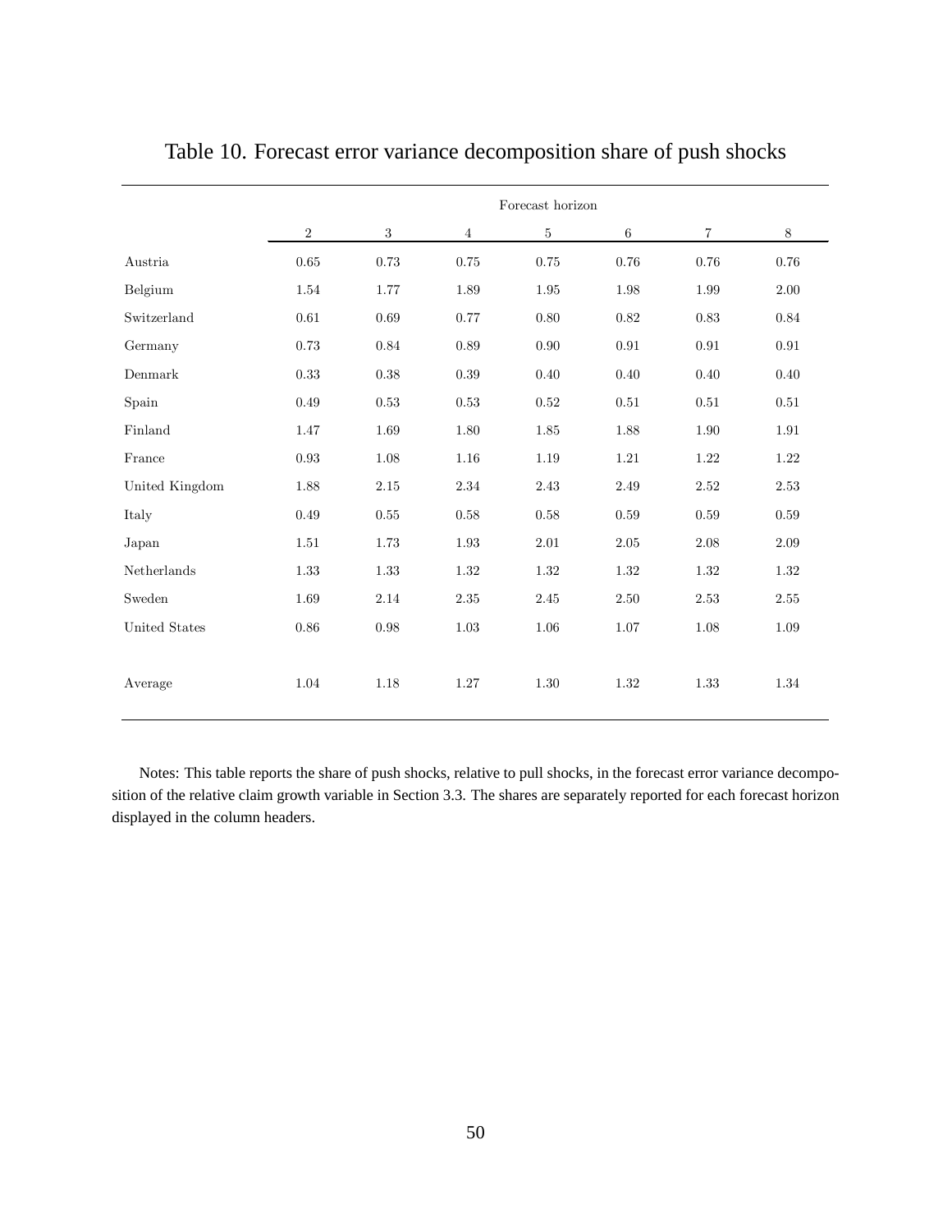# Table 10. Forecast error variance decomposition share of push shocks

| | Forecast horizon | | | | | | |
|---|---|---|---|---|---|---|---|
| | 2 | 3 | 4 | 5 | 6 | 7 | 8 |
| Austria | 0.65 | 0.73 | 0.75 | 0.75 | 0.76 | 0.76 | 0.76 |
| Belgium | 1.54 | 1.77 | 1.89 | 1.95 | 1.98 | 1.99 | 2.00 |
| Switzerland | 0.61 | 0.69 | 0.77 | 0.80 | 0.82 | 0.83 | 0.84 |
| Germany | 0.73 | 0.84 | 0.89 | 0.90 | 0.91 | 0.91 | 0.91 |
| Denmark | 0.33 | 0.38 | 0.39 | 0.40 | 0.40 | 0.40 | 0.40 |
| Spain | 0.49 | 0.53 | 0.53 | 0.52 | 0.51 | 0.51 | 0.51 |
| Finland | 1.47 | 1.69 | 1.80 | 1.85 | 1.88 | 1.90 | 1.91 |
| France | 0.93 | 1.08 | 1.16 | 1.19 | 1.21 | 1.22 | 1.22 |
| United Kingdom | 1.88 | 2.15 | 2.34 | 2.43 | 2.49 | 2.52 | 2.53 |
| Italy | 0.49 | 0.55 | 0.58 | 0.58 | 0.59 | 0.59 | 0.59 |
| Japan | 1.51 | 1.73 | 1.93 | 2.01 | 2.05 | 2.08 | 2.09 |
| Netherlands | 1.33 | 1.33 | 1.32 | 1.32 | 1.32 | 1.32 | 1.32 |
| Sweden | 1.69 | 2.14 | 2.35 | 2.45 | 2.50 | 2.53 | 2.55 |
| United States | 0.86 | 0.98 | 1.03 | 1.06 | 1.07 | 1.08 | 1.09 |
| Average | 1.04 | 1.18 | 1.27 | 1.30 | 1.32 | 1.33 | 1.34 |

Notes: This table reports the share of push shocks, relative to pull shocks, in the forecast error variance decomposition of the relative claim growth variable in Section 3.3. The shares are separately reported for each forecast horizon displayed in the column headers.